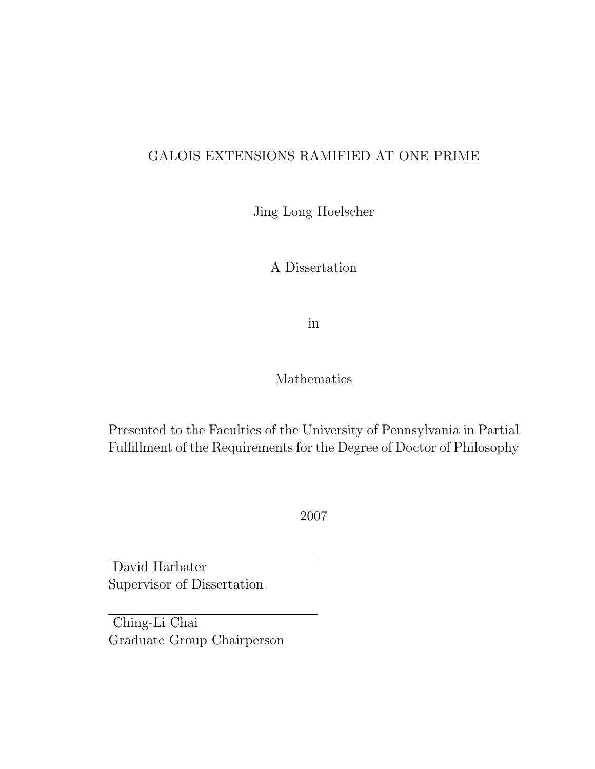# GALOIS EXTENSIONS RAMIFIED AT ONE PRIME

Jing Long Hoelscher

A Dissertation

in

Mathematics

Presented to the Faculties of the University of Pennsylvania in Partial Fulfillment of the Requirements for the Degree of Doctor of Philosophy

2007

David Harbater
Supervisor of Dissertation

Ching-Li Chai
Graduate Group Chairperson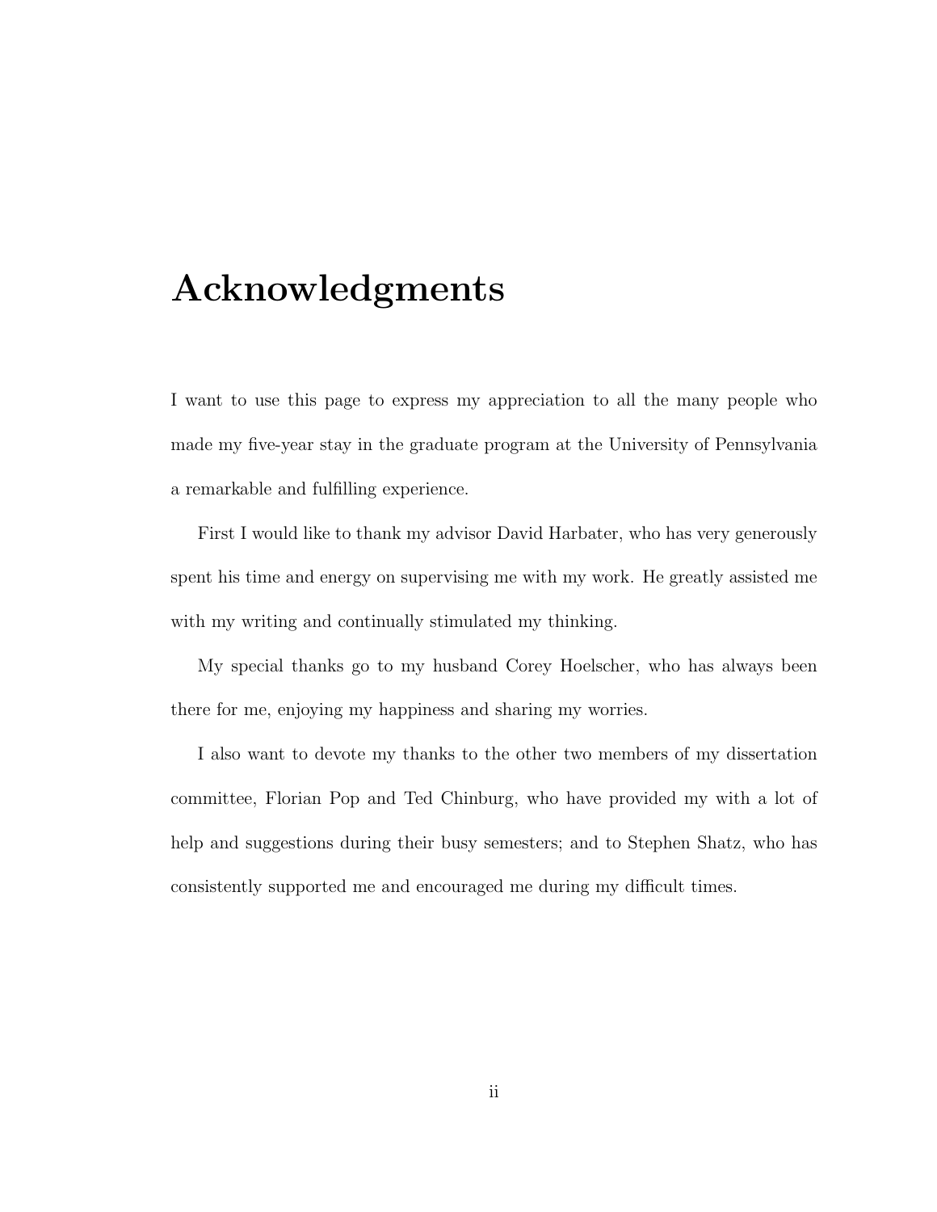# Acknowledgments

I want to use this page to express my appreciation to all the many people who made my five-year stay in the graduate program at the University of Pennsylvania a remarkable and fulfilling experience.

First I would like to thank my advisor David Harbater, who has very generously spent his time and energy on supervising me with my work. He greatly assisted me with my writing and continually stimulated my thinking.

My special thanks go to my husband Corey Hoelscher, who has always been there for me, enjoying my happiness and sharing my worries.

I also want to devote my thanks to the other two members of my dissertation committee, Florian Pop and Ted Chinburg, who have provided my with a lot of help and suggestions during their busy semesters; and to Stephen Shatz, who has consistently supported me and encouraged me during my difficult times.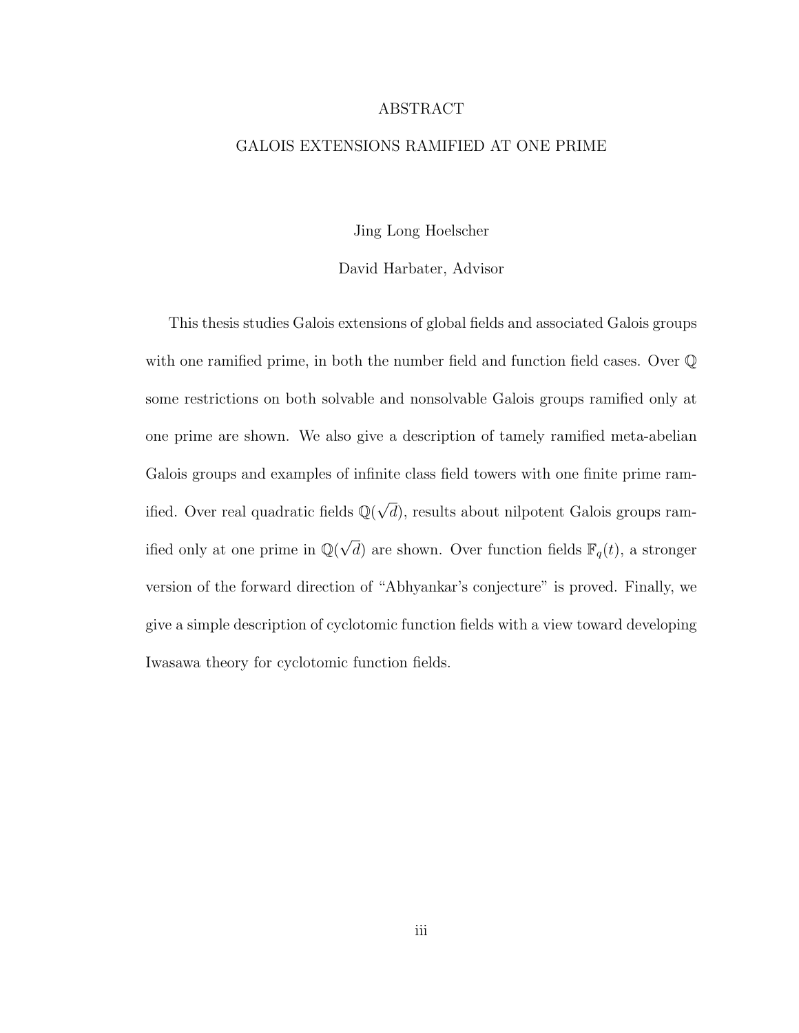# ABSTRACT

## GALOIS EXTENSIONS RAMIFIED AT ONE PRIME

Jing Long Hoelscher

David Harbater, Advisor

This thesis studies Galois extensions of global fields and associated Galois groups with one ramified prime, in both the number field and function field cases. Over $\mathbb{Q}$ some restrictions on both solvable and nonsolvable Galois groups ramified only at one prime are shown. We also give a description of tamely ramified meta-abelian Galois groups and examples of infinite class field towers with one finite prime ramified. Over real quadratic fields $\mathbb{Q}(\sqrt{d})$, results about nilpotent Galois groups ramified only at one prime in $\mathbb{Q}(\sqrt{d})$ are shown. Over function fields $\mathbb{F}_q(t)$, a stronger version of the forward direction of "Abhyankar's conjecture" is proved. Finally, we give a simple description of cyclotomic function fields with a view toward developing Iwasawa theory for cyclotomic function fields.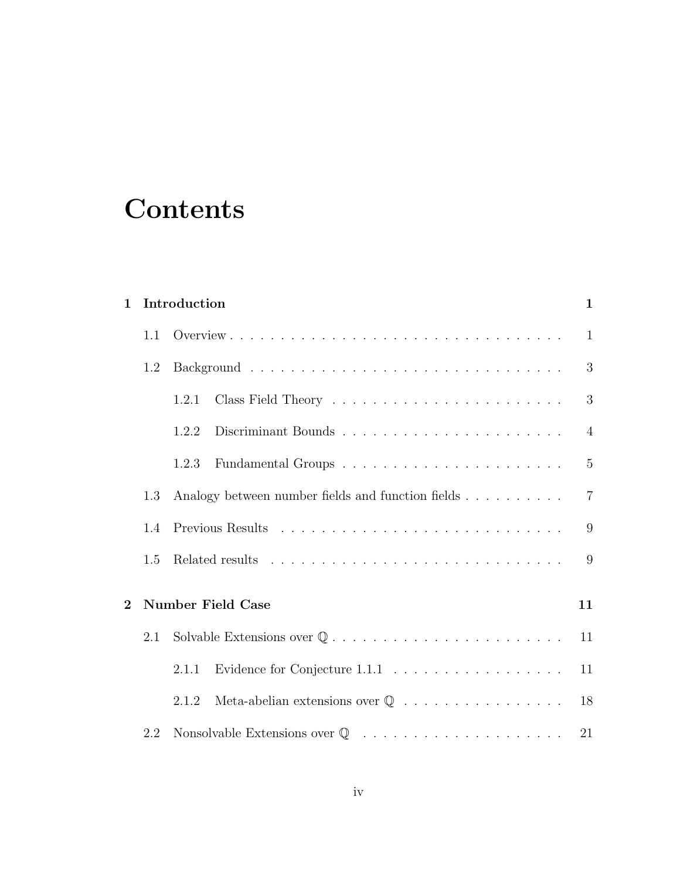# Contents

**1 Introduction** **1**

- 1.1 Overview . . . . . . . . . . . . . . . . . . . . . . . . . . . . . . . . . . 1
- 1.2 Background . . . . . . . . . . . . . . . . . . . . . . . . . . . . . . . . 3
  - 1.2.1 Class Field Theory . . . . . . . . . . . . . . . . . . . . . . . 3
  - 1.2.2 Discriminant Bounds . . . . . . . . . . . . . . . . . . . . . . 4
  - 1.2.3 Fundamental Groups . . . . . . . . . . . . . . . . . . . . . . 5
- 1.3 Analogy between number fields and function fields . . . . . . . . . . 7
- 1.4 Previous Results . . . . . . . . . . . . . . . . . . . . . . . . . . . . . 9
- 1.5 Related results . . . . . . . . . . . . . . . . . . . . . . . . . . . . . . 9

**2 Number Field Case** **11**

- 2.1 Solvable Extensions over $\mathbb{Q}$ . . . . . . . . . . . . . . . . . . . . . . . 11
  - 2.1.1 Evidence for Conjecture 1.1.1 . . . . . . . . . . . . . . . . . 11
  - 2.1.2 Meta-abelian extensions over $\mathbb{Q}$ . . . . . . . . . . . . . . . . 18
- 2.2 Nonsolvable Extensions over $\mathbb{Q}$ . . . . . . . . . . . . . . . . . . . . 21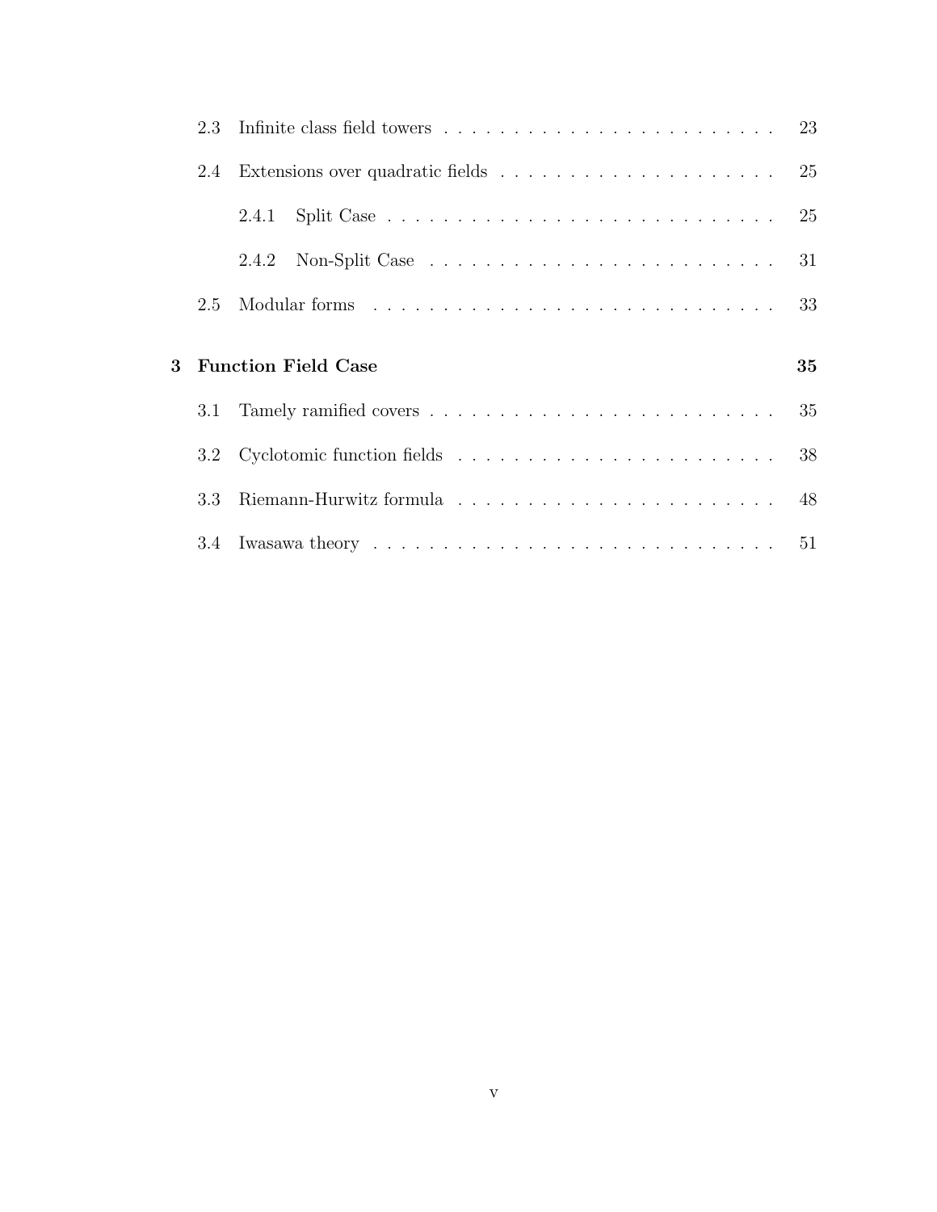| | | |
|---|---|---|
| 2.3 | Infinite class field towers | 23 |
| 2.4 | Extensions over quadratic fields | 25 |
| | 2.4.1 Split Case | 25 |
| | 2.4.2 Non-Split Case | 31 |
| 2.5 | Modular forms | 33 |
| **3** | **Function Field Case** | **35** |
| 3.1 | Tamely ramified covers | 35 |
| 3.2 | Cyclotomic function fields | 38 |
| 3.3 | Riemann-Hurwitz formula | 48 |
| 3.4 | Iwasawa theory | 51 |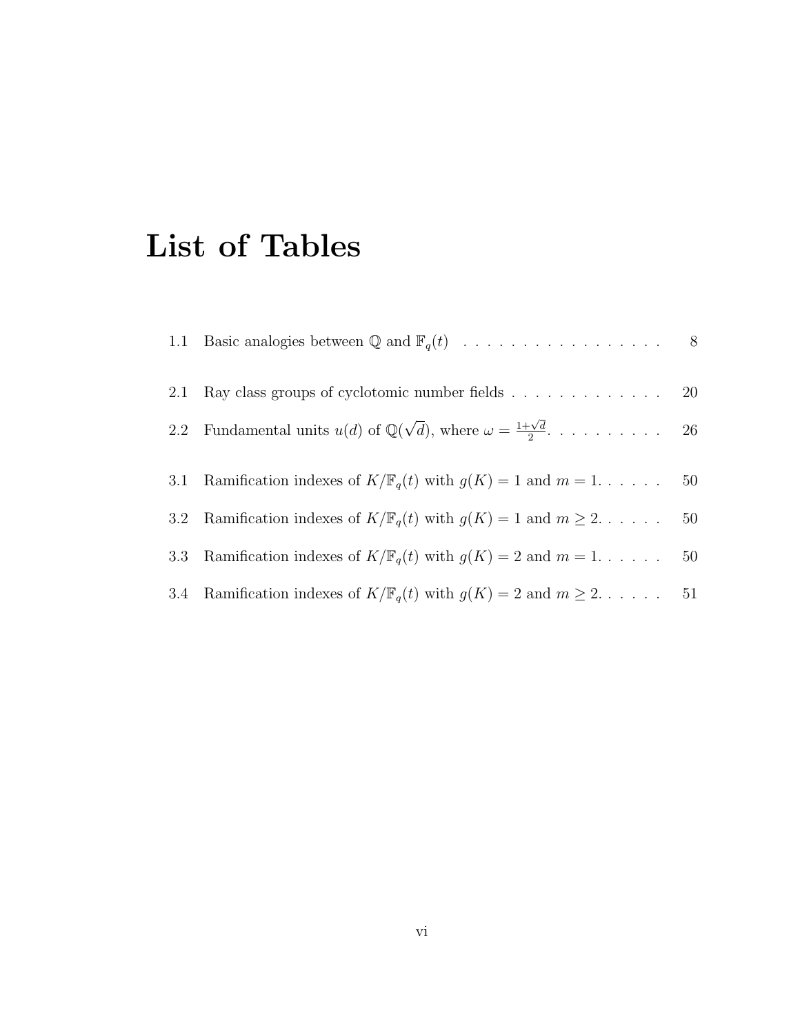# List of Tables

1.1 Basic analogies between $\mathbb{Q}$ and $\mathbb{F}_q(t)$ . . . . . . . . . . . . . . . . . . 8

2.1 Ray class groups of cyclotomic number fields . . . . . . . . . . . . . . 20

2.2 Fundamental units $u(d)$ of $\mathbb{Q}(\sqrt{d})$, where $\omega = \frac{1+\sqrt{d}}{2}$. . . . . . . . . . . 26

3.1 Ramification indexes of $K/\mathbb{F}_q(t)$ with $g(K) = 1$ and $m = 1$. . . . . . 50

3.2 Ramification indexes of $K/\mathbb{F}_q(t)$ with $g(K) = 1$ and $m \geq 2$. . . . . . 50

3.3 Ramification indexes of $K/\mathbb{F}_q(t)$ with $g(K) = 2$ and $m = 1$. . . . . . 50

3.4 Ramification indexes of $K/\mathbb{F}_q(t)$ with $g(K) = 2$ and $m \geq 2$. . . . . . 51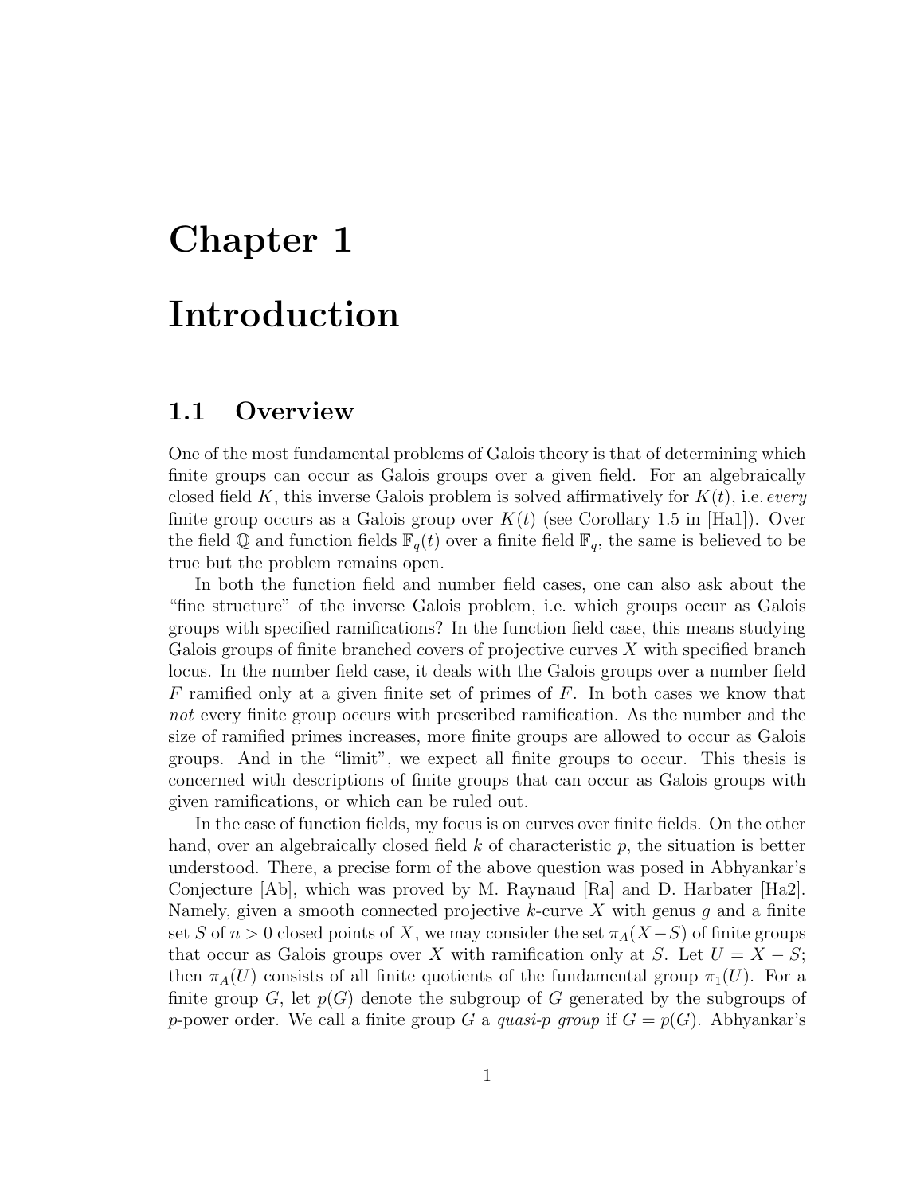# Chapter 1

# Introduction

## 1.1 Overview

One of the most fundamental problems of Galois theory is that of determining which finite groups can occur as Galois groups over a given field. For an algebraically closed field $K$, this inverse Galois problem is solved affirmatively for $K(t)$, i.e. *every* finite group occurs as a Galois group over $K(t)$ (see Corollary 1.5 in [Ha1]). Over the field $\mathbb{Q}$ and function fields $\mathbb{F}_q(t)$ over a finite field $\mathbb{F}_q$, the same is believed to be true but the problem remains open.

In both the function field and number field cases, one can also ask about the "fine structure" of the inverse Galois problem, i.e. which groups occur as Galois groups with specified ramifications? In the function field case, this means studying Galois groups of finite branched covers of projective curves $X$ with specified branch locus. In the number field case, it deals with the Galois groups over a number field $F$ ramified only at a given finite set of primes of $F$. In both cases we know that *not* every finite group occurs with prescribed ramification. As the number and the size of ramified primes increases, more finite groups are allowed to occur as Galois groups. And in the "limit", we expect all finite groups to occur. This thesis is concerned with descriptions of finite groups that can occur as Galois groups with given ramifications, or which can be ruled out.

In the case of function fields, my focus is on curves over finite fields. On the other hand, over an algebraically closed field $k$ of characteristic $p$, the situation is better understood. There, a precise form of the above question was posed in Abhyankar's Conjecture [Ab], which was proved by M. Raynaud [Ra] and D. Harbater [Ha2]. Namely, given a smooth connected projective $k$-curve $X$ with genus $g$ and a finite set $S$ of $n > 0$ closed points of $X$, we may consider the set $\pi_A(X-S)$ of finite groups that occur as Galois groups over $X$ with ramification only at $S$. Let $U = X - S$; then $\pi_A(U)$ consists of all finite quotients of the fundamental group $\pi_1(U)$. For a finite group $G$, let $p(G)$ denote the subgroup of $G$ generated by the subgroups of $p$-power order. We call a finite group $G$ a *quasi-p group* if $G = p(G)$. Abhyankar's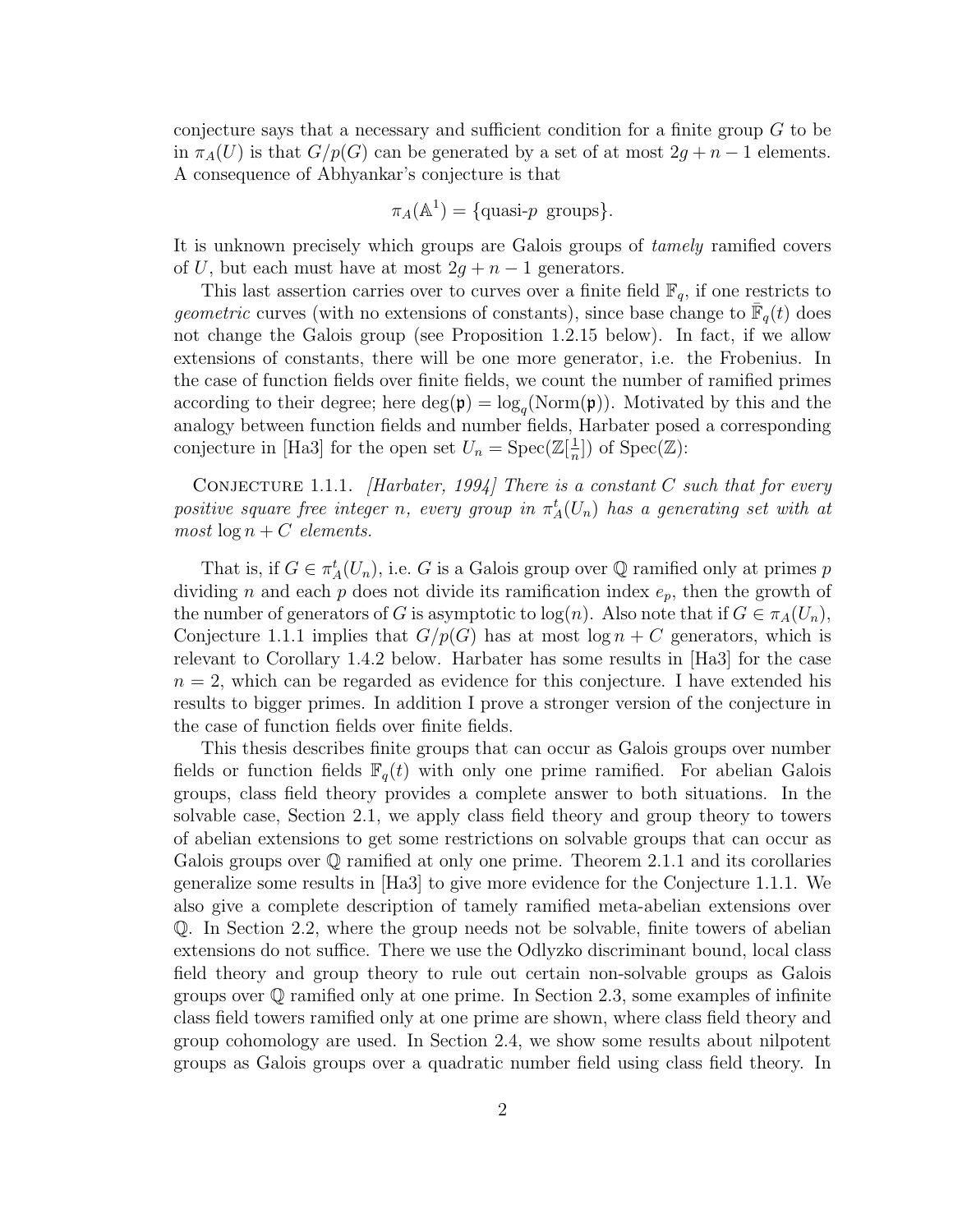conjecture says that a necessary and sufficient condition for a finite group $G$ to be in $\pi_A(U)$ is that $G/p(G)$ can be generated by a set of at most $2g+n-1$ elements. A consequence of Abhyankar's conjecture is that

$$\pi_A(\mathbb{A}^1) = \{\text{quasi-}p \text{ groups}\}.$$

It is unknown precisely which groups are Galois groups of *tamely* ramified covers of $U$, but each must have at most $2g+n-1$ generators.

This last assertion carries over to curves over a finite field $\mathbb{F}_q$, if one restricts to *geometric* curves (with no extensions of constants), since base change to $\bar{\mathbb{F}}_q(t)$ does not change the Galois group (see Proposition 1.2.15 below). In fact, if we allow extensions of constants, there will be one more generator, i.e. the Frobenius. In the case of function fields over finite fields, we count the number of ramified primes according to their degree; here $\deg(\mathfrak{p}) = \log_q(\text{Norm}(\mathfrak{p}))$. Motivated by this and the analogy between function fields and number fields, Harbater posed a corresponding conjecture in [Ha3] for the open set $U_n = \text{Spec}(\mathbb{Z}[\frac{1}{n}])$ of $\text{Spec}(\mathbb{Z})$:

Conjecture 1.1.1. *[Harbater, 1994] There is a constant $C$ such that for every positive square free integer $n$, every group in $\pi_A^t(U_n)$ has a generating set with at most $\log n + C$ elements.*

That is, if $G \in \pi_A^t(U_n)$, i.e. $G$ is a Galois group over $\mathbb{Q}$ ramified only at primes $p$ dividing $n$ and each $p$ does not divide its ramification index $e_p$, then the growth of the number of generators of $G$ is asymptotic to $\log(n)$. Also note that if $G \in \pi_A(U_n)$, Conjecture 1.1.1 implies that $G/p(G)$ has at most $\log n + C$ generators, which is relevant to Corollary 1.4.2 below. Harbater has some results in [Ha3] for the case $n = 2$, which can be regarded as evidence for this conjecture. I have extended his results to bigger primes. In addition I prove a stronger version of the conjecture in the case of function fields over finite fields.

This thesis describes finite groups that can occur as Galois groups over number fields or function fields $\mathbb{F}_q(t)$ with only one prime ramified. For abelian Galois groups, class field theory provides a complete answer to both situations. In the solvable case, Section 2.1, we apply class field theory and group theory to towers of abelian extensions to get some restrictions on solvable groups that can occur as Galois groups over $\mathbb{Q}$ ramified at only one prime. Theorem 2.1.1 and its corollaries generalize some results in [Ha3] to give more evidence for the Conjecture 1.1.1. We also give a complete description of tamely ramified meta-abelian extensions over $\mathbb{Q}$. In Section 2.2, where the group needs not be solvable, finite towers of abelian extensions do not suffice. There we use the Odlyzko discriminant bound, local class field theory and group theory to rule out certain non-solvable groups as Galois groups over $\mathbb{Q}$ ramified only at one prime. In Section 2.3, some examples of infinite class field towers ramified only at one prime are shown, where class field theory and group cohomology are used. In Section 2.4, we show some results about nilpotent groups as Galois groups over a quadratic number field using class field theory. In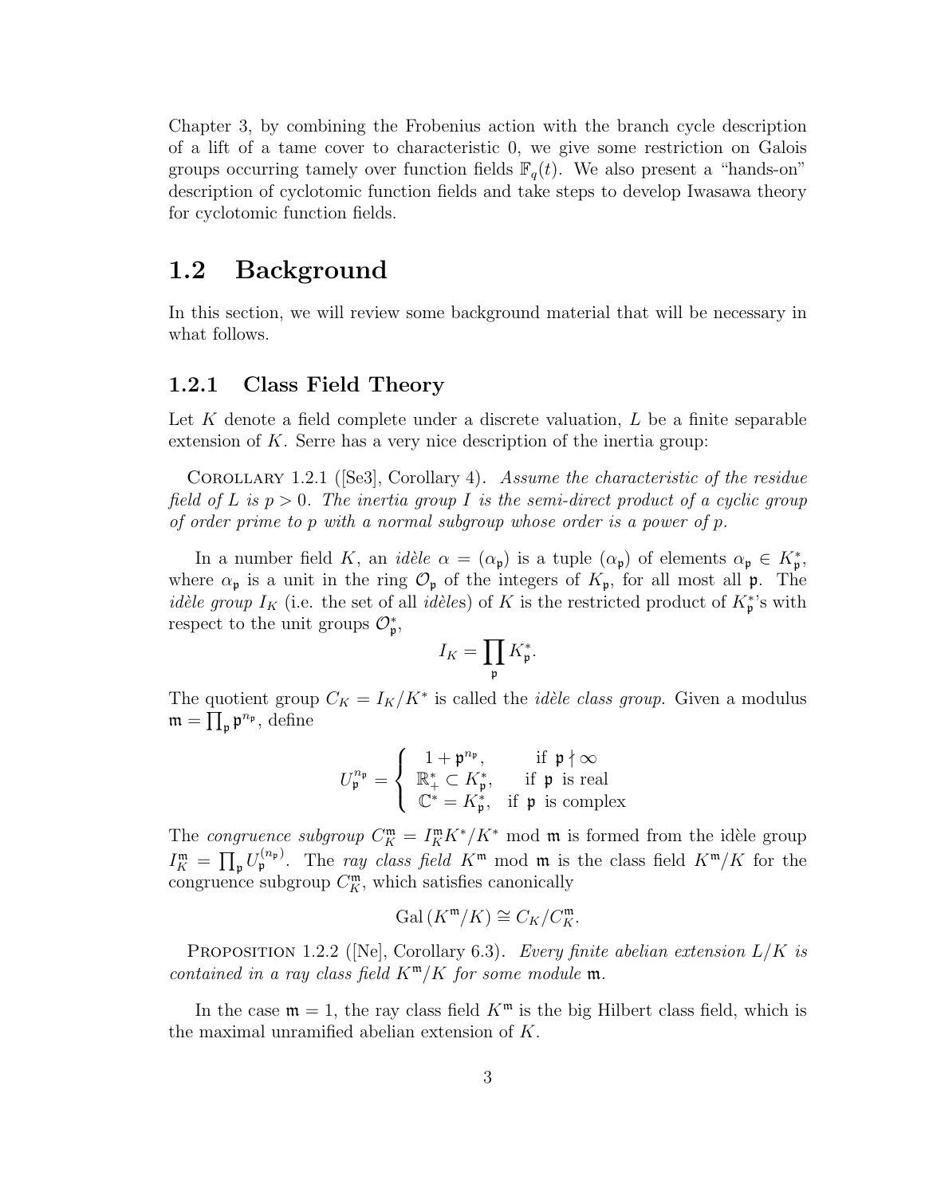Chapter 3, by combining the Frobenius action with the branch cycle description of a lift of a tame cover to characteristic 0, we give some restriction on Galois groups occurring tamely over function fields $\mathbb{F}_q(t)$. We also present a "hands-on" description of cyclotomic function fields and take steps to develop Iwasawa theory for cyclotomic function fields.

## 1.2 Background

In this section, we will review some background material that will be necessary in what follows.

### 1.2.1 Class Field Theory

Let $K$ denote a field complete under a discrete valuation, $L$ be a finite separable extension of $K$. Serre has a very nice description of the inertia group:

Corollary 1.2.1 ([Se3], Corollary 4). *Assume the characteristic of the residue field of $L$ is $p > 0$. The inertia group $I$ is the semi-direct product of a cyclic group of order prime to $p$ with a normal subgroup whose order is a power of $p$.*

In a number field $K$, an *idèle* $\alpha = (\alpha_{\mathfrak{p}})$ is a tuple $(\alpha_{\mathfrak{p}})$ of elements $\alpha_{\mathfrak{p}} \in K_{\mathfrak{p}}^*$, where $\alpha_{\mathfrak{p}}$ is a unit in the ring $\mathcal{O}_{\mathfrak{p}}$ of the integers of $K_{\mathfrak{p}}$, for all most all $\mathfrak{p}$. The *idèle group* $I_K$ (i.e. the set of all *idèles*) of $K$ is the restricted product of $K_{\mathfrak{p}}^*$'s with respect to the unit groups $\mathcal{O}_{\mathfrak{p}}^*$,

$$I_K = \prod_{\mathfrak{p}} K_{\mathfrak{p}}^*.$$

The quotient group $C_K = I_K/K^*$ is called the *idèle class group.* Given a modulus $\mathfrak{m} = \prod_{\mathfrak{p}} \mathfrak{p}^{n_{\mathfrak{p}}}$, define

$$U_{\mathfrak{p}}^{n_{\mathfrak{p}}} = \begin{cases} 1 + \mathfrak{p}^{n_{\mathfrak{p}}}, & \text{if } \mathfrak{p} \nmid \infty \\ \mathbb{R}_+^* \subset K_{\mathfrak{p}}^*, & \text{if } \mathfrak{p} \text{ is real} \\ \mathbb{C}^* = K_{\mathfrak{p}}^*, & \text{if } \mathfrak{p} \text{ is complex} \end{cases}$$

The *congruence subgroup* $C_K^{\mathfrak{m}} = I_K^{\mathfrak{m}} K^*/K^*$ mod $\mathfrak{m}$ is formed from the idèle group $I_K^{\mathfrak{m}} = \prod_{\mathfrak{p}} U_{\mathfrak{p}}^{(n_{\mathfrak{p}})}$. The *ray class field* $K^{\mathfrak{m}}$ mod $\mathfrak{m}$ is the class field $K^{\mathfrak{m}}/K$ for the congruence subgroup $C_K^{\mathfrak{m}}$, which satisfies canonically

$$\mathrm{Gal}\,(K^{\mathfrak{m}}/K) \cong C_K/C_K^{\mathfrak{m}}.$$

Proposition 1.2.2 ([Ne], Corollary 6.3). *Every finite abelian extension $L/K$ is contained in a ray class field $K^{\mathfrak{m}}/K$ for some module $\mathfrak{m}$.*

In the case $\mathfrak{m} = 1$, the ray class field $K^{\mathfrak{m}}$ is the big Hilbert class field, which is the maximal unramified abelian extension of $K$.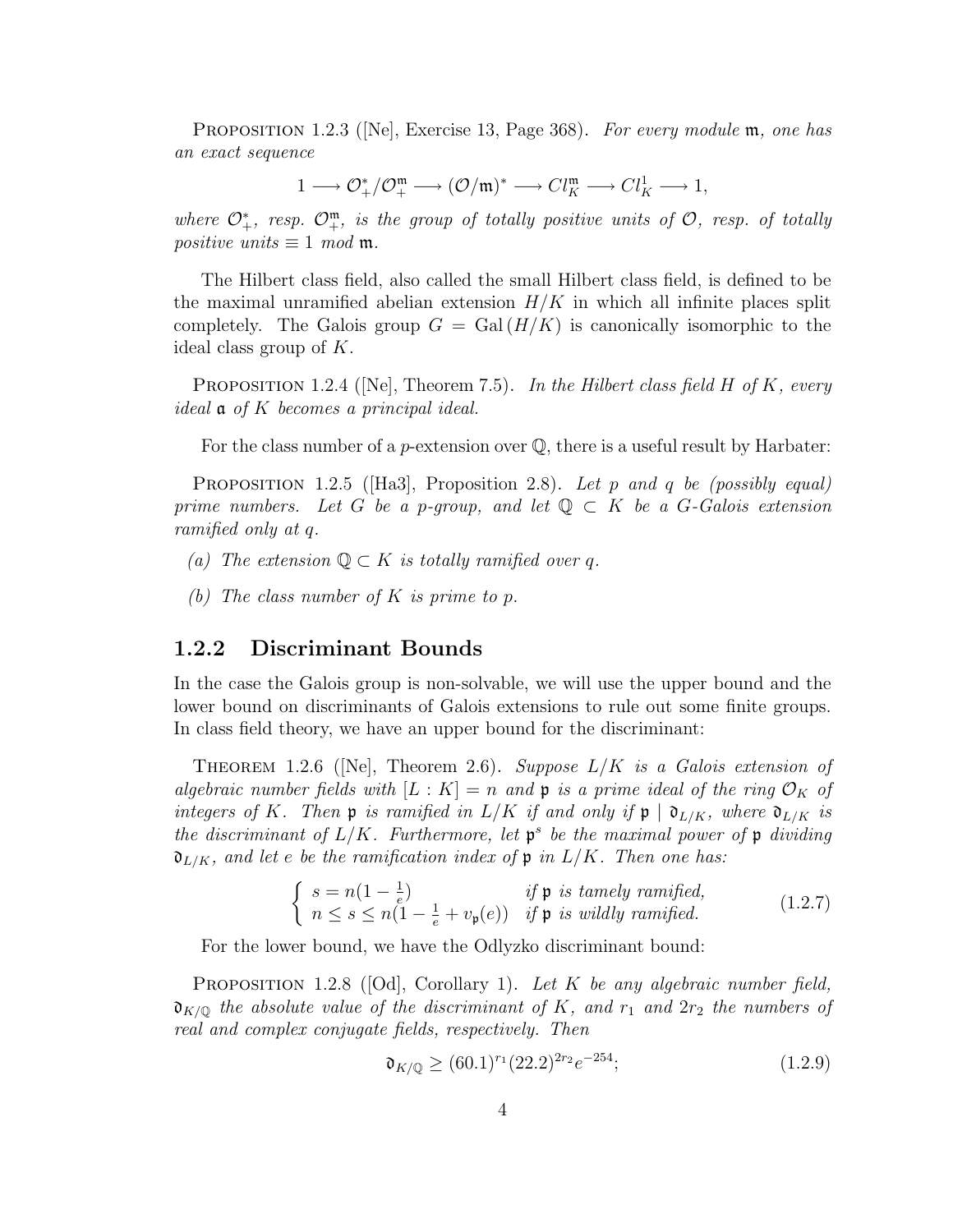PROPOSITION 1.2.3 ([Ne], Exercise 13, Page 368). *For every module* $\mathfrak{m}$*, one has an exact sequence*

$$1 \longrightarrow \mathcal{O}_+^*/\mathcal{O}_+^{\mathfrak{m}} \longrightarrow (\mathcal{O}/\mathfrak{m})^* \longrightarrow Cl_K^{\mathfrak{m}} \longrightarrow Cl_K^1 \longrightarrow 1,$$

*where* $\mathcal{O}_+^*$*, resp.* $\mathcal{O}_+^{\mathfrak{m}}$*, is the group of totally positive units of* $\mathcal{O}$*, resp. of totally positive units* $\equiv 1 \bmod \mathfrak{m}$*.*

The Hilbert class field, also called the small Hilbert class field, is defined to be the maximal unramified abelian extension $H/K$ in which all infinite places split completely. The Galois group $G = \mathrm{Gal}(H/K)$ is canonically isomorphic to the ideal class group of $K$.

PROPOSITION 1.2.4 ([Ne], Theorem 7.5). *In the Hilbert class field* $H$ *of* $K$*, every ideal* $\mathfrak{a}$ *of* $K$ *becomes a principal ideal.*

For the class number of a $p$-extension over $\mathbb{Q}$, there is a useful result by Harbater:

PROPOSITION 1.2.5 ([Ha3], Proposition 2.8). *Let* $p$ *and* $q$ *be (possibly equal) prime numbers. Let* $G$ *be a* $p$*-group, and let* $\mathbb{Q} \subset K$ *be a* $G$*-Galois extension ramified only at* $q$*.*

*(a) The extension* $\mathbb{Q} \subset K$ *is totally ramified over* $q$*.*

*(b) The class number of* $K$ *is prime to* $p$*.*

### 1.2.2 Discriminant Bounds

In the case the Galois group is non-solvable, we will use the upper bound and the lower bound on discriminants of Galois extensions to rule out some finite groups. In class field theory, we have an upper bound for the discriminant:

THEOREM 1.2.6 ([Ne], Theorem 2.6). *Suppose* $L/K$ *is a Galois extension of algebraic number fields with* $[L:K] = n$ *and* $\mathfrak{p}$ *is a prime ideal of the ring* $\mathcal{O}_K$ *of integers of* $K$*. Then* $\mathfrak{p}$ *is ramified in* $L/K$ *if and only if* $\mathfrak{p} \mid \mathfrak{d}_{L/K}$*, where* $\mathfrak{d}_{L/K}$ *is the discriminant of* $L/K$*. Furthermore, let* $\mathfrak{p}^s$ *be the maximal power of* $\mathfrak{p}$ *dividing* $\mathfrak{d}_{L/K}$*, and let* $e$ *be the ramification index of* $\mathfrak{p}$ *in* $L/K$*. Then one has:*

$$\begin{cases} s = n(1 - \frac{1}{e}) & \text{if } \mathfrak{p} \text{ is tamely ramified,} \\ n \le s \le n(1 - \frac{1}{e} + v_{\mathfrak{p}}(e)) & \text{if } \mathfrak{p} \text{ is wildly ramified.} \end{cases} \tag{1.2.7}$$

For the lower bound, we have the Odlyzko discriminant bound:

PROPOSITION 1.2.8 ([Od], Corollary 1). *Let* $K$ *be any algebraic number field,* $\mathfrak{d}_{K/\mathbb{Q}}$ *the absolute value of the discriminant of* $K$*, and* $r_1$ *and* $2r_2$ *the numbers of real and complex conjugate fields, respectively. Then*

$$\mathfrak{d}_{K/\mathbb{Q}} \ge (60.1)^{r_1}(22.2)^{2r_2}e^{-254}; \tag{1.2.9}$$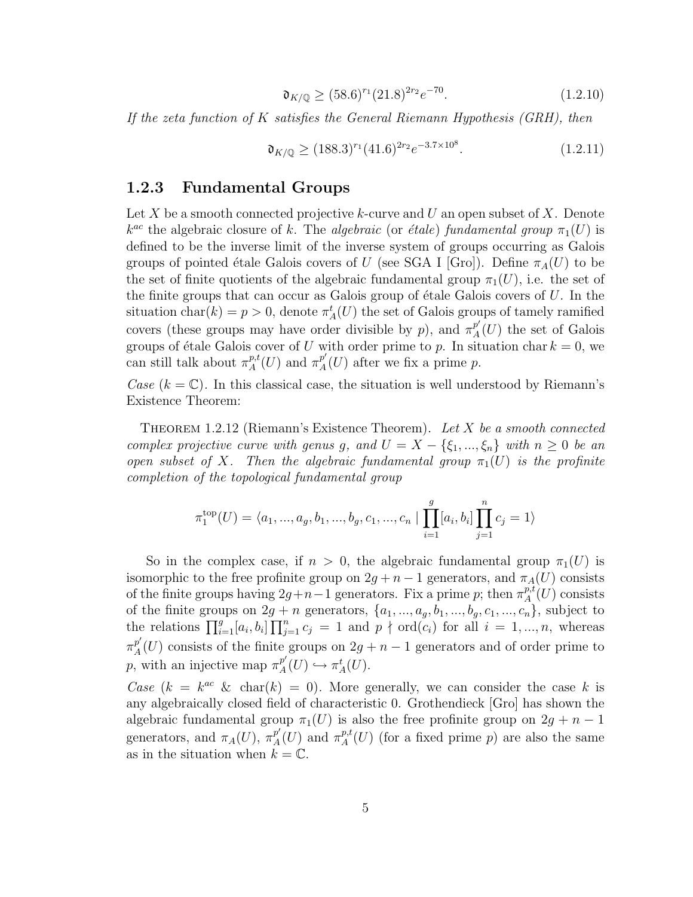$$\mathfrak{d}_{K/\mathbb{Q}} \geq (58.6)^{r_1}(21.8)^{2r_2}e^{-70}. \tag{1.2.10}$$

*If the zeta function of $K$ satisfies the General Riemann Hypothesis (GRH), then*

$$\mathfrak{d}_{K/\mathbb{Q}} \geq (188.3)^{r_1}(41.6)^{2r_2}e^{-3.7\times 10^8}. \tag{1.2.11}$$

### 1.2.3 Fundamental Groups

Let $X$ be a smooth connected projective $k$-curve and $U$ an open subset of $X$. Denote $k^{ac}$ the algebraic closure of $k$. The *algebraic* (or *étale*) *fundamental group* $\pi_1(U)$ is defined to be the inverse limit of the inverse system of groups occurring as Galois groups of pointed étale Galois covers of $U$ (see SGA I [Gro]). Define $\pi_A(U)$ to be the set of finite quotients of the algebraic fundamental group $\pi_1(U)$, i.e. the set of the finite groups that can occur as Galois group of étale Galois covers of $U$. In the situation $\mathrm{char}(k) = p > 0$, denote $\pi_A^t(U)$ the set of Galois groups of tamely ramified covers (these groups may have order divisible by $p$), and $\pi_A^{p'}(U)$ the set of Galois groups of étale Galois cover of $U$ with order prime to $p$. In situation $\mathrm{char}\, k = 0$, we can still talk about $\pi_A^{p,t}(U)$ and $\pi_A^{p'}(U)$ after we fix a prime $p$.

*Case* ($k = \mathbb{C}$). In this classical case, the situation is well understood by Riemann's Existence Theorem:

THEOREM 1.2.12 (Riemann's Existence Theorem). *Let $X$ be a smooth connected complex projective curve with genus $g$, and $U = X - \{\xi_1, ..., \xi_n\}$ with $n \geq 0$ be an open subset of $X$. Then the algebraic fundamental group $\pi_1(U)$ is the profinite completion of the topological fundamental group*

$$\pi_1^{\mathrm{top}}(U) = \langle a_1, ..., a_g, b_1, ..., b_g, c_1, ..., c_n \mid \prod_{i=1}^{g}[a_i, b_i]\prod_{j=1}^{n} c_j = 1\rangle$$

So in the complex case, if $n > 0$, the algebraic fundamental group $\pi_1(U)$ is isomorphic to the free profinite group on $2g + n - 1$ generators, and $\pi_A(U)$ consists of the finite groups having $2g+n-1$ generators. Fix a prime $p$; then $\pi_A^{p,t}(U)$ consists of the finite groups on $2g + n$ generators, $\{a_1, ..., a_g, b_1, ..., b_g, c_1, ..., c_n\}$, subject to the relations $\prod_{i=1}^{g}[a_i, b_i]\prod_{j=1}^{n} c_j = 1$ and $p \nmid \mathrm{ord}(c_i)$ for all $i = 1, ..., n$, whereas $\pi_A^{p'}(U)$ consists of the finite groups on $2g + n - 1$ generators and of order prime to $p$, with an injective map $\pi_A^{p'}(U) \hookrightarrow \pi_A^t(U)$.

*Case* ($k = k^{ac}$ & $\mathrm{char}(k) = 0$). More generally, we can consider the case $k$ is any algebraically closed field of characteristic 0. Grothendieck [Gro] has shown the algebraic fundamental group $\pi_1(U)$ is also the free profinite group on $2g + n - 1$ generators, and $\pi_A(U)$, $\pi_A^{p'}(U)$ and $\pi_A^{p,t}(U)$ (for a fixed prime $p$) are also the same as in the situation when $k = \mathbb{C}$.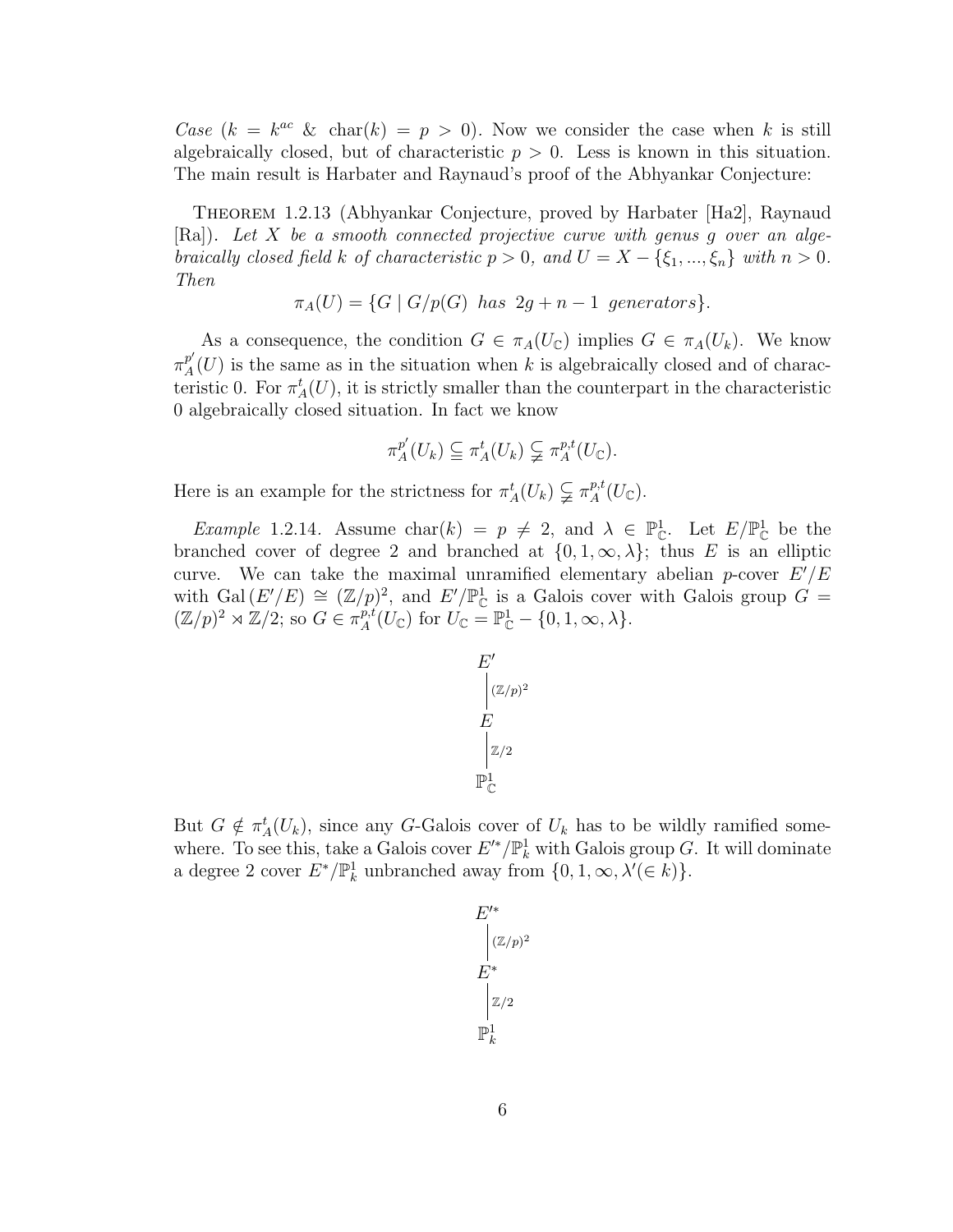*Case* ($k = k^{ac}$ & $\text{char}(k) = p > 0$). Now we consider the case when $k$ is still algebraically closed, but of characteristic $p > 0$. Less is known in this situation. The main result is Harbater and Raynaud's proof of the Abhyankar Conjecture:

THEOREM 1.2.13 (Abhyankar Conjecture, proved by Harbater [Ha2], Raynaud [Ra]). *Let $X$ be a smooth connected projective curve with genus $g$ over an algebraically closed field $k$ of characteristic $p > 0$, and $U = X - \{\xi_1, ..., \xi_n\}$ with $n > 0$. Then*

$$\pi_A(U) = \{G \mid G/p(G) \text{ has } 2g + n - 1 \text{ generators}\}.$$

As a consequence, the condition $G \in \pi_A(U_{\mathbb{C}})$ implies $G \in \pi_A(U_k)$. We know $\pi_A^{p'}(U)$ is the same as in the situation when $k$ is algebraically closed and of characteristic 0. For $\pi_A^t(U)$, it is strictly smaller than the counterpart in the characteristic 0 algebraically closed situation. In fact we know

$$\pi_A^{p'}(U_k) \subseteqq \pi_A^t(U_k) \subsetneqq \pi_A^{p,t}(U_{\mathbb{C}}).$$

Here is an example for the strictness for $\pi_A^t(U_k) \subsetneqq \pi_A^{p,t}(U_{\mathbb{C}})$.

*Example* 1.2.14. Assume $\text{char}(k) = p \neq 2$, and $\lambda \in \mathbb{P}^1_{\mathbb{C}}$. Let $E/\mathbb{P}^1_{\mathbb{C}}$ be the branched cover of degree 2 and branched at $\{0, 1, \infty, \lambda\}$; thus $E$ is an elliptic curve. We can take the maximal unramified elementary abelian $p$-cover $E'/E$ with $\text{Gal}(E'/E) \cong (\mathbb{Z}/p)^2$, and $E'/\mathbb{P}^1_{\mathbb{C}}$ is a Galois cover with Galois group $G = (\mathbb{Z}/p)^2 \rtimes \mathbb{Z}/2$; so $G \in \pi_A^{p,t}(U_{\mathbb{C}})$ for $U_{\mathbb{C}} = \mathbb{P}^1_{\mathbb{C}} - \{0, 1, \infty, \lambda\}$.

$$\begin{array}{c} E' \\ \Big| {\scriptstyle (\mathbb{Z}/p)^2} \\ E \\ \Big| {\scriptstyle \mathbb{Z}/2} \\ \mathbb{P}^1_{\mathbb{C}} \end{array}$$

But $G \notin \pi_A^t(U_k)$, since any $G$-Galois cover of $U_k$ has to be wildly ramified somewhere. To see this, take a Galois cover $E'^*/\mathbb{P}^1_k$ with Galois group $G$. It will dominate a degree 2 cover $E^*/\mathbb{P}^1_k$ unbranched away from $\{0, 1, \infty, \lambda'(\in k)\}$.

$$\begin{array}{c} E'^* \\ \Big| {\scriptstyle (\mathbb{Z}/p)^2} \\ E^* \\ \Big| {\scriptstyle \mathbb{Z}/2} \\ \mathbb{P}^1_k \end{array}$$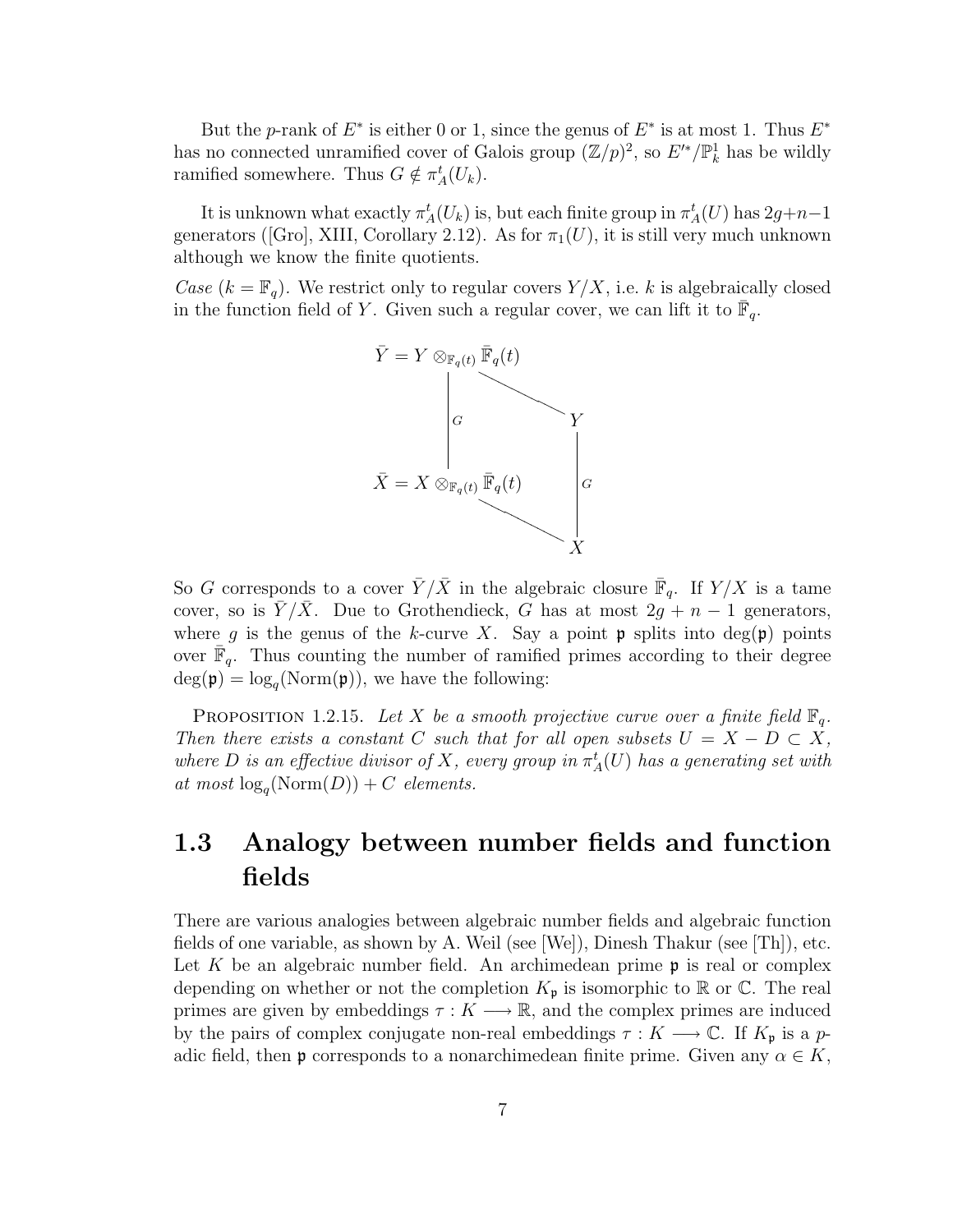But the $p$-rank of $E^*$ is either 0 or 1, since the genus of $E^*$ is at most 1. Thus $E^*$ has no connected unramified cover of Galois group $(\mathbb{Z}/p)^2$, so $E'^*/\mathbb{P}^1_k$ has be wildly ramified somewhere. Thus $G \notin \pi_A^t(U_k)$.

It is unknown what exactly $\pi_A^t(U_k)$ is, but each finite group in $\pi_A^t(U)$ has $2g+n-1$ generators ([Gro], XIII, Corollary 2.12). As for $\pi_1(U)$, it is still very much unknown although we know the finite quotients.

*Case* ($k = \mathbb{F}_q$). We restrict only to regular covers $Y/X$, i.e. $k$ is algebraically closed in the function field of $Y$. Given such a regular cover, we can lift it to $\bar{\mathbb{F}}_q$.

$$
\begin{array}{ccc}
\bar{Y} = Y \otimes_{\mathbb{F}_q(t)} \bar{\mathbb{F}}_q(t) & & \\
\Big|\, G & \searrow & Y \\
\bar{X} = X \otimes_{\mathbb{F}_q(t)} \bar{\mathbb{F}}_q(t) & & \Big|\, G \\
& \searrow & X
\end{array}
$$

So $G$ corresponds to a cover $\bar{Y}/\bar{X}$ in the algebraic closure $\bar{\mathbb{F}}_q$. If $Y/X$ is a tame cover, so is $\bar{Y}/\bar{X}$. Due to Grothendieck, $G$ has at most $2g+n-1$ generators, where $g$ is the genus of the $k$-curve $X$. Say a point $\mathfrak{p}$ splits into $\deg(\mathfrak{p})$ points over $\bar{\mathbb{F}}_q$. Thus counting the number of ramified primes according to their degree $\deg(\mathfrak{p}) = \log_q(\mathrm{Norm}(\mathfrak{p}))$, we have the following:

PROPOSITION 1.2.15. *Let $X$ be a smooth projective curve over a finite field $\mathbb{F}_q$. Then there exists a constant $C$ such that for all open subsets $U = X - D \subset X$, where $D$ is an effective divisor of $X$, every group in $\pi_A^t(U)$ has a generating set with at most $\log_q(\mathrm{Norm}(D)) + C$ elements.*

## 1.3 Analogy between number fields and function fields

There are various analogies between algebraic number fields and algebraic function fields of one variable, as shown by A. Weil (see [We]), Dinesh Thakur (see [Th]), etc. Let $K$ be an algebraic number field. An archimedean prime $\mathfrak{p}$ is real or complex depending on whether or not the completion $K_\mathfrak{p}$ is isomorphic to $\mathbb{R}$ or $\mathbb{C}$. The real primes are given by embeddings $\tau : K \longrightarrow \mathbb{R}$, and the complex primes are induced by the pairs of complex conjugate non-real embeddings $\tau : K \longrightarrow \mathbb{C}$. If $K_\mathfrak{p}$ is a $p$-adic field, then $\mathfrak{p}$ corresponds to a nonarchimedean finite prime. Given any $\alpha \in K$,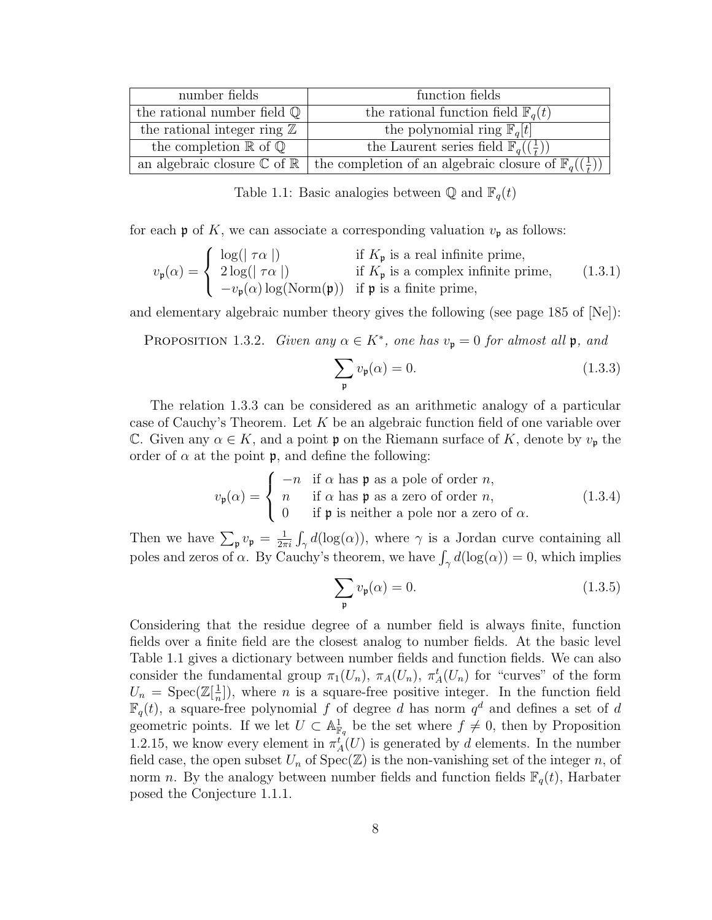| number fields | function fields |
|---|---|
| the rational number field $\mathbb{Q}$ | the rational function field $\mathbb{F}_q(t)$ |
| the rational integer ring $\mathbb{Z}$ | the polynomial ring $\mathbb{F}_q[t]$ |
| the completion $\mathbb{R}$ of $\mathbb{Q}$ | the Laurent series field $\mathbb{F}_q((\frac{1}{t}))$ |
| an algebraic closure $\mathbb{C}$ of $\mathbb{R}$ | the completion of an algebraic closure of $\mathbb{F}_q((\frac{1}{t}))$ |

Table 1.1: Basic analogies between $\mathbb{Q}$ and $\mathbb{F}_q(t)$

for each $\mathfrak{p}$ of $K$, we can associate a corresponding valuation $v_\mathfrak{p}$ as follows:

$$v_\mathfrak{p}(\alpha) = \begin{cases} \log(|\ \tau\alpha\ |) & \text{if } K_\mathfrak{p} \text{ is a real infinite prime,} \\ 2\log(|\ \tau\alpha\ |) & \text{if } K_\mathfrak{p} \text{ is a complex infinite prime,} \\ -v_\mathfrak{p}(\alpha)\log(\text{Norm}(\mathfrak{p})) & \text{if } \mathfrak{p} \text{ is a finite prime,} \end{cases} \tag{1.3.1}$$

and elementary algebraic number theory gives the following (see page 185 of [Ne]):

Proposition 1.3.2. *Given any $\alpha \in K^*$, one has $v_\mathfrak{p} = 0$ for almost all $\mathfrak{p}$, and*

$$\sum_\mathfrak{p} v_\mathfrak{p}(\alpha) = 0. \tag{1.3.3}$$

The relation 1.3.3 can be considered as an arithmetic analogy of a particular case of Cauchy's Theorem. Let $K$ be an algebraic function field of one variable over $\mathbb{C}$. Given any $\alpha \in K$, and a point $\mathfrak{p}$ on the Riemann surface of $K$, denote by $v_\mathfrak{p}$ the order of $\alpha$ at the point $\mathfrak{p}$, and define the following:

$$v_\mathfrak{p}(\alpha) = \begin{cases} -n & \text{if } \alpha \text{ has } \mathfrak{p} \text{ as a pole of order } n, \\ n & \text{if } \alpha \text{ has } \mathfrak{p} \text{ as a zero of order } n, \\ 0 & \text{if } \mathfrak{p} \text{ is neither a pole nor a zero of } \alpha. \end{cases} \tag{1.3.4}$$

Then we have $\sum_\mathfrak{p} v_\mathfrak{p} = \frac{1}{2\pi i}\int_\gamma d(\log(\alpha))$, where $\gamma$ is a Jordan curve containing all poles and zeros of $\alpha$. By Cauchy's theorem, we have $\int_\gamma d(\log(\alpha)) = 0$, which implies

$$\sum_\mathfrak{p} v_\mathfrak{p}(\alpha) = 0. \tag{1.3.5}$$

Considering that the residue degree of a number field is always finite, function fields over a finite field are the closest analog to number fields. At the basic level Table 1.1 gives a dictionary between number fields and function fields. We can also consider the fundamental group $\pi_1(U_n)$, $\pi_A(U_n)$, $\pi_A^t(U_n)$ for "curves" of the form $U_n = \text{Spec}(\mathbb{Z}[\frac{1}{n}])$, where $n$ is a square-free positive integer. In the function field $\mathbb{F}_q(t)$, a square-free polynomial $f$ of degree $d$ has norm $q^d$ and defines a set of $d$ geometric points. If we let $U \subset \mathbb{A}^1_{\mathbb{F}_q}$ be the set where $f \neq 0$, then by Proposition 1.2.15, we know every element in $\pi_A^t(U)$ is generated by $d$ elements. In the number field case, the open subset $U_n$ of $\text{Spec}(\mathbb{Z})$ is the non-vanishing set of the integer $n$, of norm $n$. By the analogy between number fields and function fields $\mathbb{F}_q(t)$, Harbater posed the Conjecture 1.1.1.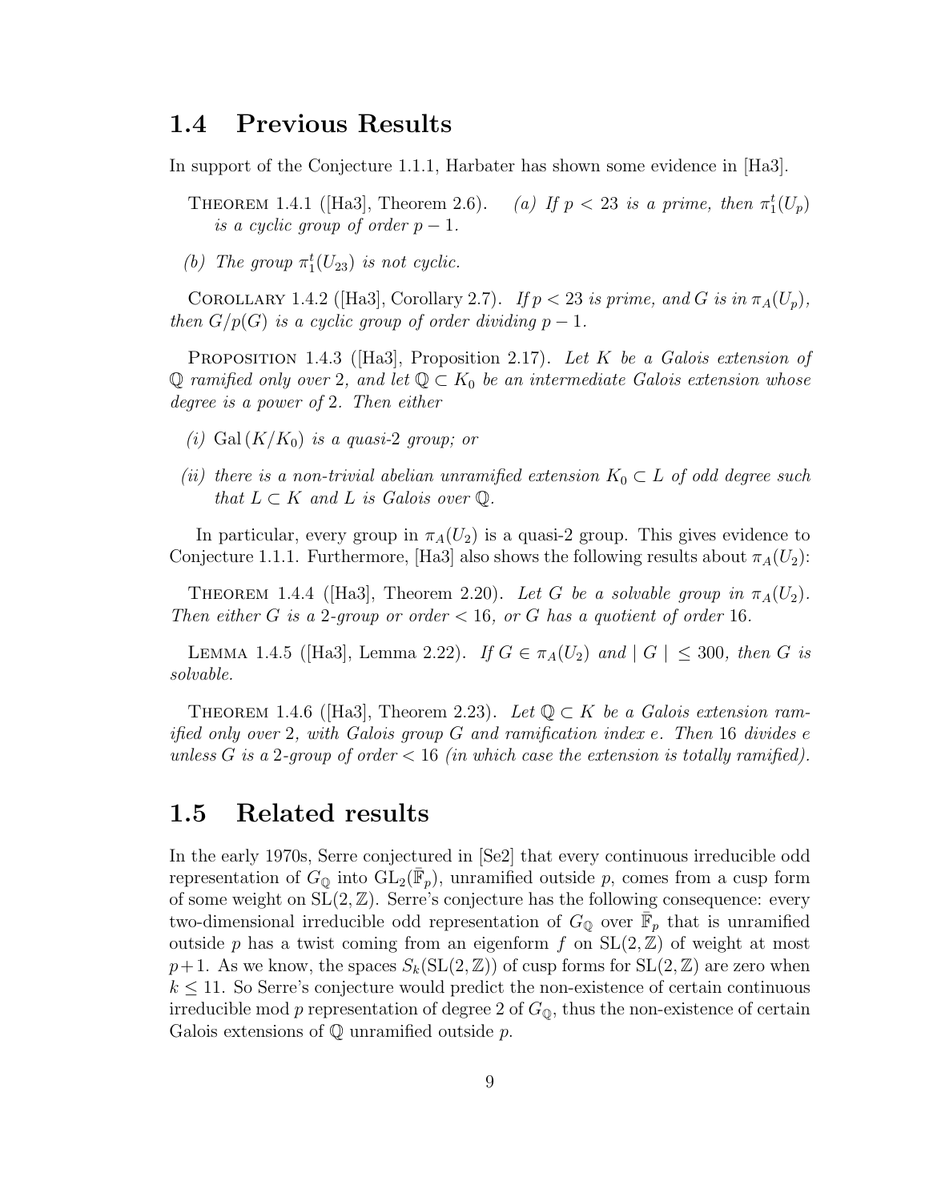## 1.4 Previous Results

In support of the Conjecture 1.1.1, Harbater has shown some evidence in [Ha3].

THEOREM 1.4.1 ([Ha3], Theorem 2.6). *(a) If $p < 23$ is a prime, then $\pi_1^t(U_p)$ is a cyclic group of order $p-1$.*

*(b) The group $\pi_1^t(U_{23})$ is not cyclic.*

COROLLARY 1.4.2 ([Ha3], Corollary 2.7). *If $p < 23$ is prime, and $G$ is in $\pi_A(U_p)$, then $G/p(G)$ is a cyclic group of order dividing $p-1$.*

PROPOSITION 1.4.3 ([Ha3], Proposition 2.17). *Let $K$ be a Galois extension of $\mathbb{Q}$ ramified only over 2, and let $\mathbb{Q} \subset K_0$ be an intermediate Galois extension whose degree is a power of 2. Then either*

*(i) $\mathrm{Gal}\,(K/K_0)$ is a quasi-2 group; or*

*(ii) there is a non-trivial abelian unramified extension $K_0 \subset L$ of odd degree such that $L \subset K$ and $L$ is Galois over $\mathbb{Q}$.*

In particular, every group in $\pi_A(U_2)$ is a quasi-2 group. This gives evidence to Conjecture 1.1.1. Furthermore, [Ha3] also shows the following results about $\pi_A(U_2)$:

THEOREM 1.4.4 ([Ha3], Theorem 2.20). *Let $G$ be a solvable group in $\pi_A(U_2)$. Then either $G$ is a 2-group or order $< 16$, or $G$ has a quotient of order 16.*

LEMMA 1.4.5 ([Ha3], Lemma 2.22). *If $G \in \pi_A(U_2)$ and $|\, G \,| \leq 300$, then $G$ is solvable.*

THEOREM 1.4.6 ([Ha3], Theorem 2.23). *Let $\mathbb{Q} \subset K$ be a Galois extension ramified only over 2, with Galois group $G$ and ramification index $e$. Then 16 divides $e$ unless $G$ is a 2-group of order $< 16$ (in which case the extension is totally ramified).*

## 1.5 Related results

In the early 1970s, Serre conjectured in [Se2] that every continuous irreducible odd representation of $G_{\mathbb{Q}}$ into $\mathrm{GL}_2(\bar{\mathbb{F}}_p)$, unramified outside $p$, comes from a cusp form of some weight on $\mathrm{SL}(2,\mathbb{Z})$. Serre's conjecture has the following consequence: every two-dimensional irreducible odd representation of $G_{\mathbb{Q}}$ over $\bar{\mathbb{F}}_p$ that is unramified outside $p$ has a twist coming from an eigenform $f$ on $\mathrm{SL}(2,\mathbb{Z})$ of weight at most $p+1$. As we know, the spaces $S_k(\mathrm{SL}(2,\mathbb{Z}))$ of cusp forms for $\mathrm{SL}(2,\mathbb{Z})$ are zero when $k \leq 11$. So Serre's conjecture would predict the non-existence of certain continuous irreducible mod $p$ representation of degree 2 of $G_{\mathbb{Q}}$, thus the non-existence of certain Galois extensions of $\mathbb{Q}$ unramified outside $p$.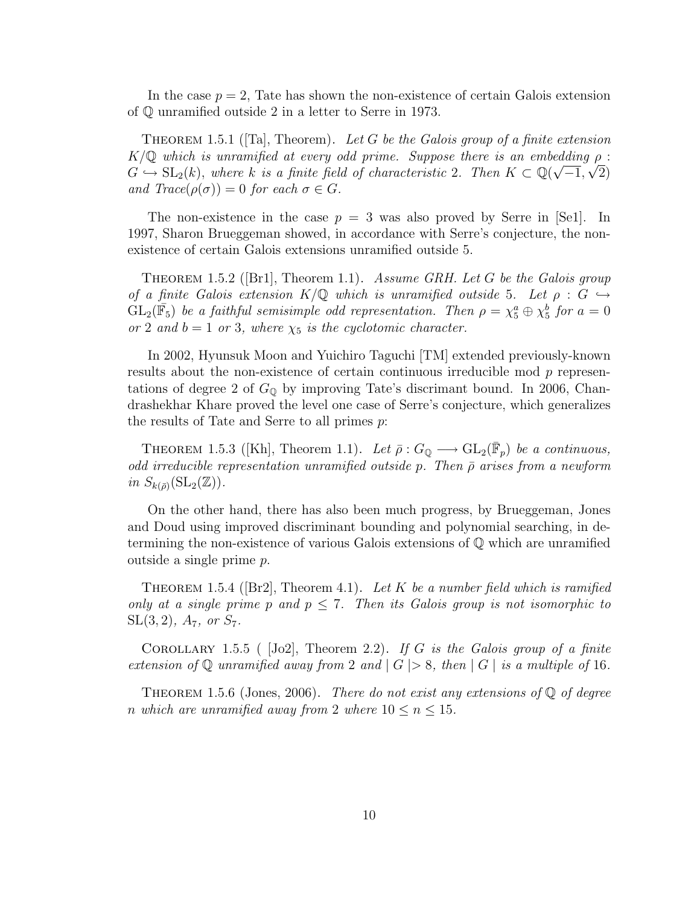In the case $p = 2$, Tate has shown the non-existence of certain Galois extension of $\mathbb{Q}$ unramified outside 2 in a letter to Serre in 1973.

THEOREM 1.5.1 ([Ta], Theorem). *Let $G$ be the Galois group of a finite extension $K/\mathbb{Q}$ which is unramified at every odd prime. Suppose there is an embedding $\rho : G \hookrightarrow \mathrm{SL}_2(k)$, where $k$ is a finite field of characteristic 2. Then $K \subset \mathbb{Q}(\sqrt{-1}, \sqrt{2})$ and Trace$(\rho(\sigma)) = 0$ for each $\sigma \in G$.*

The non-existence in the case $p = 3$ was also proved by Serre in [Se1]. In 1997, Sharon Brueggeman showed, in accordance with Serre's conjecture, the non-existence of certain Galois extensions unramified outside 5.

THEOREM 1.5.2 ([Br1], Theorem 1.1). *Assume GRH. Let $G$ be the Galois group of a finite Galois extension $K/\mathbb{Q}$ which is unramified outside 5. Let $\rho : G \hookrightarrow \mathrm{GL}_2(\bar{\mathbb{F}}_5)$ be a faithful semisimple odd representation. Then $\rho = \chi_5^a \oplus \chi_5^b$ for $a = 0$ or 2 and $b = 1$ or 3, where $\chi_5$ is the cyclotomic character.*

In 2002, Hyunsuk Moon and Yuichiro Taguchi [TM] extended previously-known results about the non-existence of certain continuous irreducible mod $p$ representations of degree 2 of $G_{\mathbb{Q}}$ by improving Tate's discrimant bound. In 2006, Chandrashekhar Khare proved the level one case of Serre's conjecture, which generalizes the results of Tate and Serre to all primes $p$:

THEOREM 1.5.3 ([Kh], Theorem 1.1). *Let $\bar{\rho} : G_{\mathbb{Q}} \longrightarrow \mathrm{GL}_2(\bar{\mathbb{F}}_p)$ be a continuous, odd irreducible representation unramified outside $p$. Then $\bar{\rho}$ arises from a newform in $S_{k(\bar{\rho})}(\mathrm{SL}_2(\mathbb{Z}))$.*

On the other hand, there has also been much progress, by Brueggeman, Jones and Doud using improved discriminant bounding and polynomial searching, in determining the non-existence of various Galois extensions of $\mathbb{Q}$ which are unramified outside a single prime $p$.

THEOREM 1.5.4 ([Br2], Theorem 4.1). *Let $K$ be a number field which is ramified only at a single prime $p$ and $p \leq 7$. Then its Galois group is not isomorphic to $\mathrm{SL}(3, 2)$, $A_7$, or $S_7$.*

COROLLARY 1.5.5 ( [Jo2], Theorem 2.2). *If $G$ is the Galois group of a finite extension of $\mathbb{Q}$ unramified away from 2 and $\mid G \mid > 8$, then $\mid G \mid$ is a multiple of 16.*

THEOREM 1.5.6 (Jones, 2006). *There do not exist any extensions of $\mathbb{Q}$ of degree $n$ which are unramified away from 2 where $10 \leq n \leq 15$.*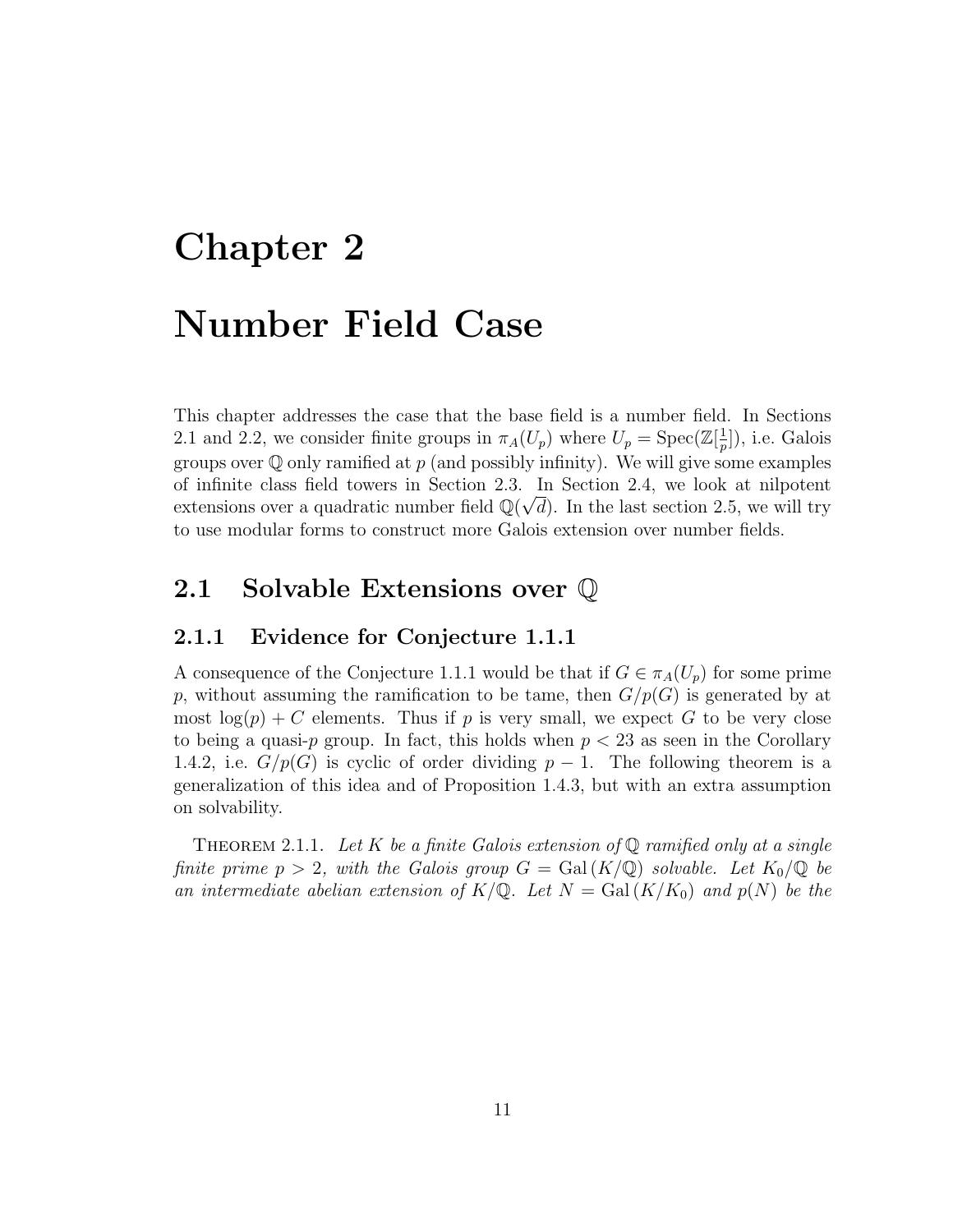# Chapter 2

# Number Field Case

This chapter addresses the case that the base field is a number field. In Sections 2.1 and 2.2, we consider finite groups in $\pi_A(U_p)$ where $U_p = \text{Spec}(\mathbb{Z}[\frac{1}{p}])$, i.e. Galois groups over $\mathbb{Q}$ only ramified at $p$ (and possibly infinity). We will give some examples of infinite class field towers in Section 2.3. In Section 2.4, we look at nilpotent extensions over a quadratic number field $\mathbb{Q}(\sqrt{d})$. In the last section 2.5, we will try to use modular forms to construct more Galois extension over number fields.

## 2.1 Solvable Extensions over $\mathbb{Q}$

### 2.1.1 Evidence for Conjecture 1.1.1

A consequence of the Conjecture 1.1.1 would be that if $G \in \pi_A(U_p)$ for some prime $p$, without assuming the ramification to be tame, then $G/p(G)$ is generated by at most $\log(p) + C$ elements. Thus if $p$ is very small, we expect $G$ to be very close to being a quasi-$p$ group. In fact, this holds when $p < 23$ as seen in the Corollary 1.4.2, i.e. $G/p(G)$ is cyclic of order dividing $p - 1$. The following theorem is a generalization of this idea and of Proposition 1.4.3, but with an extra assumption on solvability.

Theorem 2.1.1. *Let $K$ be a finite Galois extension of $\mathbb{Q}$ ramified only at a single finite prime $p > 2$, with the Galois group $G = \text{Gal}(K/\mathbb{Q})$ solvable. Let $K_0/\mathbb{Q}$ be an intermediate abelian extension of $K/\mathbb{Q}$. Let $N = \text{Gal}(K/K_0)$ and $p(N)$ be the*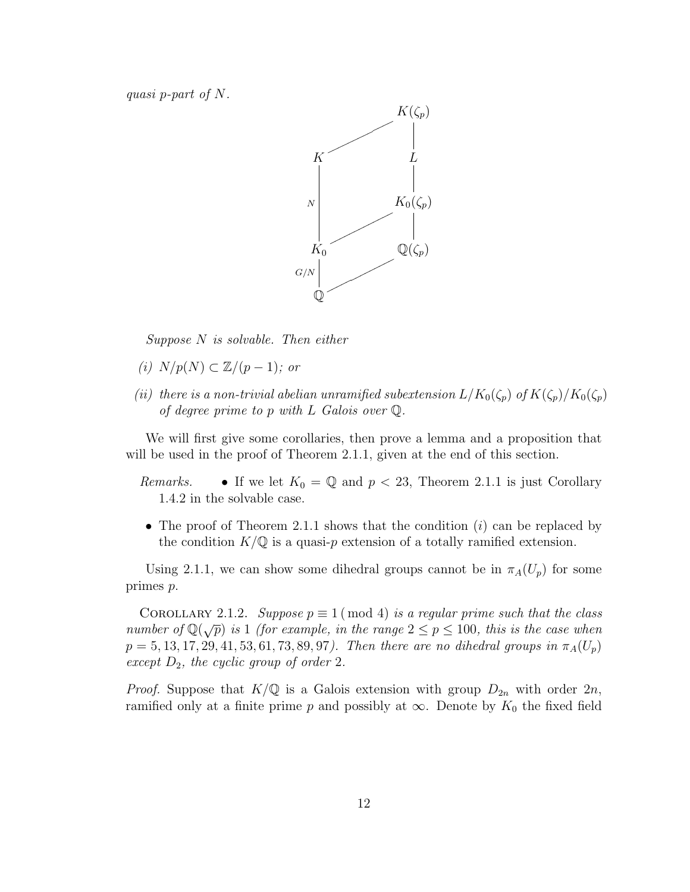*quasi p-part of N.*

$$
\begin{array}{ccc}
 & & K(\zeta_p) \\
 & \diagup & | \\
K & & L \\
| {\scriptstyle N} & & | \\
 & & K_0(\zeta_p) \\
 & \diagup & | \\
K_0 & & \mathbb{Q}(\zeta_p) \\
| {\scriptstyle G/N} & \diagup & \\
\mathbb{Q} & &
\end{array}
$$

*Suppose $N$ is solvable. Then either*

*(i) $N/p(N) \subset \mathbb{Z}/(p-1)$; or*

*(ii) there is a non-trivial abelian unramified subextension $L/K_0(\zeta_p)$ of $K(\zeta_p)/K_0(\zeta_p)$ of degree prime to $p$ with $L$ Galois over $\mathbb{Q}$.*

We will first give some corollaries, then prove a lemma and a proposition that will be used in the proof of Theorem 2.1.1, given at the end of this section.

*Remarks.*

- If we let $K_0 = \mathbb{Q}$ and $p < 23$, Theorem 2.1.1 is just Corollary 1.4.2 in the solvable case.
- The proof of Theorem 2.1.1 shows that the condition $(i)$ can be replaced by the condition $K/\mathbb{Q}$ is a quasi-$p$ extension of a totally ramified extension.

Using 2.1.1, we can show some dihedral groups cannot be in $\pi_A(U_p)$ for some primes $p$.

COROLLARY 2.1.2. *Suppose $p \equiv 1 \pmod 4$ is a regular prime such that the class number of $\mathbb{Q}(\sqrt{p})$ is 1 (for example, in the range $2 \le p \le 100$, this is the case when $p = 5, 13, 17, 29, 41, 53, 61, 73, 89, 97$). Then there are no dihedral groups in $\pi_A(U_p)$ except $D_2$, the cyclic group of order 2.*

*Proof.* Suppose that $K/\mathbb{Q}$ is a Galois extension with group $D_{2n}$ with order $2n$, ramified only at a finite prime $p$ and possibly at $\infty$. Denote by $K_0$ the fixed field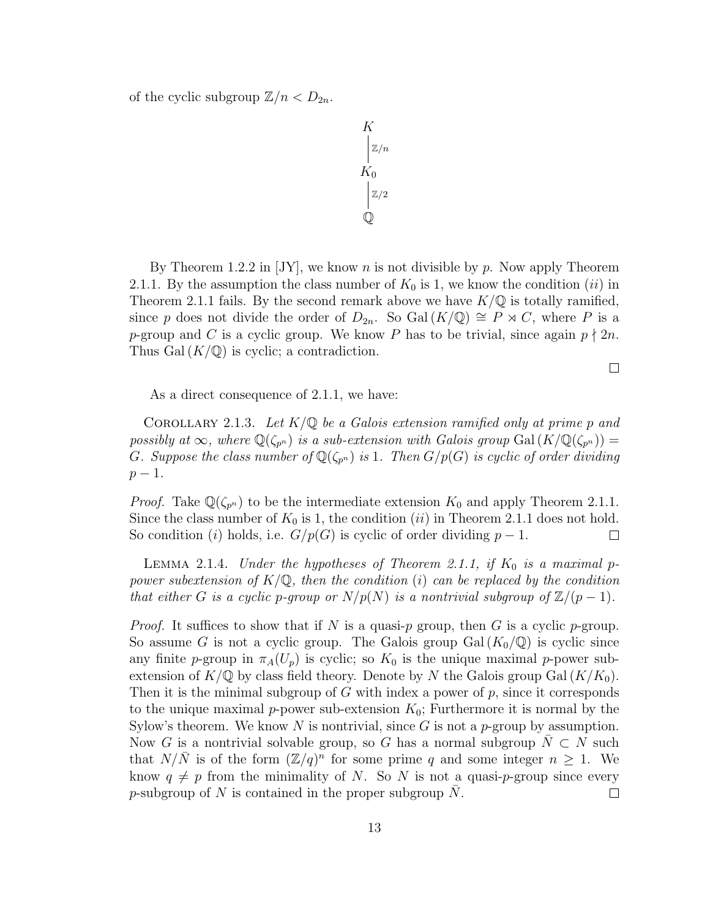of the cyclic subgroup $\mathbb{Z}/n < D_{2n}$.

$$
\begin{array}{c}
K \\
\Big| {\scriptstyle \mathbb{Z}/n} \\
K_0 \\
\Big| {\scriptstyle \mathbb{Z}/2} \\
\mathbb{Q}
\end{array}
$$

By Theorem 1.2.2 in [JY], we know $n$ is not divisible by $p$. Now apply Theorem 2.1.1. By the assumption the class number of $K_0$ is 1, we know the condition $(ii)$ in Theorem 2.1.1 fails. By the second remark above we have $K/\mathbb{Q}$ is totally ramified, since $p$ does not divide the order of $D_{2n}$. So $\mathrm{Gal}\,(K/\mathbb{Q}) \cong P \rtimes C$, where $P$ is a $p$-group and $C$ is a cyclic group. We know $P$ has to be trivial, since again $p \nmid 2n$. Thus $\mathrm{Gal}\,(K/\mathbb{Q})$ is cyclic; a contradiction. ∎

As a direct consequence of 2.1.1, we have:

Corollary 2.1.3. *Let $K/\mathbb{Q}$ be a Galois extension ramified only at prime $p$ and possibly at $\infty$, where $\mathbb{Q}(\zeta_{p^n})$ is a sub-extension with Galois group $\mathrm{Gal}\,(K/\mathbb{Q}(\zeta_{p^n})) = G$. Suppose the class number of $\mathbb{Q}(\zeta_{p^n})$ is 1. Then $G/p(G)$ is cyclic of order dividing $p-1$.*

*Proof.* Take $\mathbb{Q}(\zeta_{p^n})$ to be the intermediate extension $K_0$ and apply Theorem 2.1.1. Since the class number of $K_0$ is 1, the condition $(ii)$ in Theorem 2.1.1 does not hold. So condition $(i)$ holds, i.e. $G/p(G)$ is cyclic of order dividing $p-1$. ∎

Lemma 2.1.4. *Under the hypotheses of Theorem 2.1.1, if $K_0$ is a maximal $p$-power subextension of $K/\mathbb{Q}$, then the condition $(i)$ can be replaced by the condition that either $G$ is a cyclic $p$-group or $N/p(N)$ is a nontrivial subgroup of $\mathbb{Z}/(p-1)$.*

*Proof.* It suffices to show that if $N$ is a quasi-$p$ group, then $G$ is a cyclic $p$-group. So assume $G$ is not a cyclic group. The Galois group $\mathrm{Gal}\,(K_0/\mathbb{Q})$ is cyclic since any finite $p$-group in $\pi_A(U_p)$ is cyclic; so $K_0$ is the unique maximal $p$-power subextension of $K/\mathbb{Q}$ by class field theory. Denote by $N$ the Galois group $\mathrm{Gal}\,(K/K_0)$. Then it is the minimal subgroup of $G$ with index a power of $p$, since it corresponds to the unique maximal $p$-power sub-extension $K_0$; Furthermore it is normal by the Sylow's theorem. We know $N$ is nontrivial, since $G$ is not a $p$-group by assumption. Now $G$ is a nontrivial solvable group, so $G$ has a normal subgroup $\bar{N} \subset N$ such that $N/\bar{N}$ is of the form $(\mathbb{Z}/q)^n$ for some prime $q$ and some integer $n \geq 1$. We know $q \neq p$ from the minimality of $N$. So $N$ is not a quasi-$p$-group since every $p$-subgroup of $N$ is contained in the proper subgroup $\bar{N}$. ∎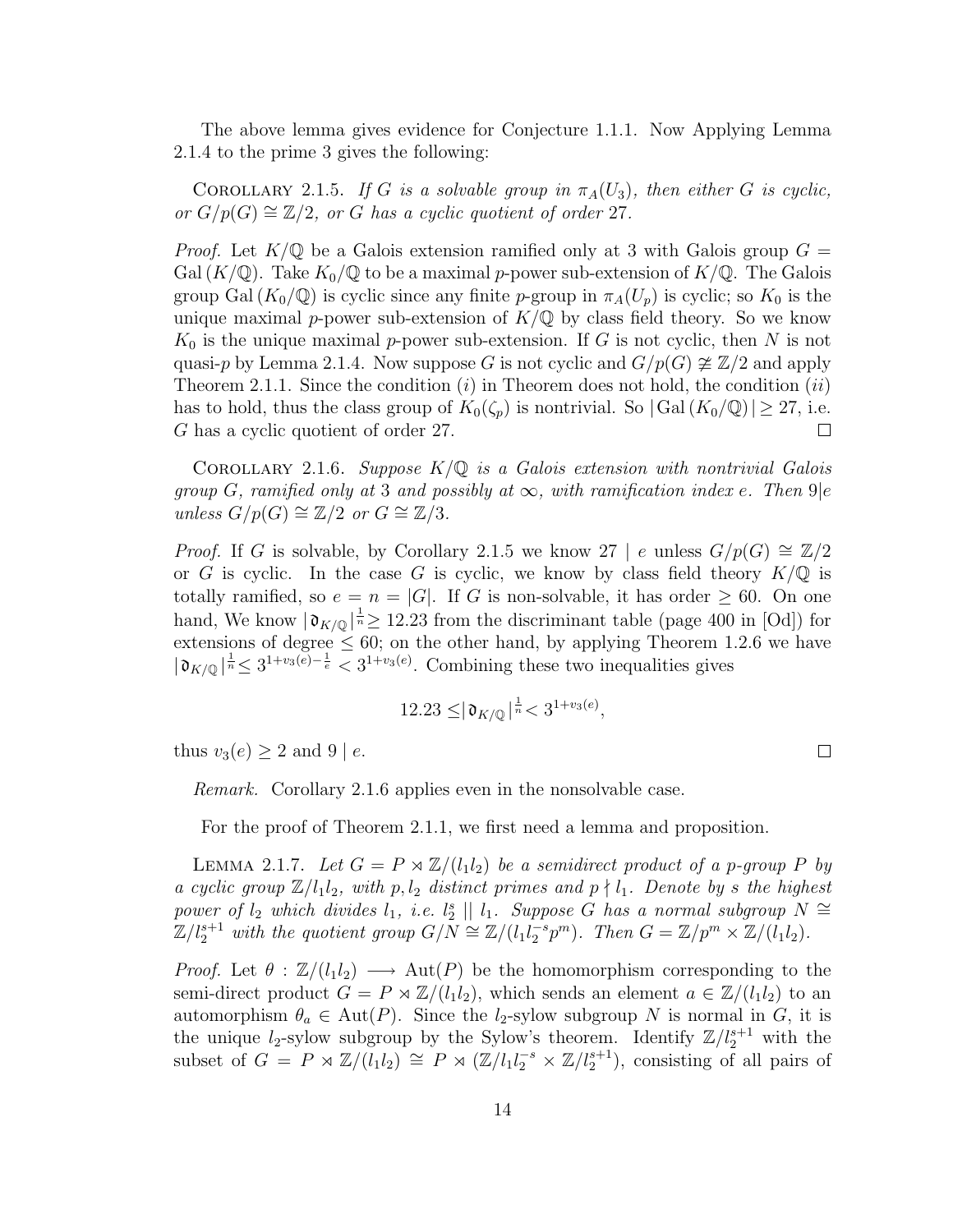The above lemma gives evidence for Conjecture 1.1.1. Now Applying Lemma 2.1.4 to the prime 3 gives the following:

Corollary 2.1.5. *If $G$ is a solvable group in $\pi_A(U_3)$, then either $G$ is cyclic, or $G/p(G) \cong \mathbb{Z}/2$, or $G$ has a cyclic quotient of order 27.*

*Proof.* Let $K/\mathbb{Q}$ be a Galois extension ramified only at 3 with Galois group $G = \mathrm{Gal}\,(K/\mathbb{Q})$. Take $K_0/\mathbb{Q}$ to be a maximal $p$-power sub-extension of $K/\mathbb{Q}$. The Galois group $\mathrm{Gal}\,(K_0/\mathbb{Q})$ is cyclic since any finite $p$-group in $\pi_A(U_p)$ is cyclic; so $K_0$ is the unique maximal $p$-power sub-extension of $K/\mathbb{Q}$ by class field theory. So we know $K_0$ is the unique maximal $p$-power sub-extension. If $G$ is not cyclic, then $N$ is not quasi-$p$ by Lemma 2.1.4. Now suppose $G$ is not cyclic and $G/p(G) \ncong \mathbb{Z}/2$ and apply Theorem 2.1.1. Since the condition $(i)$ in Theorem does not hold, the condition $(ii)$ has to hold, thus the class group of $K_0(\zeta_p)$ is nontrivial. So $|\mathrm{Gal}\,(K_0/\mathbb{Q})| \geq 27$, i.e. $G$ has a cyclic quotient of order 27. □

Corollary 2.1.6. *Suppose $K/\mathbb{Q}$ is a Galois extension with nontrivial Galois group $G$, ramified only at 3 and possibly at $\infty$, with ramification index $e$. Then $9|e$ unless $G/p(G) \cong \mathbb{Z}/2$ or $G \cong \mathbb{Z}/3$.*

*Proof.* If $G$ is solvable, by Corollary 2.1.5 we know $27 \mid e$ unless $G/p(G) \cong \mathbb{Z}/2$ or $G$ is cyclic. In the case $G$ is cyclic, we know by class field theory $K/\mathbb{Q}$ is totally ramified, so $e = n = |G|$. If $G$ is non-solvable, it has order $\geq 60$. On one hand, We know $|\mathfrak{d}_{K/\mathbb{Q}}|^{\frac{1}{n}} \geq 12.23$ from the discriminant table (page 400 in [Od]) for extensions of degree $\leq 60$; on the other hand, by applying Theorem 1.2.6 we have $|\mathfrak{d}_{K/\mathbb{Q}}|^{\frac{1}{n}} \leq 3^{1+v_3(e)-\frac{1}{e}} < 3^{1+v_3(e)}$. Combining these two inequalities gives

$$12.23 \leq |\mathfrak{d}_{K/\mathbb{Q}}|^{\frac{1}{n}} < 3^{1+v_3(e)},$$

thus $v_3(e) \geq 2$ and $9 \mid e$. □

*Remark.* Corollary 2.1.6 applies even in the nonsolvable case.

For the proof of Theorem 2.1.1, we first need a lemma and proposition.

Lemma 2.1.7. *Let $G = P \rtimes \mathbb{Z}/(l_1 l_2)$ be a semidirect product of a $p$-group $P$ by a cyclic group $\mathbb{Z}/l_1 l_2$, with $p, l_2$ distinct primes and $p \nmid l_1$. Denote by $s$ the highest power of $l_2$ which divides $l_1$, i.e. $l_2^s \mid\mid l_1$. Suppose $G$ has a normal subgroup $N \cong \mathbb{Z}/l_2^{s+1}$ with the quotient group $G/N \cong \mathbb{Z}/(l_1 l_2^{-s} p^m)$. Then $G = \mathbb{Z}/p^m \times \mathbb{Z}/(l_1 l_2)$.*

*Proof.* Let $\theta : \mathbb{Z}/(l_1 l_2) \longrightarrow \mathrm{Aut}(P)$ be the homomorphism corresponding to the semi-direct product $G = P \rtimes \mathbb{Z}/(l_1 l_2)$, which sends an element $a \in \mathbb{Z}/(l_1 l_2)$ to an automorphism $\theta_a \in \mathrm{Aut}(P)$. Since the $l_2$-sylow subgroup $N$ is normal in $G$, it is the unique $l_2$-sylow subgroup by the Sylow's theorem. Identify $\mathbb{Z}/l_2^{s+1}$ with the subset of $G = P \rtimes \mathbb{Z}/(l_1 l_2) \cong P \rtimes (\mathbb{Z}/l_1 l_2^{-s} \times \mathbb{Z}/l_2^{s+1})$, consisting of all pairs of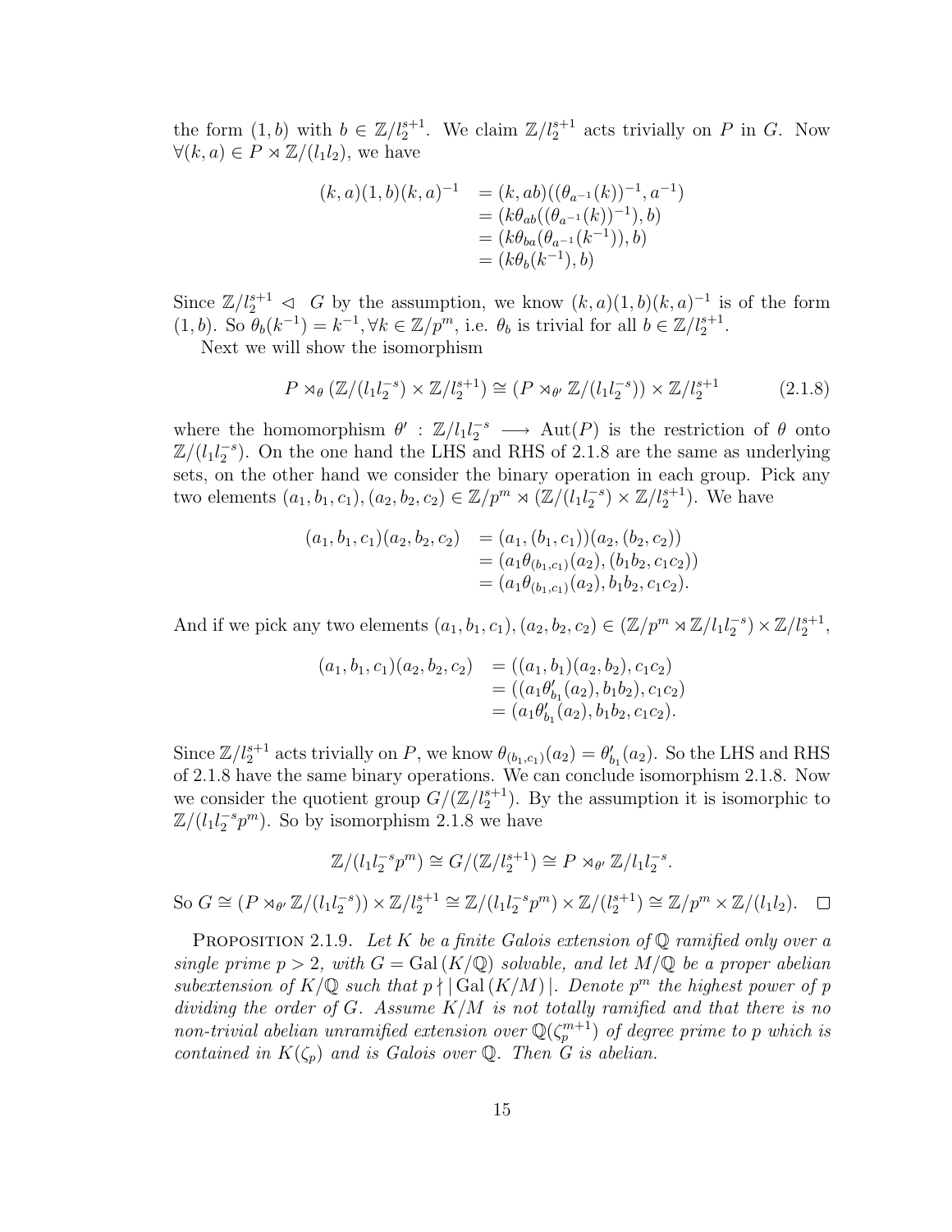the form $(1, b)$ with $b \in \mathbb{Z}/l_2^{s+1}$. We claim $\mathbb{Z}/l_2^{s+1}$ acts trivially on $P$ in $G$. Now $\forall (k, a) \in P \rtimes \mathbb{Z}/(l_1 l_2)$, we have

$$\begin{aligned} (k,a)(1,b)(k,a)^{-1} &= (k, ab)((\theta_{a^{-1}}(k))^{-1}, a^{-1}) \\ &= (k\theta_{ab}((\theta_{a^{-1}}(k))^{-1}), b) \\ &= (k\theta_{ba}(\theta_{a^{-1}}(k^{-1})), b) \\ &= (k\theta_b(k^{-1}), b) \end{aligned}$$

Since $\mathbb{Z}/l_2^{s+1} \lhd G$ by the assumption, we know $(k, a)(1, b)(k, a)^{-1}$ is of the form $(1, b)$. So $\theta_b(k^{-1}) = k^{-1}, \forall k \in \mathbb{Z}/p^m$, i.e. $\theta_b$ is trivial for all $b \in \mathbb{Z}/l_2^{s+1}$.

Next we will show the isomorphism

$$P \rtimes_\theta (\mathbb{Z}/(l_1 l_2^{-s}) \times \mathbb{Z}/l_2^{s+1}) \cong (P \rtimes_{\theta'} \mathbb{Z}/(l_1 l_2^{-s})) \times \mathbb{Z}/l_2^{s+1} \tag{2.1.8}$$

where the homomorphism $\theta' : \mathbb{Z}/l_1 l_2^{-s} \longrightarrow \mathrm{Aut}(P)$ is the restriction of $\theta$ onto $\mathbb{Z}/(l_1 l_2^{-s})$. On the one hand the LHS and RHS of 2.1.8 are the same as underlying sets, on the other hand we consider the binary operation in each group. Pick any two elements $(a_1, b_1, c_1), (a_2, b_2, c_2) \in \mathbb{Z}/p^m \rtimes (\mathbb{Z}/(l_1 l_2^{-s}) \times \mathbb{Z}/l_2^{s+1})$. We have

$$\begin{aligned} (a_1, b_1, c_1)(a_2, b_2, c_2) &= (a_1, (b_1, c_1))(a_2, (b_2, c_2)) \\ &= (a_1\theta_{(b_1,c_1)}(a_2), (b_1 b_2, c_1 c_2)) \\ &= (a_1\theta_{(b_1,c_1)}(a_2), b_1 b_2, c_1 c_2). \end{aligned}$$

And if we pick any two elements $(a_1, b_1, c_1), (a_2, b_2, c_2) \in (\mathbb{Z}/p^m \rtimes \mathbb{Z}/l_1 l_2^{-s}) \times \mathbb{Z}/l_2^{s+1}$,

$$\begin{aligned} (a_1, b_1, c_1)(a_2, b_2, c_2) &= ((a_1, b_1)(a_2, b_2), c_1 c_2) \\ &= ((a_1\theta'_{b_1}(a_2), b_1 b_2), c_1 c_2) \\ &= (a_1\theta'_{b_1}(a_2), b_1 b_2, c_1 c_2). \end{aligned}$$

Since $\mathbb{Z}/l_2^{s+1}$ acts trivially on $P$, we know $\theta_{(b_1,c_1)}(a_2) = \theta'_{b_1}(a_2)$. So the LHS and RHS of 2.1.8 have the same binary operations. We can conclude isomorphism 2.1.8. Now we consider the quotient group $G/(\mathbb{Z}/l_2^{s+1})$. By the assumption it is isomorphic to $\mathbb{Z}/(l_1 l_2^{-s} p^m)$. So by isomorphism 2.1.8 we have

$$\mathbb{Z}/(l_1 l_2^{-s} p^m) \cong G/(\mathbb{Z}/l_2^{s+1}) \cong P \rtimes_{\theta'} \mathbb{Z}/l_1 l_2^{-s}.$$

So $G \cong (P \rtimes_{\theta'} \mathbb{Z}/(l_1 l_2^{-s})) \times \mathbb{Z}/l_2^{s+1} \cong \mathbb{Z}/(l_1 l_2^{-s} p^m) \times \mathbb{Z}/(l_2^{s+1}) \cong \mathbb{Z}/p^m \times \mathbb{Z}/(l_1 l_2)$. $\square$

PROPOSITION 2.1.9. *Let $K$ be a finite Galois extension of $\mathbb{Q}$ ramified only over a single prime $p > 2$, with $G = \mathrm{Gal}\,(K/\mathbb{Q})$ solvable, and let $M/\mathbb{Q}$ be a proper abelian subextension of $K/\mathbb{Q}$ such that $p \nmid |\,\mathrm{Gal}\,(K/M)\,|$. Denote $p^m$ the highest power of $p$ dividing the order of $G$. Assume $K/M$ is not totally ramified and that there is no non-trivial abelian unramified extension over $\mathbb{Q}(\zeta_p^{m+1})$ of degree prime to $p$ which is contained in $K(\zeta_p)$ and is Galois over $\mathbb{Q}$. Then $G$ is abelian.*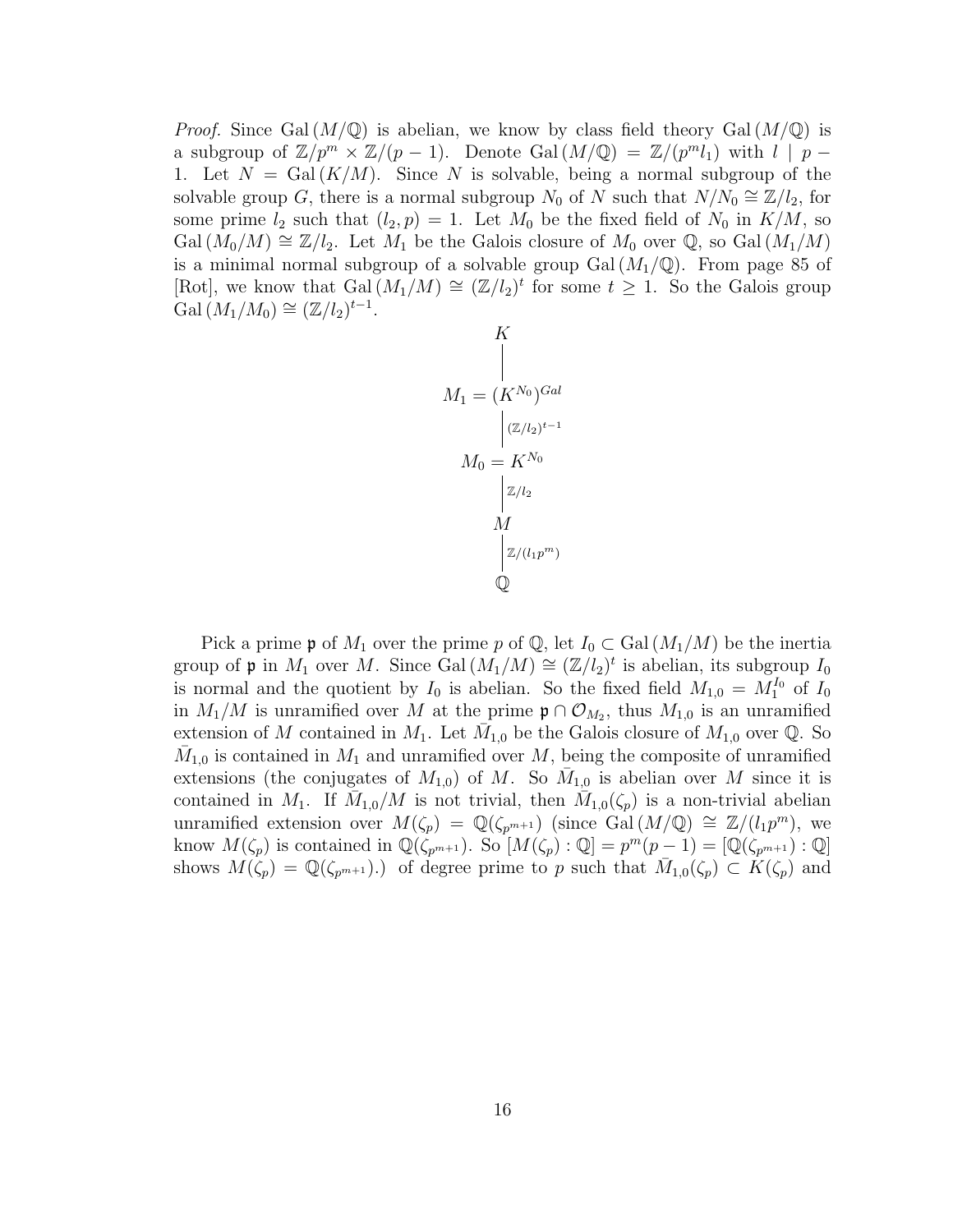*Proof.* Since $\operatorname{Gal}(M/\mathbb{Q})$ is abelian, we know by class field theory $\operatorname{Gal}(M/\mathbb{Q})$ is a subgroup of $\mathbb{Z}/p^m \times \mathbb{Z}/(p-1)$. Denote $\operatorname{Gal}(M/\mathbb{Q}) = \mathbb{Z}/(p^m l_1)$ with $l \mid p-1$. Let $N = \operatorname{Gal}(K/M)$. Since $N$ is solvable, being a normal subgroup of the solvable group $G$, there is a normal subgroup $N_0$ of $N$ such that $N/N_0 \cong \mathbb{Z}/l_2$, for some prime $l_2$ such that $(l_2, p) = 1$. Let $M_0$ be the fixed field of $N_0$ in $K/M$, so $\operatorname{Gal}(M_0/M) \cong \mathbb{Z}/l_2$. Let $M_1$ be the Galois closure of $M_0$ over $\mathbb{Q}$, so $\operatorname{Gal}(M_1/M)$ is a minimal normal subgroup of a solvable group $\operatorname{Gal}(M_1/\mathbb{Q})$. From page 85 of [Rot], we know that $\operatorname{Gal}(M_1/M) \cong (\mathbb{Z}/l_2)^t$ for some $t \geq 1$. So the Galois group $\operatorname{Gal}(M_1/M_0) \cong (\mathbb{Z}/l_2)^{t-1}$.

$$
\begin{array}{c}
K \\
\Big| \\
M_1 = (K^{N_0})^{Gal} \\
\Big| \; {\scriptstyle (\mathbb{Z}/l_2)^{t-1}} \\
M_0 = K^{N_0} \\
\Big| \; {\scriptstyle \mathbb{Z}/l_2} \\
M \\
\Big| \; {\scriptstyle \mathbb{Z}/(l_1 p^m)} \\
\mathbb{Q}
\end{array}
$$

Pick a prime $\mathfrak{p}$ of $M_1$ over the prime $p$ of $\mathbb{Q}$, let $I_0 \subset \operatorname{Gal}(M_1/M)$ be the inertia group of $\mathfrak{p}$ in $M_1$ over $M$. Since $\operatorname{Gal}(M_1/M) \cong (\mathbb{Z}/l_2)^t$ is abelian, its subgroup $I_0$ is normal and the quotient by $I_0$ is abelian. So the fixed field $M_{1,0} = M_1^{I_0}$ of $I_0$ in $M_1/M$ is unramified over $M$ at the prime $\mathfrak{p} \cap \mathcal{O}_{M_2}$, thus $M_{1,0}$ is an unramified extension of $M$ contained in $M_1$. Let $\bar{M}_{1,0}$ be the Galois closure of $M_{1,0}$ over $\mathbb{Q}$. So $\bar{M}_{1,0}$ is contained in $M_1$ and unramified over $M$, being the composite of unramified extensions (the conjugates of $M_{1,0}$) of $M$. So $\bar{M}_{1,0}$ is abelian over $M$ since it is contained in $M_1$. If $\bar{M}_{1,0}/M$ is not trivial, then $\bar{M}_{1,0}(\zeta_p)$ is a non-trivial abelian unramified extension over $M(\zeta_p) = \mathbb{Q}(\zeta_{p^{m+1}})$ (since $\operatorname{Gal}(M/\mathbb{Q}) \cong \mathbb{Z}/(l_1 p^m)$, we know $M(\zeta_p)$ is contained in $\mathbb{Q}(\zeta_{p^{m+1}})$. So $[M(\zeta_p) : \mathbb{Q}] = p^m(p-1) = [\mathbb{Q}(\zeta_{p^{m+1}}) : \mathbb{Q}]$ shows $M(\zeta_p) = \mathbb{Q}(\zeta_{p^{m+1}})$.) of degree prime to $p$ such that $\bar{M}_{1,0}(\zeta_p) \subset K(\zeta_p)$ and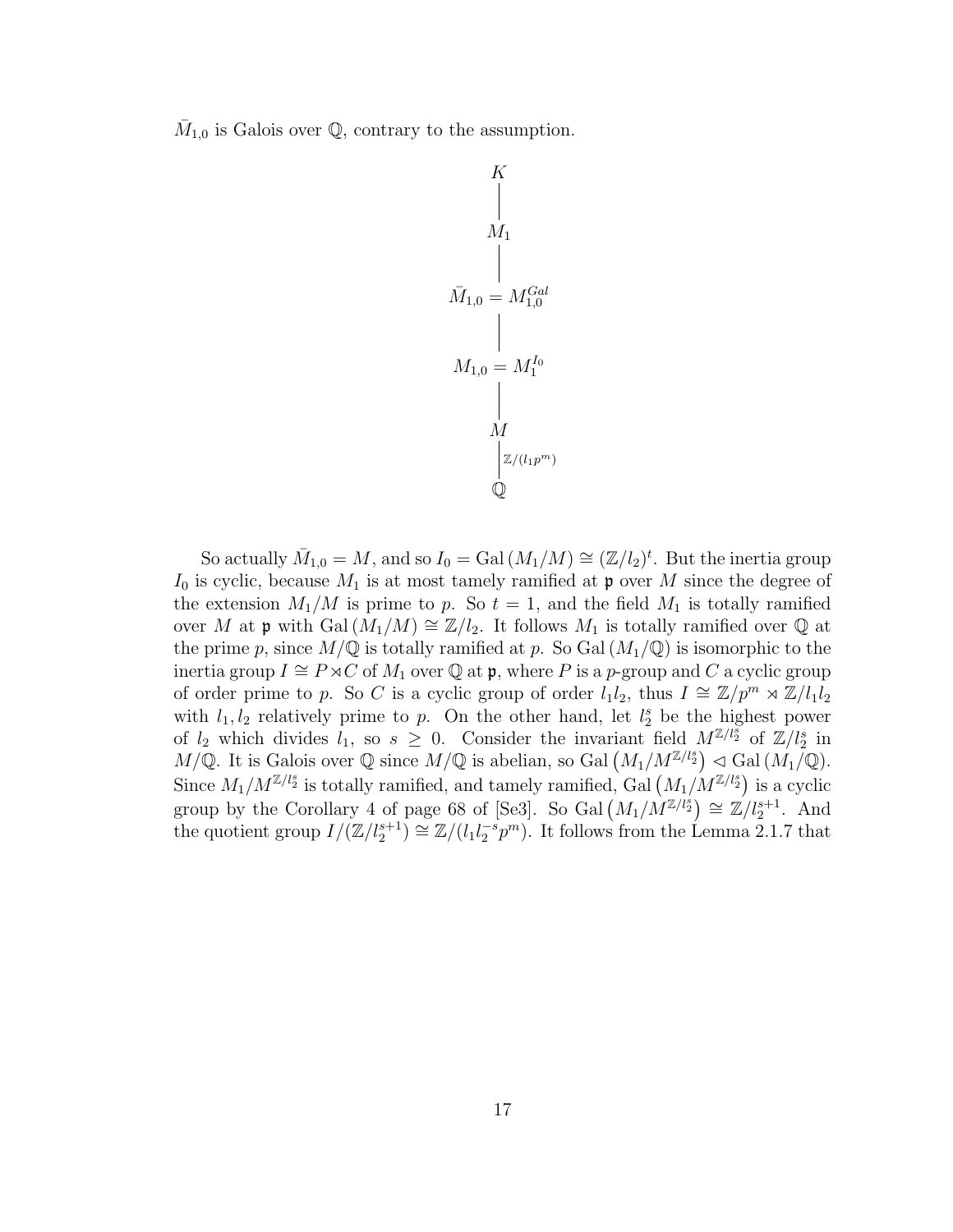$\bar{M}_{1,0}$ is Galois over $\mathbb{Q}$, contrary to the assumption.

$$
\begin{array}{c}
K \\
| \\
M_1 \\
| \\
\bar{M}_{1,0} = M_{1,0}^{Gal} \\
| \\
M_{1,0} = M_1^{I_0} \\
| \\
M \\
|\ \mathbb{Z}/(l_1 p^m) \\
\mathbb{Q}
\end{array}
$$

So actually $\bar{M}_{1,0} = M$, and so $I_0 = \mathrm{Gal}\,(M_1/M) \cong (\mathbb{Z}/l_2)^t$. But the inertia group $I_0$ is cyclic, because $M_1$ is at most tamely ramified at $\mathfrak{p}$ over $M$ since the degree of the extension $M_1/M$ is prime to $p$. So $t = 1$, and the field $M_1$ is totally ramified over $M$ at $\mathfrak{p}$ with $\mathrm{Gal}\,(M_1/M) \cong \mathbb{Z}/l_2$. It follows $M_1$ is totally ramified over $\mathbb{Q}$ at the prime $p$, since $M/\mathbb{Q}$ is totally ramified at $p$. So $\mathrm{Gal}\,(M_1/\mathbb{Q})$ is isomorphic to the inertia group $I \cong P \rtimes C$ of $M_1$ over $\mathbb{Q}$ at $\mathfrak{p}$, where $P$ is a $p$-group and $C$ a cyclic group of order prime to $p$. So $C$ is a cyclic group of order $l_1 l_2$, thus $I \cong \mathbb{Z}/p^m \rtimes \mathbb{Z}/l_1 l_2$ with $l_1, l_2$ relatively prime to $p$. On the other hand, let $l_2^s$ be the highest power of $l_2$ which divides $l_1$, so $s \geq 0$. Consider the invariant field $M^{\mathbb{Z}/l_2^s}$ of $\mathbb{Z}/l_2^s$ in $M/\mathbb{Q}$. It is Galois over $\mathbb{Q}$ since $M/\mathbb{Q}$ is abelian, so $\mathrm{Gal}\left(M_1/M^{\mathbb{Z}/l_2^s}\right) \lhd \mathrm{Gal}\,(M_1/\mathbb{Q})$. Since $M_1/M^{\mathbb{Z}/l_2^s}$ is totally ramified, and tamely ramified, $\mathrm{Gal}\left(M_1/M^{\mathbb{Z}/l_2^s}\right)$ is a cyclic group by the Corollary 4 of page 68 of [Se3]. So $\mathrm{Gal}\left(M_1/M^{\mathbb{Z}/l_2^s}\right) \cong \mathbb{Z}/l_2^{s+1}$. And the quotient group $I/(\mathbb{Z}/l_2^{s+1}) \cong \mathbb{Z}/(l_1 l_2^{-s} p^m)$. It follows from the Lemma 2.1.7 that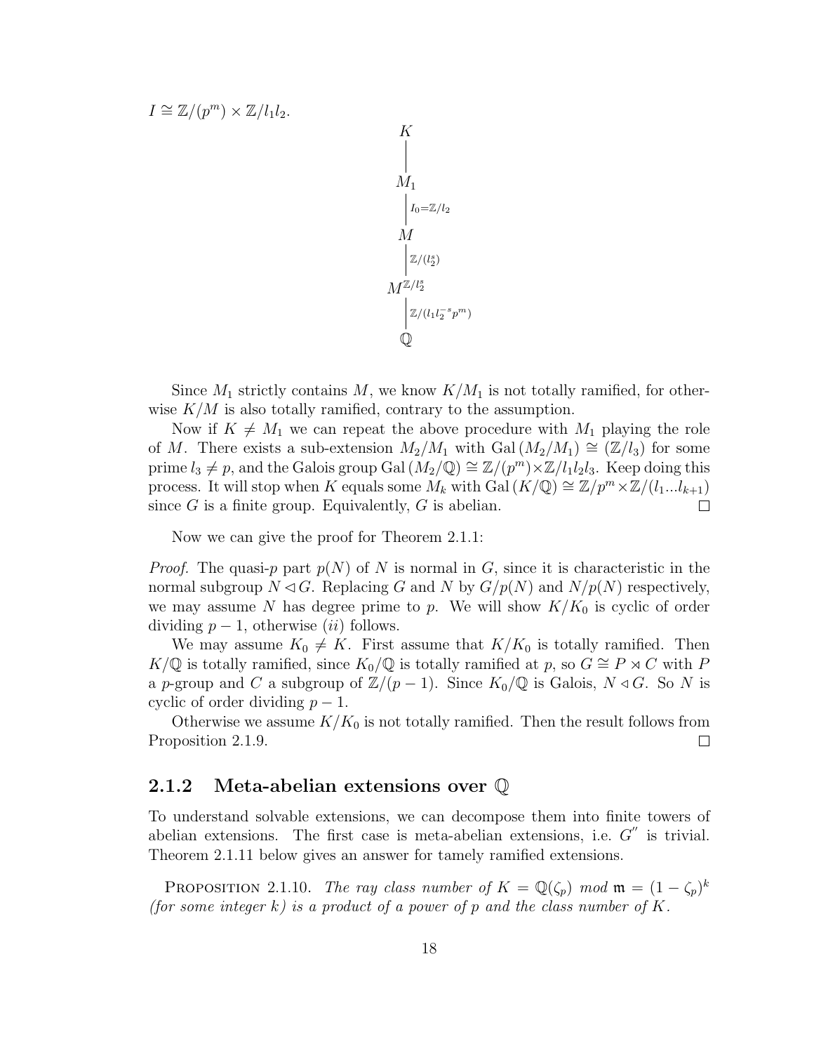$I \cong \mathbb{Z}/(p^m) \times \mathbb{Z}/l_1 l_2$.

$$
\begin{array}{c}
K \\
| \\
M_1 \\
|\; {\scriptstyle I_0 = \mathbb{Z}/l_2} \\
M \\
|\; {\scriptstyle \mathbb{Z}/(l_2^s)} \\
M^{\mathbb{Z}/l_2^s} \\
|\; {\scriptstyle \mathbb{Z}/(l_1 l_2^{-s} p^m)} \\
\mathbb{Q}
\end{array}
$$

Since $M_1$ strictly contains $M$, we know $K/M_1$ is not totally ramified, for otherwise $K/M$ is also totally ramified, contrary to the assumption.

Now if $K \neq M_1$ we can repeat the above procedure with $M_1$ playing the role of $M$. There exists a sub-extension $M_2/M_1$ with $\mathrm{Gal}\,(M_2/M_1) \cong (\mathbb{Z}/l_3)$ for some prime $l_3 \neq p$, and the Galois group $\mathrm{Gal}\,(M_2/\mathbb{Q}) \cong \mathbb{Z}/(p^m) \times \mathbb{Z}/l_1 l_2 l_3$. Keep doing this process. It will stop when $K$ equals some $M_k$ with $\mathrm{Gal}\,(K/\mathbb{Q}) \cong \mathbb{Z}/p^m \times \mathbb{Z}/(l_1 ... l_{k+1})$ since $G$ is a finite group. Equivalently, $G$ is abelian. □

Now we can give the proof for Theorem 2.1.1:

*Proof.* The quasi-$p$ part $p(N)$ of $N$ is normal in $G$, since it is characteristic in the normal subgroup $N \lhd G$. Replacing $G$ and $N$ by $G/p(N)$ and $N/p(N)$ respectively, we may assume $N$ has degree prime to $p$. We will show $K/K_0$ is cyclic of order dividing $p-1$, otherwise $(ii)$ follows.

We may assume $K_0 \neq K$. First assume that $K/K_0$ is totally ramified. Then $K/\mathbb{Q}$ is totally ramified, since $K_0/\mathbb{Q}$ is totally ramified at $p$, so $G \cong P \rtimes C$ with $P$ a $p$-group and $C$ a subgroup of $\mathbb{Z}/(p-1)$. Since $K_0/\mathbb{Q}$ is Galois, $N \lhd G$. So $N$ is cyclic of order dividing $p-1$.

Otherwise we assume $K/K_0$ is not totally ramified. Then the result follows from Proposition 2.1.9. □

### 2.1.2 Meta-abelian extensions over $\mathbb{Q}$

To understand solvable extensions, we can decompose them into finite towers of abelian extensions. The first case is meta-abelian extensions, i.e. $G''$ is trivial. Theorem 2.1.11 below gives an answer for tamely ramified extensions.

PROPOSITION 2.1.10. *The ray class number of $K = \mathbb{Q}(\zeta_p)$ mod $\mathfrak{m} = (1-\zeta_p)^k$ (for some integer $k$) is a product of a power of $p$ and the class number of $K$.*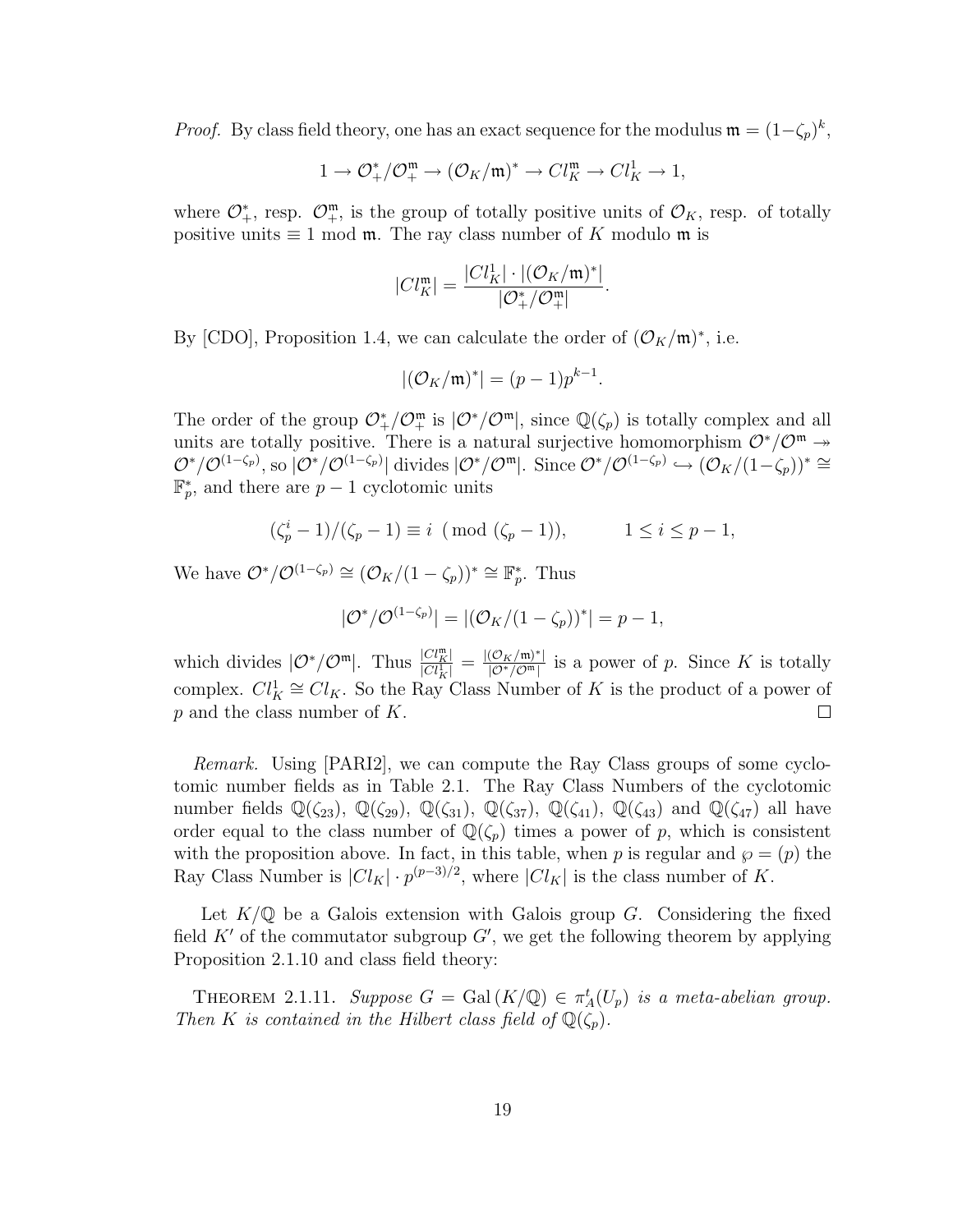*Proof.* By class field theory, one has an exact sequence for the modulus $\mathfrak{m} = (1-\zeta_p)^k$,

$$1 \to \mathcal{O}_+^*/\mathcal{O}_+^{\mathfrak{m}} \to (\mathcal{O}_K/\mathfrak{m})^* \to Cl_K^{\mathfrak{m}} \to Cl_K^1 \to 1,$$

where $\mathcal{O}_+^*$, resp. $\mathcal{O}_+^{\mathfrak{m}}$, is the group of totally positive units of $\mathcal{O}_K$, resp. of totally positive units $\equiv 1 \bmod \mathfrak{m}$. The ray class number of $K$ modulo $\mathfrak{m}$ is

$$|Cl_K^{\mathfrak{m}}| = \frac{|Cl_K^1| \cdot |(\mathcal{O}_K/\mathfrak{m})^*|}{|\mathcal{O}_+^*/\mathcal{O}_+^{\mathfrak{m}}|}.$$

By [CDO], Proposition 1.4, we can calculate the order of $(\mathcal{O}_K/\mathfrak{m})^*$, i.e.

$$|(\mathcal{O}_K/\mathfrak{m})^*| = (p-1)p^{k-1}.$$

The order of the group $\mathcal{O}_+^*/\mathcal{O}_+^{\mathfrak{m}}$ is $|\mathcal{O}^*/\mathcal{O}^{\mathfrak{m}}|$, since $\mathbb{Q}(\zeta_p)$ is totally complex and all units are totally positive. There is a natural surjective homomorphism $\mathcal{O}^*/\mathcal{O}^{\mathfrak{m}} \twoheadrightarrow \mathcal{O}^*/\mathcal{O}^{(1-\zeta_p)}$, so $|\mathcal{O}^*/\mathcal{O}^{(1-\zeta_p)}|$ divides $|\mathcal{O}^*/\mathcal{O}^{\mathfrak{m}}|$. Since $\mathcal{O}^*/\mathcal{O}^{(1-\zeta_p)} \hookrightarrow (\mathcal{O}_K/(1-\zeta_p))^* \cong \mathbb{F}_p^*$, and there are $p-1$ cyclotomic units

$$(\zeta_p^i - 1)/(\zeta_p - 1) \equiv i \pmod{(\zeta_p - 1)}, \qquad 1 \le i \le p-1,$$

We have $\mathcal{O}^*/\mathcal{O}^{(1-\zeta_p)} \cong (\mathcal{O}_K/(1-\zeta_p))^* \cong \mathbb{F}_p^*$. Thus

$$|\mathcal{O}^*/\mathcal{O}^{(1-\zeta_p)}| = |(\mathcal{O}_K/(1-\zeta_p))^*| = p-1,$$

which divides $|\mathcal{O}^*/\mathcal{O}^{\mathfrak{m}}|$. Thus $\frac{|Cl_K^{\mathfrak{m}}|}{|Cl_K^1|} = \frac{|(\mathcal{O}_K/\mathfrak{m})^*|}{|\mathcal{O}^*/\mathcal{O}^{\mathfrak{m}}|}$ is a power of $p$. Since $K$ is totally complex. $Cl_K^1 \cong Cl_K$. So the Ray Class Number of $K$ is the product of a power of $p$ and the class number of $K$. $\square$

*Remark.* Using [PARI2], we can compute the Ray Class groups of some cyclotomic number fields as in Table 2.1. The Ray Class Numbers of the cyclotomic number fields $\mathbb{Q}(\zeta_{23})$, $\mathbb{Q}(\zeta_{29})$, $\mathbb{Q}(\zeta_{31})$, $\mathbb{Q}(\zeta_{37})$, $\mathbb{Q}(\zeta_{41})$, $\mathbb{Q}(\zeta_{43})$ and $\mathbb{Q}(\zeta_{47})$ all have order equal to the class number of $\mathbb{Q}(\zeta_p)$ times a power of $p$, which is consistent with the proposition above. In fact, in this table, when $p$ is regular and $\wp = (p)$ the Ray Class Number is $|Cl_K| \cdot p^{(p-3)/2}$, where $|Cl_K|$ is the class number of $K$.

Let $K/\mathbb{Q}$ be a Galois extension with Galois group $G$. Considering the fixed field $K'$ of the commutator subgroup $G'$, we get the following theorem by applying Proposition 2.1.10 and class field theory:

THEOREM 2.1.11. *Suppose $G = \mathrm{Gal}(K/\mathbb{Q}) \in \pi_A^t(U_p)$ is a meta-abelian group. Then $K$ is contained in the Hilbert class field of $\mathbb{Q}(\zeta_p)$.*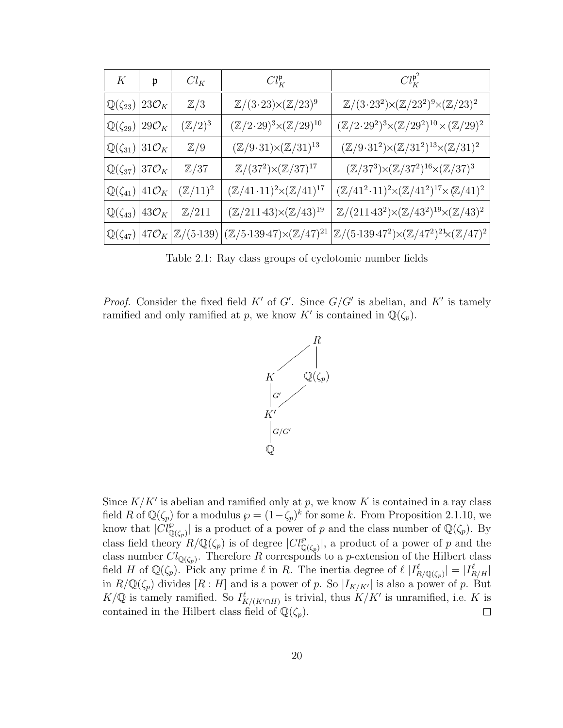| $K$ | $\mathfrak{p}$ | $Cl_K$ | $Cl_K^{\mathfrak{p}}$ | $Cl_K^{\mathfrak{p}^2}$ |
|---|---|---|---|---|
| $\mathbb{Q}(\zeta_{23})$ | $23\mathcal{O}_K$ | $\mathbb{Z}/3$ | $\mathbb{Z}/(3\cdot 23)\times(\mathbb{Z}/23)^9$ | $\mathbb{Z}/(3\cdot 23^2)\times(\mathbb{Z}/23^2)^9\times(\mathbb{Z}/23)^2$ |
| $\mathbb{Q}(\zeta_{29})$ | $29\mathcal{O}_K$ | $(\mathbb{Z}/2)^3$ | $(\mathbb{Z}/2\cdot 29)^3\times(\mathbb{Z}/29)^{10}$ | $(\mathbb{Z}/2\cdot 29^2)^3\times(\mathbb{Z}/29^2)^{10}\times(\mathbb{Z}/29)^2$ |
| $\mathbb{Q}(\zeta_{31})$ | $31\mathcal{O}_K$ | $\mathbb{Z}/9$ | $(\mathbb{Z}/9\cdot 31)\times(\mathbb{Z}/31)^{13}$ | $(\mathbb{Z}/9\cdot 31^2)\times(\mathbb{Z}/31^2)^{13}\times(\mathbb{Z}/31)^2$ |
| $\mathbb{Q}(\zeta_{37})$ | $37\mathcal{O}_K$ | $\mathbb{Z}/37$ | $\mathbb{Z}/(37^2)\times(\mathbb{Z}/37)^{17}$ | $(\mathbb{Z}/37^3)\times(\mathbb{Z}/37^2)^{16}\times(\mathbb{Z}/37)^3$ |
| $\mathbb{Q}(\zeta_{41})$ | $41\mathcal{O}_K$ | $(\mathbb{Z}/11)^2$ | $(\mathbb{Z}/41\cdot 11)^2\times(\mathbb{Z}/41)^{17}$ | $(\mathbb{Z}/41^2\cdot 11)^2\times(\mathbb{Z}/41^2)^{17}\times(\mathbb{Z}/41)^2$ |
| $\mathbb{Q}(\zeta_{43})$ | $43\mathcal{O}_K$ | $\mathbb{Z}/211$ | $(\mathbb{Z}/211\cdot 43)\times(\mathbb{Z}/43)^{19}$ | $\mathbb{Z}/(211\cdot 43^2)\times(\mathbb{Z}/43^2)^{19}\times(\mathbb{Z}/43)^2$ |
| $\mathbb{Q}(\zeta_{47})$ | $47\mathcal{O}_K$ | $\mathbb{Z}/(5\cdot 139)$ | $(\mathbb{Z}/5\cdot 139\cdot 47)\times(\mathbb{Z}/47)^{21}$ | $\mathbb{Z}/(5\cdot 139\cdot 47^2)\times(\mathbb{Z}/47^2)^{21}\times(\mathbb{Z}/47)^2$ |

Table 2.1: Ray class groups of cyclotomic number fields

*Proof.* Consider the fixed field $K'$ of $G'$. Since $G/G'$ is abelian, and $K'$ is tamely ramified and only ramified at $p$, we know $K'$ is contained in $\mathbb{Q}(\zeta_p)$.

$$
\begin{array}{ccc}
 & & R \\
 & \diagup & | \\
K & & \mathbb{Q}(\zeta_p) \\
|\,G' & \diagup & \\
K' & & \\
|\,G/G' & & \\
\mathbb{Q} & &
\end{array}
$$

Since $K/K'$ is abelian and ramified only at $p$, we know $K$ is contained in a ray class field $R$ of $\mathbb{Q}(\zeta_p)$ for a modulus $\wp = (1-\zeta_p)^k$ for some $k$. From Proposition 2.1.10, we know that $|Cl^{\wp}_{\mathbb{Q}(\zeta_p)}|$ is a product of a power of $p$ and the class number of $\mathbb{Q}(\zeta_p)$. By class field theory $R/\mathbb{Q}(\zeta_p)$ is of degree $|Cl^{\wp}_{\mathbb{Q}(\zeta_p)}|$, a product of a power of $p$ and the class number $Cl_{\mathbb{Q}(\zeta_p)}$. Therefore $R$ corresponds to a $p$-extension of the Hilbert class field $H$ of $\mathbb{Q}(\zeta_p)$. Pick any prime $\ell$ in $R$. The inertia degree of $\ell$ $|I^{\ell}_{R/\mathbb{Q}(\zeta_p)}| = |I^{\ell}_{R/H}|$ in $R/\mathbb{Q}(\zeta_p)$ divides $[R : H]$ and is a power of $p$. So $|I_{K/K'}|$ is also a power of $p$. But $K/\mathbb{Q}$ is tamely ramified. So $I^{\ell}_{K/(K'\cap H)}$ is trivial, thus $K/K'$ is unramified, i.e. $K$ is contained in the Hilbert class field of $\mathbb{Q}(\zeta_p)$. $\square$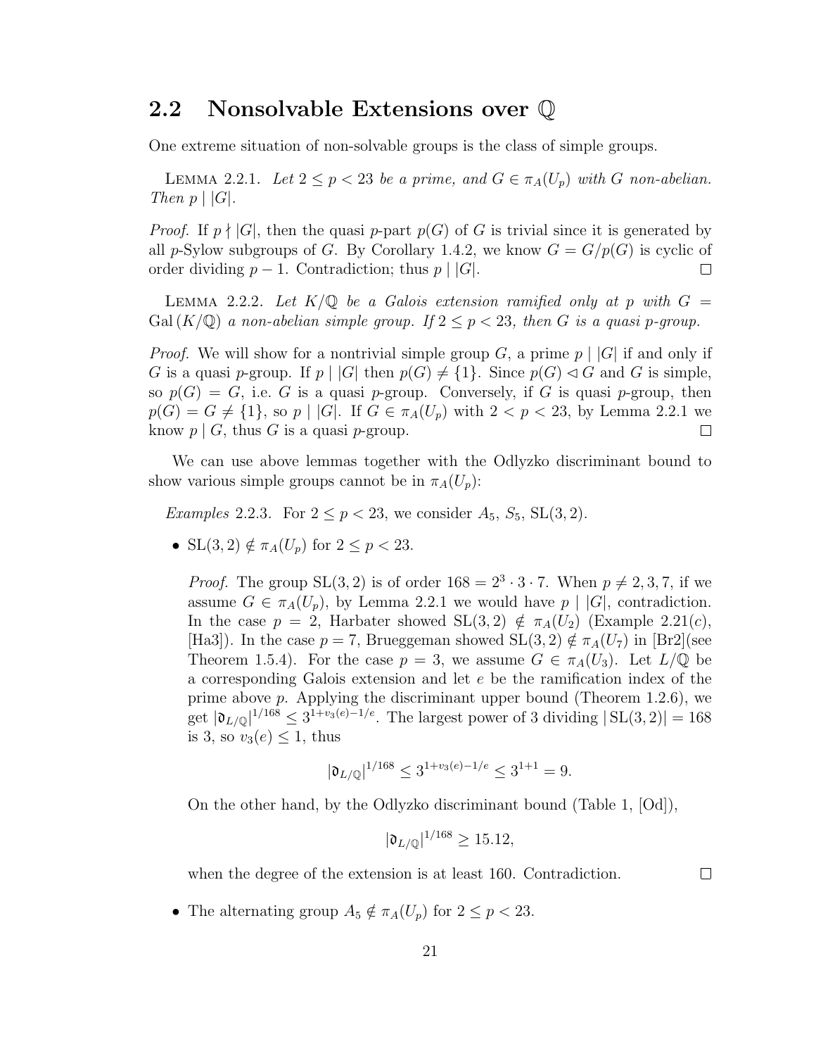## 2.2 Nonsolvable Extensions over $\mathbb{Q}$

One extreme situation of non-solvable groups is the class of simple groups.

LEMMA 2.2.1. *Let $2 \le p < 23$ be a prime, and $G \in \pi_A(U_p)$ with $G$ non-abelian. Then $p \mid |G|$.*

*Proof.* If $p \nmid |G|$, then the quasi $p$-part $p(G)$ of $G$ is trivial since it is generated by all $p$-Sylow subgroups of $G$. By Corollary 1.4.2, we know $G = G/p(G)$ is cyclic of order dividing $p - 1$. Contradiction; thus $p \mid |G|$. ∎

LEMMA 2.2.2. *Let $K/\mathbb{Q}$ be a Galois extension ramified only at $p$ with $G = \mathrm{Gal}\,(K/\mathbb{Q})$ a non-abelian simple group. If $2 \le p < 23$, then $G$ is a quasi $p$-group.*

*Proof.* We will show for a nontrivial simple group $G$, a prime $p \mid |G|$ if and only if $G$ is a quasi $p$-group. If $p \mid |G|$ then $p(G) \ne \{1\}$. Since $p(G) \lhd G$ and $G$ is simple, so $p(G) = G$, i.e. $G$ is a quasi $p$-group. Conversely, if $G$ is quasi $p$-group, then $p(G) = G \ne \{1\}$, so $p \mid |G|$. If $G \in \pi_A(U_p)$ with $2 < p < 23$, by Lemma 2.2.1 we know $p \mid G$, thus $G$ is a quasi $p$-group. ∎

We can use above lemmas together with the Odlyzko discriminant bound to show various simple groups cannot be in $\pi_A(U_p)$:

*Examples* 2.2.3. For $2 \le p < 23$, we consider $A_5$, $S_5$, $\mathrm{SL}(3, 2)$.

- $\mathrm{SL}(3, 2) \notin \pi_A(U_p)$ for $2 \le p < 23$.

  *Proof.* The group $\mathrm{SL}(3, 2)$ is of order $168 = 2^3 \cdot 3 \cdot 7$. When $p \ne 2, 3, 7$, if we assume $G \in \pi_A(U_p)$, by Lemma 2.2.1 we would have $p \mid |G|$, contradiction. In the case $p = 2$, Harbater showed $\mathrm{SL}(3, 2) \notin \pi_A(U_2)$ (Example 2.21($c$), [Ha3]). In the case $p = 7$, Brueggeman showed $\mathrm{SL}(3, 2) \notin \pi_A(U_7)$ in [Br2](see Theorem 1.5.4). For the case $p = 3$, we assume $G \in \pi_A(U_3)$. Let $L/\mathbb{Q}$ be a corresponding Galois extension and let $e$ be the ramification index of the prime above $p$. Applying the discriminant upper bound (Theorem 1.2.6), we get $|\mathfrak{d}_{L/\mathbb{Q}}|^{1/168} \le 3^{1+v_3(e)-1/e}$. The largest power of 3 dividing $|\mathrm{SL}(3, 2)| = 168$ is 3, so $v_3(e) \le 1$, thus

  $$|\mathfrak{d}_{L/\mathbb{Q}}|^{1/168} \le 3^{1+v_3(e)-1/e} \le 3^{1+1} = 9.$$

  On the other hand, by the Odlyzko discriminant bound (Table 1, [Od]),

  $$|\mathfrak{d}_{L/\mathbb{Q}}|^{1/168} \ge 15.12,$$

  when the degree of the extension is at least 160. Contradiction. ∎

- The alternating group $A_5 \notin \pi_A(U_p)$ for $2 \le p < 23$.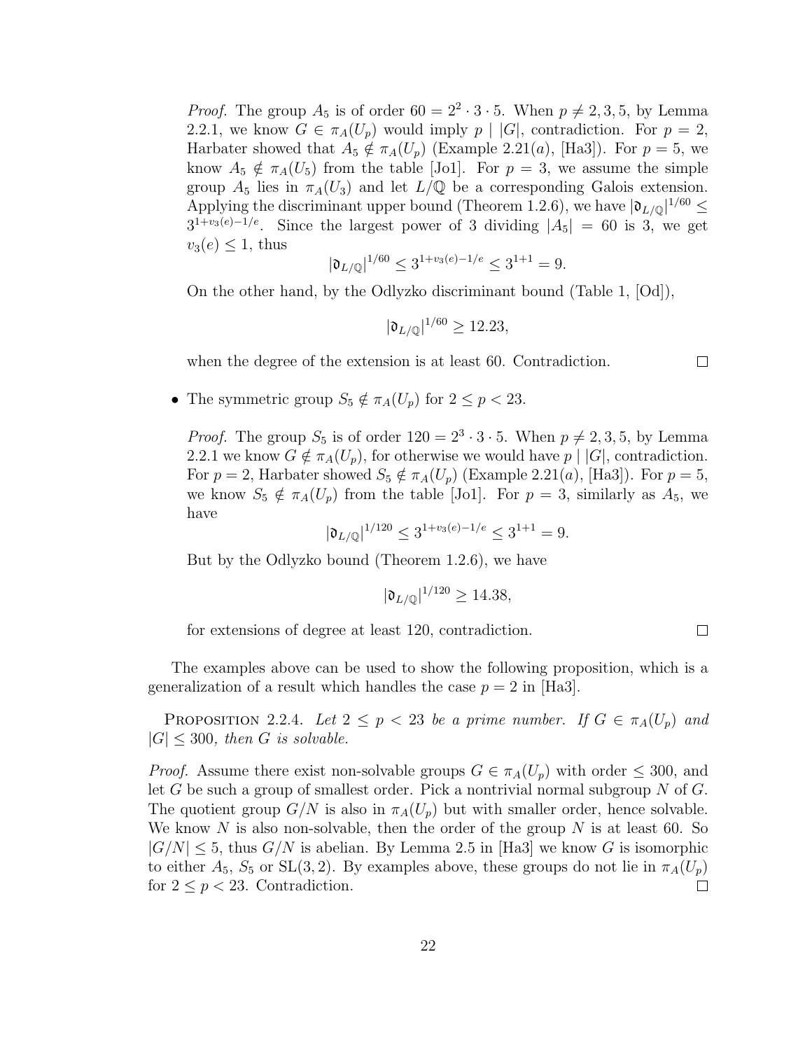*Proof.* The group $A_5$ is of order $60 = 2^2 \cdot 3 \cdot 5$. When $p \neq 2, 3, 5$, by Lemma 2.2.1, we know $G \in \pi_A(U_p)$ would imply $p \mid |G|$, contradiction. For $p = 2$, Harbater showed that $A_5 \notin \pi_A(U_p)$ (Example 2.21($a$), [Ha3]). For $p = 5$, we know $A_5 \notin \pi_A(U_5)$ from the table [Jo1]. For $p = 3$, we assume the simple group $A_5$ lies in $\pi_A(U_3)$ and let $L/\mathbb{Q}$ be a corresponding Galois extension. Applying the discriminant upper bound (Theorem 1.2.6), we have $|\mathfrak{d}_{L/\mathbb{Q}}|^{1/60} \leq 3^{1+v_3(e)-1/e}$. Since the largest power of 3 dividing $|A_5| = 60$ is 3, we get $v_3(e) \leq 1$, thus

$$|\mathfrak{d}_{L/\mathbb{Q}}|^{1/60} \leq 3^{1+v_3(e)-1/e} \leq 3^{1+1} = 9.$$

On the other hand, by the Odlyzko discriminant bound (Table 1, [Od]),

$$|\mathfrak{d}_{L/\mathbb{Q}}|^{1/60} \geq 12.23,$$

when the degree of the extension is at least 60. Contradiction. □

- The symmetric group $S_5 \notin \pi_A(U_p)$ for $2 \leq p < 23$.

  *Proof.* The group $S_5$ is of order $120 = 2^3 \cdot 3 \cdot 5$. When $p \neq 2, 3, 5$, by Lemma 2.2.1 we know $G \notin \pi_A(U_p)$, for otherwise we would have $p \mid |G|$, contradiction. For $p = 2$, Harbater showed $S_5 \notin \pi_A(U_p)$ (Example 2.21($a$), [Ha3]). For $p = 5$, we know $S_5 \notin \pi_A(U_p)$ from the table [Jo1]. For $p = 3$, similarly as $A_5$, we have

  $$|\mathfrak{d}_{L/\mathbb{Q}}|^{1/120} \leq 3^{1+v_3(e)-1/e} \leq 3^{1+1} = 9.$$

  But by the Odlyzko bound (Theorem 1.2.6), we have

  $$|\mathfrak{d}_{L/\mathbb{Q}}|^{1/120} \geq 14.38,$$

  for extensions of degree at least 120, contradiction. □

The examples above can be used to show the following proposition, which is a generalization of a result which handles the case $p = 2$ in [Ha3].

Proposition 2.2.4. *Let $2 \leq p < 23$ be a prime number. If $G \in \pi_A(U_p)$ and $|G| \leq 300$, then $G$ is solvable.*

*Proof.* Assume there exist non-solvable groups $G \in \pi_A(U_p)$ with order $\leq 300$, and let $G$ be such a group of smallest order. Pick a nontrivial normal subgroup $N$ of $G$. The quotient group $G/N$ is also in $\pi_A(U_p)$ but with smaller order, hence solvable. We know $N$ is also non-solvable, then the order of the group $N$ is at least 60. So $|G/N| \leq 5$, thus $G/N$ is abelian. By Lemma 2.5 in [Ha3] we know $G$ is isomorphic to either $A_5$, $S_5$ or $\mathrm{SL}(3, 2)$. By examples above, these groups do not lie in $\pi_A(U_p)$ for $2 \leq p < 23$. Contradiction. □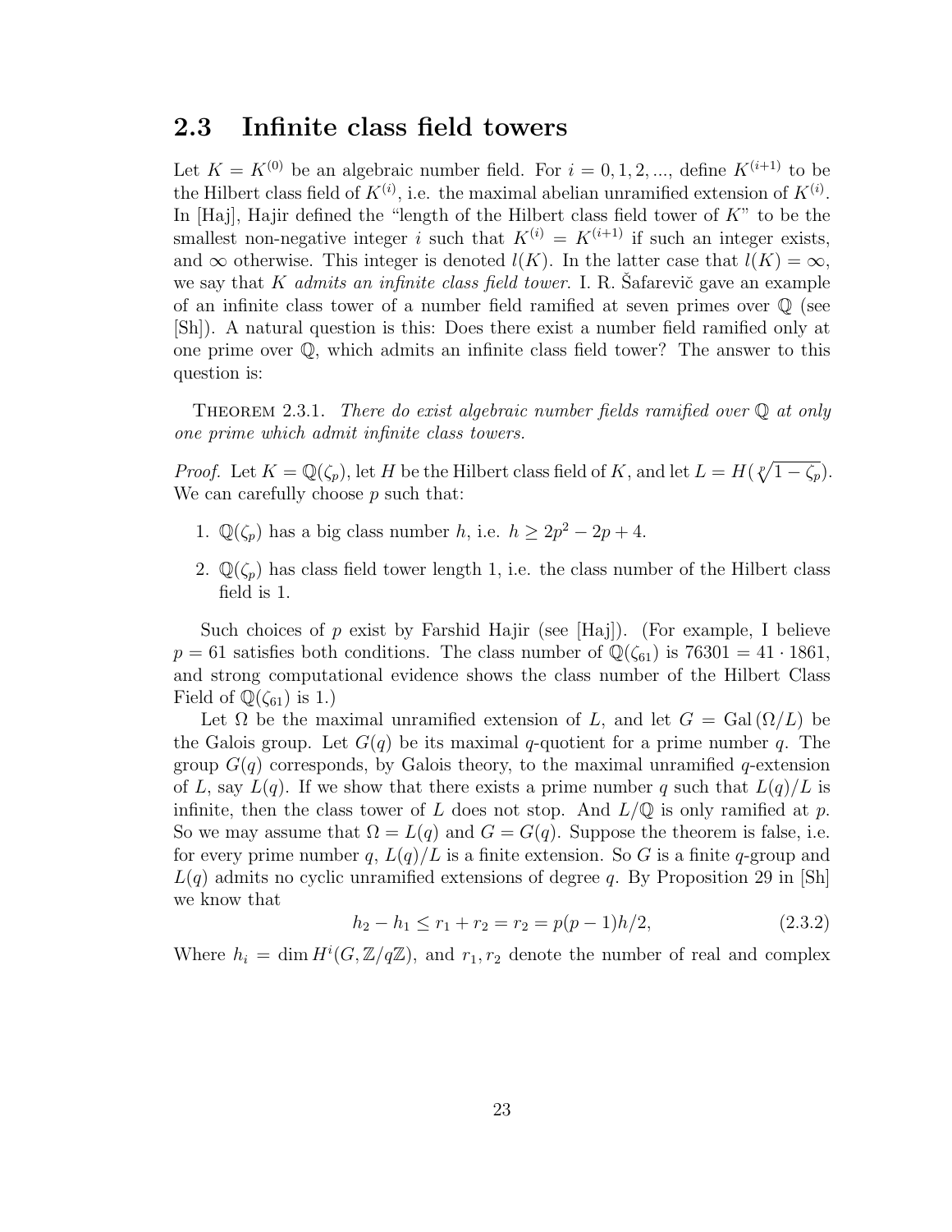## 2.3 Infinite class field towers

Let $K = K^{(0)}$ be an algebraic number field. For $i = 0, 1, 2, ...$, define $K^{(i+1)}$ to be the Hilbert class field of $K^{(i)}$, i.e. the maximal abelian unramified extension of $K^{(i)}$. In [Haj], Hajir defined the "length of the Hilbert class field tower of $K$" to be the smallest non-negative integer $i$ such that $K^{(i)} = K^{(i+1)}$ if such an integer exists, and $\infty$ otherwise. This integer is denoted $l(K)$. In the latter case that $l(K) = \infty$, we say that $K$ *admits an infinite class field tower*. I. R. Šafarevič gave an example of an infinite class tower of a number field ramified at seven primes over $\mathbb{Q}$ (see [Sh]). A natural question is this: Does there exist a number field ramified only at one prime over $\mathbb{Q}$, which admits an infinite class field tower? The answer to this question is:

Theorem 2.3.1. *There do exist algebraic number fields ramified over $\mathbb{Q}$ at only one prime which admit infinite class towers.*

*Proof.* Let $K = \mathbb{Q}(\zeta_p)$, let $H$ be the Hilbert class field of $K$, and let $L = H(\sqrt[p]{1 - \zeta_p})$. We can carefully choose $p$ such that:

1. $\mathbb{Q}(\zeta_p)$ has a big class number $h$, i.e. $h \geq 2p^2 - 2p + 4$.
2. $\mathbb{Q}(\zeta_p)$ has class field tower length 1, i.e. the class number of the Hilbert class field is 1.

Such choices of $p$ exist by Farshid Hajir (see [Haj]). (For example, I believe $p = 61$ satisfies both conditions. The class number of $\mathbb{Q}(\zeta_{61})$ is $76301 = 41 \cdot 1861$, and strong computational evidence shows the class number of the Hilbert Class Field of $\mathbb{Q}(\zeta_{61})$ is 1.)

Let $\Omega$ be the maximal unramified extension of $L$, and let $G = \mathrm{Gal}\,(\Omega/L)$ be the Galois group. Let $G(q)$ be its maximal $q$-quotient for a prime number $q$. The group $G(q)$ corresponds, by Galois theory, to the maximal unramified $q$-extension of $L$, say $L(q)$. If we show that there exists a prime number $q$ such that $L(q)/L$ is infinite, then the class tower of $L$ does not stop. And $L/\mathbb{Q}$ is only ramified at $p$. So we may assume that $\Omega = L(q)$ and $G = G(q)$. Suppose the theorem is false, i.e. for every prime number $q$, $L(q)/L$ is a finite extension. So $G$ is a finite $q$-group and $L(q)$ admits no cyclic unramified extensions of degree $q$. By Proposition 29 in [Sh] we know that

$$h_2 - h_1 \leq r_1 + r_2 = r_2 = p(p-1)h/2, \tag{2.3.2}$$

Where $h_i = \dim H^i(G, \mathbb{Z}/q\mathbb{Z})$, and $r_1, r_2$ denote the number of real and complex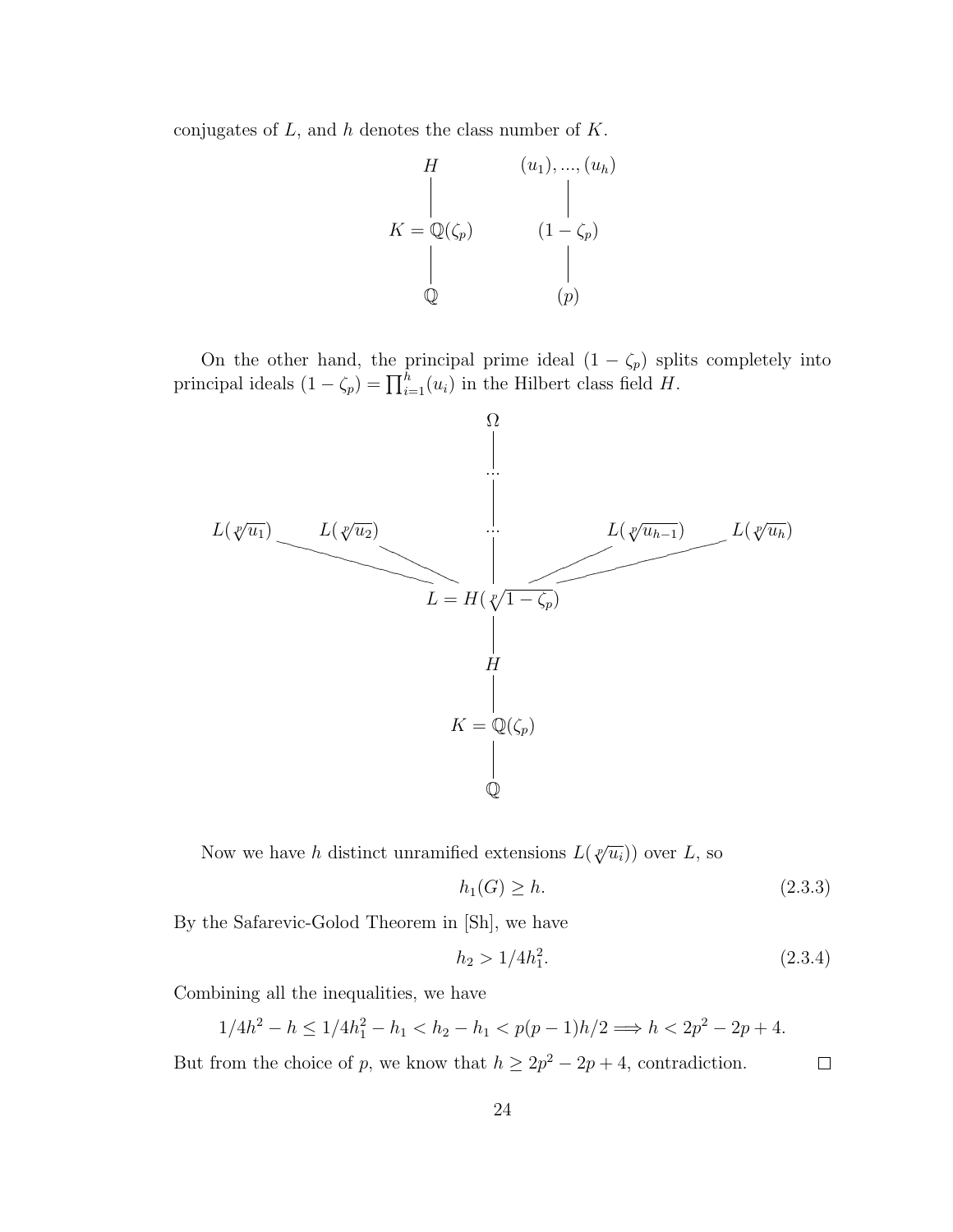conjugates of $L$, and $h$ denotes the class number of $K$.

$$
\begin{array}{ccc}
H & & (u_1), ..., (u_h) \\
| & & | \\
K = \mathbb{Q}(\zeta_p) & & (1-\zeta_p) \\
| & & | \\
\mathbb{Q} & & (p)
\end{array}
$$

On the other hand, the principal prime ideal $(1-\zeta_p)$ splits completely into principal ideals $(1-\zeta_p) = \prod_{i=1}^{h}(u_i)$ in the Hilbert class field $H$.

$$
\begin{array}{c}
\Omega \\
| \\
\cdots \\
| \\
L(\sqrt[p]{u_1}) \quad L(\sqrt[p]{u_2}) \quad \cdots \quad L(\sqrt[p]{u_{h-1}}) \quad L(\sqrt[p]{u_h}) \\
\diagdown \quad \diagdown \quad | \quad \diagup \quad \diagup \\
L = H(\sqrt[p]{1-\zeta_p}) \\
| \\
H \\
| \\
K = \mathbb{Q}(\zeta_p) \\
| \\
\mathbb{Q}
\end{array}
$$

Now we have $h$ distinct unramified extensions $L(\sqrt[p]{u_i}))$ over $L$, so

$$h_1(G) \geq h. \tag{2.3.3}$$

By the Safarevic-Golod Theorem in [Sh], we have

$$h_2 > 1/4h_1^2. \tag{2.3.4}$$

Combining all the inequalities, we have

$$1/4h^2 - h \leq 1/4h_1^2 - h_1 < h_2 - h_1 < p(p-1)h/2 \Longrightarrow h < 2p^2 - 2p + 4.$$

But from the choice of $p$, we know that $h \geq 2p^2 - 2p + 4$, contradiction. □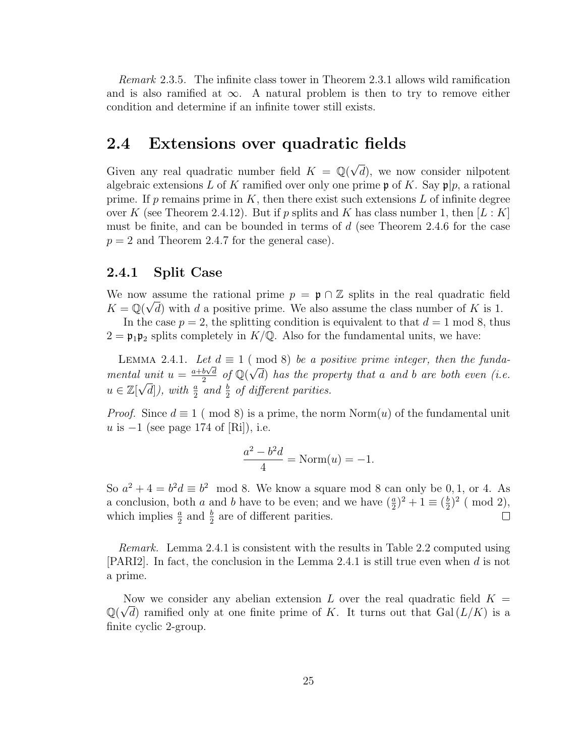*Remark* 2.3.5. The infinite class tower in Theorem 2.3.1 allows wild ramification and is also ramified at $\infty$. A natural problem is then to try to remove either condition and determine if an infinite tower still exists.

## 2.4 Extensions over quadratic fields

Given any real quadratic number field $K = \mathbb{Q}(\sqrt{d})$, we now consider nilpotent algebraic extensions $L$ of $K$ ramified over only one prime $\mathfrak{p}$ of $K$. Say $\mathfrak{p}|p$, a rational prime. If $p$ remains prime in $K$, then there exist such extensions $L$ of infinite degree over $K$ (see Theorem 2.4.12). But if $p$ splits and $K$ has class number 1, then $[L : K]$ must be finite, and can be bounded in terms of $d$ (see Theorem 2.4.6 for the case $p = 2$ and Theorem 2.4.7 for the general case).

### 2.4.1 Split Case

We now assume the rational prime $p = \mathfrak{p} \cap \mathbb{Z}$ splits in the real quadratic field $K = \mathbb{Q}(\sqrt{d})$ with $d$ a positive prime. We also assume the class number of $K$ is 1.

In the case $p = 2$, the splitting condition is equivalent to that $d = 1 \bmod 8$, thus $2 = \mathfrak{p}_1\mathfrak{p}_2$ splits completely in $K/\mathbb{Q}$. Also for the fundamental units, we have:

LEMMA 2.4.1. *Let $d \equiv 1 \pmod 8$ be a positive prime integer, then the fundamental unit $u = \frac{a+b\sqrt{d}}{2}$ of $\mathbb{Q}(\sqrt{d})$ has the property that $a$ and $b$ are both even (i.e. $u \in \mathbb{Z}[\sqrt{d}]$), with $\frac{a}{2}$ and $\frac{b}{2}$ of different parities.*

*Proof.* Since $d \equiv 1 \pmod 8$ is a prime, the norm $\mathrm{Norm}(u)$ of the fundamental unit $u$ is $-1$ (see page 174 of [Ri]), i.e.

$$\frac{a^2 - b^2 d}{4} = \mathrm{Norm}(u) = -1.$$

So $a^2 + 4 = b^2 d \equiv b^2 \mod 8$. We know a square mod 8 can only be $0, 1$, or $4$. As a conclusion, both $a$ and $b$ have to be even; and we have $(\frac{a}{2})^2 + 1 \equiv (\frac{b}{2})^2 \pmod 2$, which implies $\frac{a}{2}$ and $\frac{b}{2}$ are of different parities. $\square$

*Remark.* Lemma 2.4.1 is consistent with the results in Table 2.2 computed using [PARI2]. In fact, the conclusion in the Lemma 2.4.1 is still true even when $d$ is not a prime.

Now we consider any abelian extension $L$ over the real quadratic field $K = \mathbb{Q}(\sqrt{d})$ ramified only at one finite prime of $K$. It turns out that $\mathrm{Gal}(L/K)$ is a finite cyclic 2-group.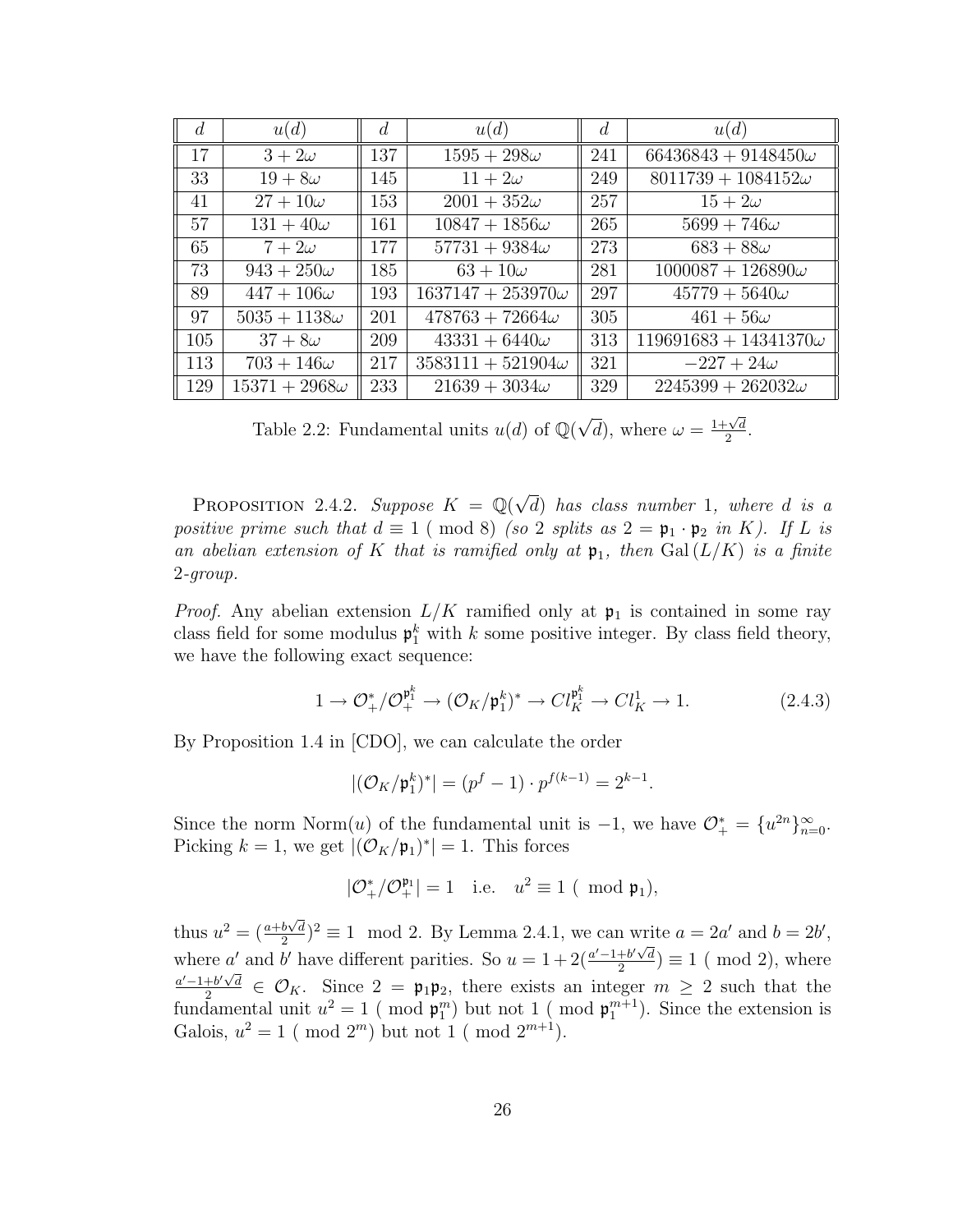| $d$ | $u(d)$ | $d$ | $u(d)$ | $d$ | $u(d)$ |
|---|---|---|---|---|---|
| 17 | $3 + 2\omega$ | 137 | $1595 + 298\omega$ | 241 | $66436843 + 9148450\omega$ |
| 33 | $19 + 8\omega$ | 145 | $11 + 2\omega$ | 249 | $8011739 + 1084152\omega$ |
| 41 | $27 + 10\omega$ | 153 | $2001 + 352\omega$ | 257 | $15 + 2\omega$ |
| 57 | $131 + 40\omega$ | 161 | $10847 + 1856\omega$ | 265 | $5699 + 746\omega$ |
| 65 | $7 + 2\omega$ | 177 | $57731 + 9384\omega$ | 273 | $683 + 88\omega$ |
| 73 | $943 + 250\omega$ | 185 | $63 + 10\omega$ | 281 | $1000087 + 126890\omega$ |
| 89 | $447 + 106\omega$ | 193 | $1637147 + 253970\omega$ | 297 | $45779 + 5640\omega$ |
| 97 | $5035 + 1138\omega$ | 201 | $478763 + 72664\omega$ | 305 | $461 + 56\omega$ |
| 105 | $37 + 8\omega$ | 209 | $43331 + 6440\omega$ | 313 | $119691683 + 14341370\omega$ |
| 113 | $703 + 146\omega$ | 217 | $3583111 + 521904\omega$ | 321 | $-227 + 24\omega$ |
| 129 | $15371 + 2968\omega$ | 233 | $21639 + 3034\omega$ | 329 | $2245399 + 262032\omega$ |

Table 2.2: Fundamental units $u(d)$ of $\mathbb{Q}(\sqrt{d})$, where $\omega = \frac{1+\sqrt{d}}{2}$.

PROPOSITION 2.4.2. *Suppose $K = \mathbb{Q}(\sqrt{d})$ has class number 1, where $d$ is a positive prime such that $d \equiv 1 \pmod 8$ (so 2 splits as $2 = \mathfrak{p}_1 \cdot \mathfrak{p}_2$ in $K$). If $L$ is an abelian extension of $K$ that is ramified only at $\mathfrak{p}_1$, then $\mathrm{Gal}(L/K)$ is a finite 2-group.*

*Proof.* Any abelian extension $L/K$ ramified only at $\mathfrak{p}_1$ is contained in some ray class field for some modulus $\mathfrak{p}_1^k$ with $k$ some positive integer. By class field theory, we have the following exact sequence:

$$1 \to \mathcal{O}_+^*/\mathcal{O}_+^{\mathfrak{p}_1^k} \to (\mathcal{O}_K/\mathfrak{p}_1^k)^* \to Cl_K^{\mathfrak{p}_1^k} \to Cl_K^1 \to 1. \tag{2.4.3}$$

By Proposition 1.4 in [CDO], we can calculate the order

$$|(\mathcal{O}_K/\mathfrak{p}_1^k)^*| = (p^f - 1) \cdot p^{f(k-1)} = 2^{k-1}.$$

Since the norm $\mathrm{Norm}(u)$ of the fundamental unit is $-1$, we have $\mathcal{O}_+^* = \{u^{2n}\}_{n=0}^{\infty}$. Picking $k = 1$, we get $|(\mathcal{O}_K/\mathfrak{p}_1)^*| = 1$. This forces

$$|\mathcal{O}_+^*/\mathcal{O}_+^{\mathfrak{p}_1}| = 1 \quad \text{i.e.} \quad u^2 \equiv 1 \pmod{\mathfrak{p}_1},$$

thus $u^2 = (\frac{a+b\sqrt{d}}{2})^2 \equiv 1 \mod 2$. By Lemma 2.4.1, we can write $a = 2a'$ and $b = 2b'$, where $a'$ and $b'$ have different parities. So $u = 1 + 2(\frac{a'-1+b'\sqrt{d}}{2}) \equiv 1 \pmod 2$, where $\frac{a'-1+b'\sqrt{d}}{2} \in \mathcal{O}_K$. Since $2 = \mathfrak{p}_1\mathfrak{p}_2$, there exists an integer $m \geq 2$ such that the fundamental unit $u^2 = 1 \pmod{\mathfrak{p}_1^m}$ but not $1 \pmod{\mathfrak{p}_1^{m+1}}$. Since the extension is Galois, $u^2 = 1 \pmod{2^m}$ but not $1 \pmod{2^{m+1}}$.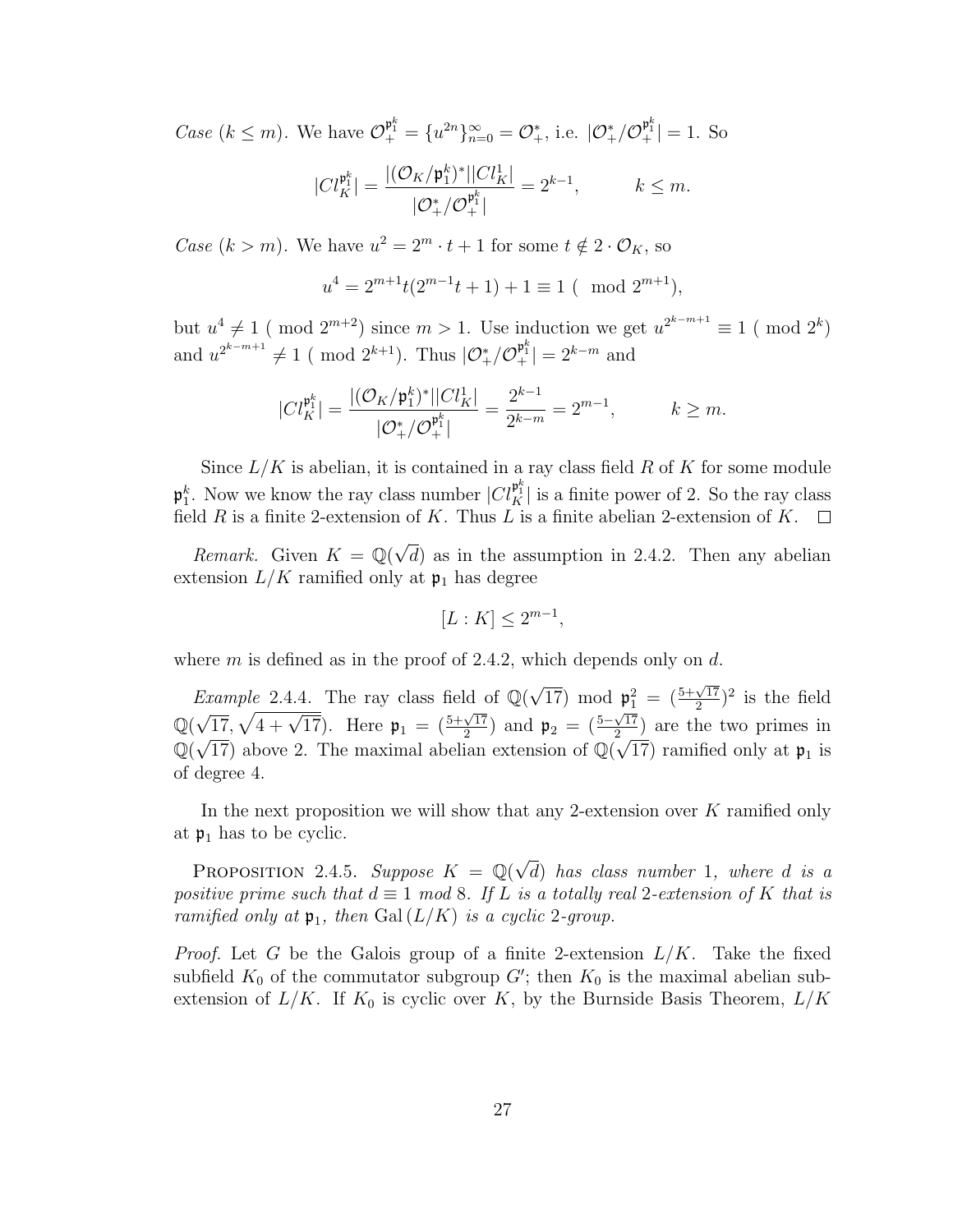*Case* ($k \leq m$). We have $\mathcal{O}_+^{\mathfrak{p}_1^k} = \{u^{2n}\}_{n=0}^{\infty} = \mathcal{O}_+^*$, i.e. $|\mathcal{O}_+^*/\mathcal{O}_+^{\mathfrak{p}_1^k}| = 1$. So

$$|Cl_K^{\mathfrak{p}_1^k}| = \frac{|(\mathcal{O}_K/\mathfrak{p}_1^k)^*||Cl_K^1|}{|\mathcal{O}_+^*/\mathcal{O}_+^{\mathfrak{p}_1^k}|} = 2^{k-1}, \qquad k \leq m.$$

*Case* ($k > m$). We have $u^2 = 2^m \cdot t + 1$ for some $t \notin 2 \cdot \mathcal{O}_K$, so

$$u^4 = 2^{m+1}t(2^{m-1}t + 1) + 1 \equiv 1 \ (\mod 2^{m+1}),$$

but $u^4 \not\equiv 1 \ (\mod 2^{m+2})$ since $m > 1$. Use induction we get $u^{2^{k-m+1}} \equiv 1 \ (\mod 2^k)$ and $u^{2^{k-m+1}} \not\equiv 1 \ (\mod 2^{k+1})$. Thus $|\mathcal{O}_+^*/\mathcal{O}_+^{\mathfrak{p}_1^k}| = 2^{k-m}$ and

$$|Cl_K^{\mathfrak{p}_1^k}| = \frac{|(\mathcal{O}_K/\mathfrak{p}_1^k)^*||Cl_K^1|}{|\mathcal{O}_+^*/\mathcal{O}_+^{\mathfrak{p}_1^k}|} = \frac{2^{k-1}}{2^{k-m}} = 2^{m-1}, \qquad k \geq m.$$

Since $L/K$ is abelian, it is contained in a ray class field $R$ of $K$ for some module $\mathfrak{p}_1^k$. Now we know the ray class number $|Cl_K^{\mathfrak{p}_1^k}|$ is a finite power of 2. So the ray class field $R$ is a finite 2-extension of $K$. Thus $L$ is a finite abelian 2-extension of $K$. $\square$

*Remark.* Given $K = \mathbb{Q}(\sqrt{d})$ as in the assumption in 2.4.2. Then any abelian extension $L/K$ ramified only at $\mathfrak{p}_1$ has degree

$$[L : K] \leq 2^{m-1},$$

where $m$ is defined as in the proof of 2.4.2, which depends only on $d$.

*Example* 2.4.4. The ray class field of $\mathbb{Q}(\sqrt{17})$ mod $\mathfrak{p}_1^2 = (\frac{5+\sqrt{17}}{2})^2$ is the field $\mathbb{Q}(\sqrt{17}, \sqrt{4 + \sqrt{17}})$. Here $\mathfrak{p}_1 = (\frac{5+\sqrt{17}}{2})$ and $\mathfrak{p}_2 = (\frac{5-\sqrt{17}}{2})$ are the two primes in $\mathbb{Q}(\sqrt{17})$ above 2. The maximal abelian extension of $\mathbb{Q}(\sqrt{17})$ ramified only at $\mathfrak{p}_1$ is of degree 4.

In the next proposition we will show that any 2-extension over $K$ ramified only at $\mathfrak{p}_1$ has to be cyclic.

PROPOSITION 2.4.5. *Suppose $K = \mathbb{Q}(\sqrt{d})$ has class number 1, where $d$ is a positive prime such that $d \equiv 1$ mod 8. If $L$ is a totally real 2-extension of $K$ that is ramified only at $\mathfrak{p}_1$, then $\mathrm{Gal}\,(L/K)$ is a cyclic 2-group.*

*Proof.* Let $G$ be the Galois group of a finite 2-extension $L/K$. Take the fixed subfield $K_0$ of the commutator subgroup $G'$; then $K_0$ is the maximal abelian subextension of $L/K$. If $K_0$ is cyclic over $K$, by the Burnside Basis Theorem, $L/K$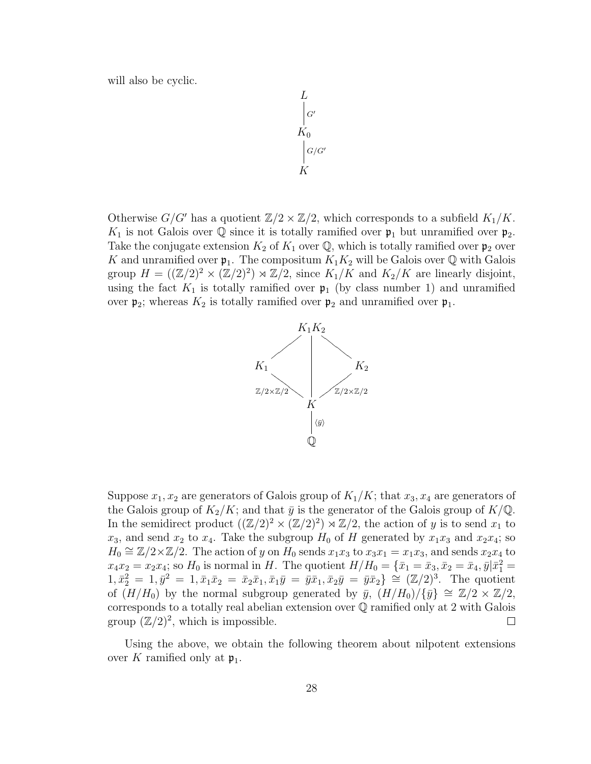will also be cyclic.

$$\begin{array}{c} L \\ \Big| {\scriptstyle G'} \\ K_0 \\ \Big| {\scriptstyle G/G'} \\ K \end{array}$$

Otherwise $G/G'$ has a quotient $\mathbb{Z}/2 \times \mathbb{Z}/2$, which corresponds to a subfield $K_1/K$. $K_1$ is not Galois over $\mathbb{Q}$ since it is totally ramified over $\mathfrak{p}_1$ but unramified over $\mathfrak{p}_2$. Take the conjugate extension $K_2$ of $K_1$ over $\mathbb{Q}$, which is totally ramified over $\mathfrak{p}_2$ over $K$ and unramified over $\mathfrak{p}_1$. The compositum $K_1K_2$ will be Galois over $\mathbb{Q}$ with Galois group $H = ((\mathbb{Z}/2)^2 \times (\mathbb{Z}/2)^2) \rtimes \mathbb{Z}/2$, since $K_1/K$ and $K_2/K$ are linearly disjoint, using the fact $K_1$ is totally ramified over $\mathfrak{p}_1$ (by class number 1) and unramified over $\mathfrak{p}_2$; whereas $K_2$ is totally ramified over $\mathfrak{p}_2$ and unramified over $\mathfrak{p}_1$.

$$\begin{array}{ccccc} & & K_1K_2 & & \\ & \diagup & \Big| & \diagdown & \\ K_1 & & \Big| & & K_2 \\ & {\scriptstyle \mathbb{Z}/2\times\mathbb{Z}/2} \diagdown & \Big| & \diagup {\scriptstyle \mathbb{Z}/2\times\mathbb{Z}/2} & \\ & & K & & \\ & & \Big| {\scriptstyle \langle \bar{y} \rangle} & & \\ & & \mathbb{Q} & & \end{array}$$

Suppose $x_1, x_2$ are generators of Galois group of $K_1/K$; that $x_3, x_4$ are generators of the Galois group of $K_2/K$; and that $\bar{y}$ is the generator of the Galois group of $K/\mathbb{Q}$. In the semidirect product $((\mathbb{Z}/2)^2 \times (\mathbb{Z}/2)^2) \rtimes \mathbb{Z}/2$, the action of $y$ is to send $x_1$ to $x_3$, and send $x_2$ to $x_4$. Take the subgroup $H_0$ of $H$ generated by $x_1x_3$ and $x_2x_4$; so $H_0 \cong \mathbb{Z}/2 \times \mathbb{Z}/2$. The action of $y$ on $H_0$ sends $x_1x_3$ to $x_3x_1 = x_1x_3$, and sends $x_2x_4$ to $x_4x_2 = x_2x_4$; so $H_0$ is normal in $H$. The quotient $H/H_0 = \{\bar{x}_1 = \bar{x}_3, \bar{x}_2 = \bar{x}_4, \bar{y} | \bar{x}_1^2 = 1, \bar{x}_2^2 = 1, \bar{y}^2 = 1, \bar{x}_1\bar{x}_2 = \bar{x}_2\bar{x}_1, \bar{x}_1\bar{y} = \bar{y}\bar{x}_1, \bar{x}_2\bar{y} = \bar{y}\bar{x}_2\} \cong (\mathbb{Z}/2)^3$. The quotient of $(H/H_0)$ by the normal subgroup generated by $\bar{y}$, $(H/H_0)/\{\bar{y}\} \cong \mathbb{Z}/2 \times \mathbb{Z}/2$, corresponds to a totally real abelian extension over $\mathbb{Q}$ ramified only at 2 with Galois group $(\mathbb{Z}/2)^2$, which is impossible. $\square$

Using the above, we obtain the following theorem about nilpotent extensions over $K$ ramified only at $\mathfrak{p}_1$.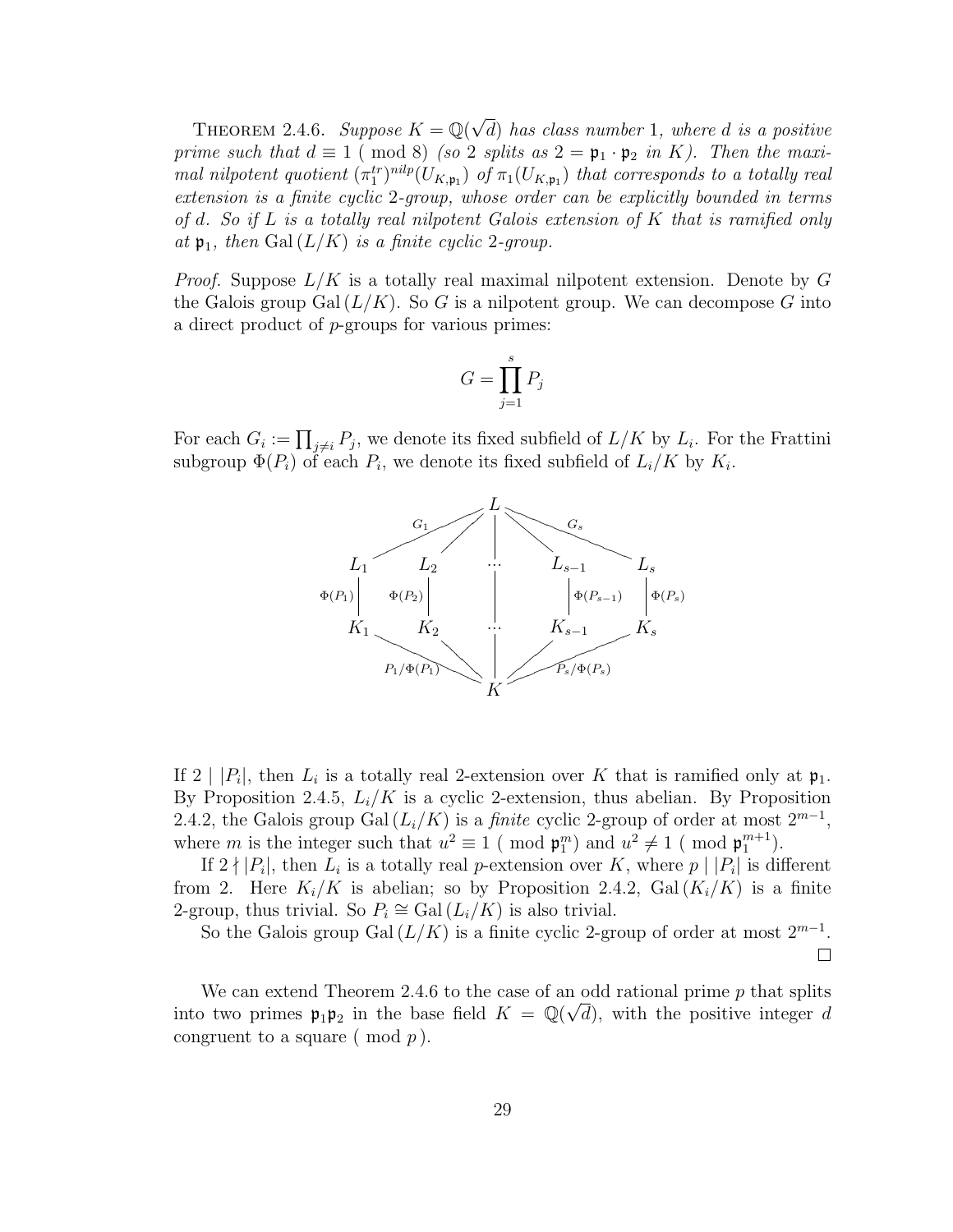THEOREM 2.4.6. *Suppose $K = \mathbb{Q}(\sqrt{d})$ has class number 1, where $d$ is a positive prime such that $d \equiv 1 \pmod 8$ (so 2 splits as $2 = \mathfrak{p}_1 \cdot \mathfrak{p}_2$ in $K$). Then the maximal nilpotent quotient $(\pi_1^{tr})^{nilp}(U_{K,\mathfrak{p}_1})$ of $\pi_1(U_{K,\mathfrak{p}_1})$ that corresponds to a totally real extension is a finite cyclic 2-group, whose order can be explicitly bounded in terms of $d$. So if $L$ is a totally real nilpotent Galois extension of $K$ that is ramified only at $\mathfrak{p}_1$, then $\mathrm{Gal}\,(L/K)$ is a finite cyclic 2-group.*

*Proof.* Suppose $L/K$ is a totally real maximal nilpotent extension. Denote by $G$ the Galois group $\mathrm{Gal}\,(L/K)$. So $G$ is a nilpotent group. We can decompose $G$ into a direct product of $p$-groups for various primes:

$$G = \prod_{j=1}^{s} P_j$$

For each $G_i := \prod_{j \neq i} P_j$, we denote its fixed subfield of $L/K$ by $L_i$. For the Frattini subgroup $\Phi(P_i)$ of each $P_i$, we denote its fixed subfield of $L_i/K$ by $K_i$.

$$\begin{array}{ccccccccc}
 & & & & L & & & & \\
 & {\scriptstyle G_1}\swarrow & \swarrow & & | & \searrow & \searrow{\scriptstyle G_s} & & \\
L_1 & & L_2 & & \cdots & & L_{s-1} & & L_s \\
{\scriptstyle \Phi(P_1)}| & & {\scriptstyle \Phi(P_2)}| & & | & & |{\scriptstyle \Phi(P_{s-1})} & & |{\scriptstyle \Phi(P_s)} \\
K_1 & & K_2 & & \cdots & & K_{s-1} & & K_s \\
 & {\scriptstyle P_1/\Phi(P_1)}\searrow & \searrow & & | & \swarrow & \swarrow{\scriptstyle P_s/\Phi(P_s)} & & \\
 & & & & K & & & &
\end{array}$$

If $2 \mid |P_i|$, then $L_i$ is a totally real 2-extension over $K$ that is ramified only at $\mathfrak{p}_1$. By Proposition 2.4.5, $L_i/K$ is a cyclic 2-extension, thus abelian. By Proposition 2.4.2, the Galois group $\mathrm{Gal}\,(L_i/K)$ is a *finite* cyclic 2-group of order at most $2^{m-1}$, where $m$ is the integer such that $u^2 \equiv 1 \pmod{\mathfrak{p}_1^m}$ and $u^2 \not\equiv 1 \pmod{\mathfrak{p}_1^{m+1}}$.

If $2 \nmid |P_i|$, then $L_i$ is a totally real $p$-extension over $K$, where $p \mid |P_i|$ is different from 2. Here $K_i/K$ is abelian; so by Proposition 2.4.2, $\mathrm{Gal}\,(K_i/K)$ is a finite 2-group, thus trivial. So $P_i \cong \mathrm{Gal}\,(L_i/K)$ is also trivial.

So the Galois group $\mathrm{Gal}\,(L/K)$ is a finite cyclic 2-group of order at most $2^{m-1}$. □

We can extend Theorem 2.4.6 to the case of an odd rational prime $p$ that splits into two primes $\mathfrak{p}_1\mathfrak{p}_2$ in the base field $K = \mathbb{Q}(\sqrt{d})$, with the positive integer $d$ congruent to a square $(\bmod\ p)$.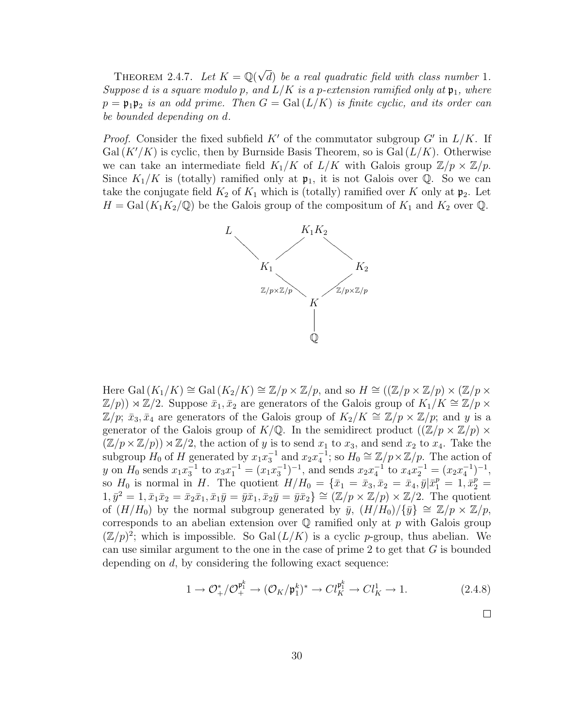Theorem 2.4.7. *Let $K = \mathbb{Q}(\sqrt{d})$ be a real quadratic field with class number 1. Suppose $d$ is a square modulo $p$, and $L/K$ is a $p$-extension ramified only at $\mathfrak{p}_1$, where $p = \mathfrak{p}_1\mathfrak{p}_2$ is an odd prime. Then $G = \mathrm{Gal}(L/K)$ is finite cyclic, and its order can be bounded depending on $d$.*

*Proof.* Consider the fixed subfield $K'$ of the commutator subgroup $G'$ in $L/K$. If $\mathrm{Gal}(K'/K)$ is cyclic, then by Burnside Basis Theorem, so is $\mathrm{Gal}(L/K)$. Otherwise we can take an intermediate field $K_1/K$ of $L/K$ with Galois group $\mathbb{Z}/p \times \mathbb{Z}/p$. Since $K_1/K$ is (totally) ramified only at $\mathfrak{p}_1$, it is not Galois over $\mathbb{Q}$. So we can take the conjugate field $K_2$ of $K_1$ which is (totally) ramified over $K$ only at $\mathfrak{p}_2$. Let $H = \mathrm{Gal}(K_1K_2/\mathbb{Q})$ be the Galois group of the compositum of $K_1$ and $K_2$ over $\mathbb{Q}$.

$$
\begin{array}{ccccc}
L & & K_1K_2 & & \\
 & \diagdown \quad \diagup & & \diagdown & \\
 & K_1 & & & K_2 \\
 & \mathbb{Z}/p\times\mathbb{Z}/p \diagdown & & \diagup \mathbb{Z}/p\times\mathbb{Z}/p & \\
 & & K & & \\
 & & | & & \\
 & & \mathbb{Q} & &
\end{array}
$$

Here $\mathrm{Gal}(K_1/K) \cong \mathrm{Gal}(K_2/K) \cong \mathbb{Z}/p \times \mathbb{Z}/p$, and so $H \cong ((\mathbb{Z}/p \times \mathbb{Z}/p) \times (\mathbb{Z}/p \times \mathbb{Z}/p)) \rtimes \mathbb{Z}/2$. Suppose $\bar{x}_1, \bar{x}_2$ are generators of the Galois group of $K_1/K \cong \mathbb{Z}/p \times \mathbb{Z}/p$; $\bar{x}_3, \bar{x}_4$ are generators of the Galois group of $K_2/K \cong \mathbb{Z}/p \times \mathbb{Z}/p$; and $y$ is a generator of the Galois group of $K/\mathbb{Q}$. In the semidirect product $((\mathbb{Z}/p \times \mathbb{Z}/p) \times (\mathbb{Z}/p \times \mathbb{Z}/p)) \rtimes \mathbb{Z}/2$, the action of $y$ is to send $x_1$ to $x_3$, and send $x_2$ to $x_4$. Take the subgroup $H_0$ of $H$ generated by $x_1x_3^{-1}$ and $x_2x_4^{-1}$; so $H_0 \cong \mathbb{Z}/p \times \mathbb{Z}/p$. The action of $y$ on $H_0$ sends $x_1x_3^{-1}$ to $x_3x_1^{-1} = (x_1x_3^{-1})^{-1}$, and sends $x_2x_4^{-1}$ to $x_4x_2^{-1} = (x_2x_4^{-1})^{-1}$, so $H_0$ is normal in $H$. The quotient $H/H_0 = \{\bar{x}_1 = \bar{x}_3, \bar{x}_2 = \bar{x}_4, \bar{y} | \bar{x}_1^p = 1, \bar{x}_2^p = 1, \bar{y}^2 = 1, \bar{x}_1\bar{x}_2 = \bar{x}_2\bar{x}_1, \bar{x}_1\bar{y} = \bar{y}\bar{x}_1, \bar{x}_2\bar{y} = \bar{y}\bar{x}_2\} \cong (\mathbb{Z}/p \times \mathbb{Z}/p) \times \mathbb{Z}/2$. The quotient of $(H/H_0)$ by the normal subgroup generated by $\bar{y}$, $(H/H_0)/\{\bar{y}\} \cong \mathbb{Z}/p \times \mathbb{Z}/p$, corresponds to an abelian extension over $\mathbb{Q}$ ramified only at $p$ with Galois group $(\mathbb{Z}/p)^2$; which is impossible. So $\mathrm{Gal}(L/K)$ is a cyclic $p$-group, thus abelian. We can use similar argument to the one in the case of prime 2 to get that $G$ is bounded depending on $d$, by considering the following exact sequence:

$$
1 \to \mathcal{O}_+^*/\mathcal{O}_+^{\mathfrak{p}_1^k} \to (\mathcal{O}_K/\mathfrak{p}_1^k)^* \to Cl_K^{\mathfrak{p}_1^k} \to Cl_K^1 \to 1. \tag{2.4.8}
$$

$\square$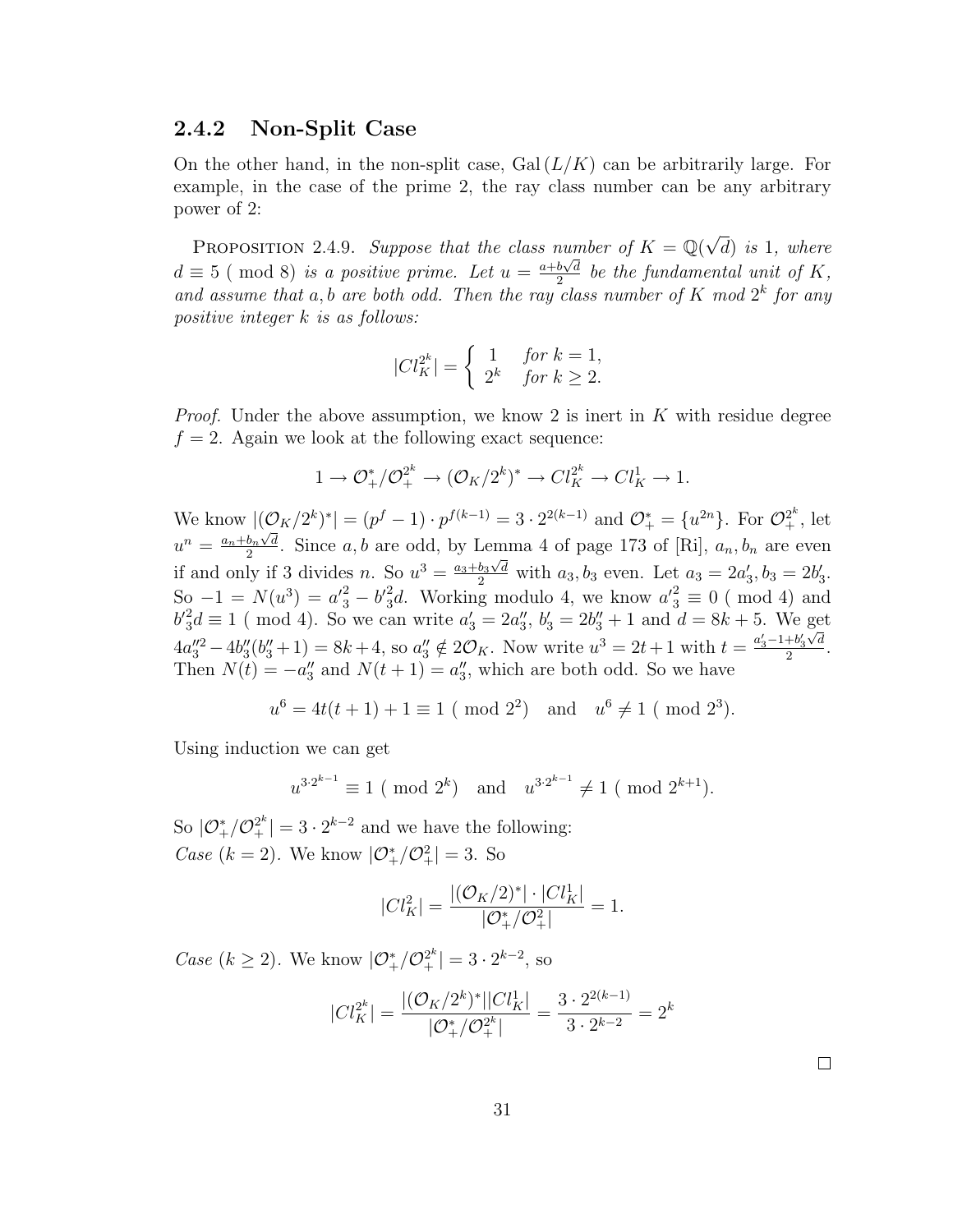### 2.4.2 Non-Split Case

On the other hand, in the non-split case, $\text{Gal}(L/K)$ can be arbitrarily large. For example, in the case of the prime 2, the ray class number can be any arbitrary power of 2:

PROPOSITION 2.4.9. *Suppose that the class number of $K = \mathbb{Q}(\sqrt{d})$ is 1, where $d \equiv 5 \pmod 8$ is a positive prime. Let $u = \frac{a+b\sqrt{d}}{2}$ be the fundamental unit of $K$, and assume that $a, b$ are both odd. Then the ray class number of $K$ mod $2^k$ for any positive integer $k$ is as follows:*

$$|Cl_K^{2^k}| = \begin{cases} 1 & \text{for } k = 1, \\ 2^k & \text{for } k \geq 2. \end{cases}$$

*Proof.* Under the above assumption, we know 2 is inert in $K$ with residue degree $f = 2$. Again we look at the following exact sequence:

$$1 \to \mathcal{O}_+^*/\mathcal{O}_+^{2^k} \to (\mathcal{O}_K/2^k)^* \to Cl_K^{2^k} \to Cl_K^1 \to 1.$$

We know $|(\mathcal{O}_K/2^k)^*| = (p^f - 1) \cdot p^{f(k-1)} = 3 \cdot 2^{2(k-1)}$ and $\mathcal{O}_+^* = \{u^{2n}\}$. For $\mathcal{O}_+^{2^k}$, let $u^n = \frac{a_n + b_n\sqrt{d}}{2}$. Since $a, b$ are odd, by Lemma 4 of page 173 of [Ri], $a_n, b_n$ are even if and only if 3 divides $n$. So $u^3 = \frac{a_3+b_3\sqrt{d}}{2}$ with $a_3, b_3$ even. Let $a_3 = 2a_3', b_3 = 2b_3'$. So $-1 = N(u^3) = a_3'^2 - b_3'^2 d$. Working modulo 4, we know $a_3'^2 \equiv 0 \pmod 4$ and $b_3'^2 d \equiv 1 \pmod 4$. So we can write $a_3' = 2a_3''$, $b_3' = 2b_3'' + 1$ and $d = 8k + 5$. We get $4a_3''^2 - 4b_3''(b_3''+1) = 8k+4$, so $a_3'' \notin 2\mathcal{O}_K$. Now write $u^3 = 2t+1$ with $t = \frac{a_3'-1+b_3'\sqrt{d}}{2}$. Then $N(t) = -a_3''$ and $N(t+1) = a_3''$, which are both odd. So we have

$$u^6 = 4t(t+1) + 1 \equiv 1 \pmod{2^2} \quad \text{and} \quad u^6 \neq 1 \pmod{2^3}.$$

Using induction we can get

$$u^{3 \cdot 2^{k-1}} \equiv 1 \pmod{2^k} \quad \text{and} \quad u^{3 \cdot 2^{k-1}} \neq 1 \pmod{2^{k+1}}.$$

So $|\mathcal{O}_+^*/\mathcal{O}_+^{2^k}| = 3 \cdot 2^{k-2}$ and we have the following:
*Case* ($k = 2$). We know $|\mathcal{O}_+^*/\mathcal{O}_+^2| = 3$. So

$$|Cl_K^2| = \frac{|(\mathcal{O}_K/2)^*| \cdot |Cl_K^1|}{|\mathcal{O}_+^*/\mathcal{O}_+^2|} = 1.$$

*Case* ($k \geq 2$). We know $|\mathcal{O}_+^*/\mathcal{O}_+^{2^k}| = 3 \cdot 2^{k-2}$, so

$$|Cl_K^{2^k}| = \frac{|(\mathcal{O}_K/2^k)^*||Cl_K^1|}{|\mathcal{O}_+^*/\mathcal{O}_+^{2^k}|} = \frac{3 \cdot 2^{2(k-1)}}{3 \cdot 2^{k-2}} = 2^k$$

$\square$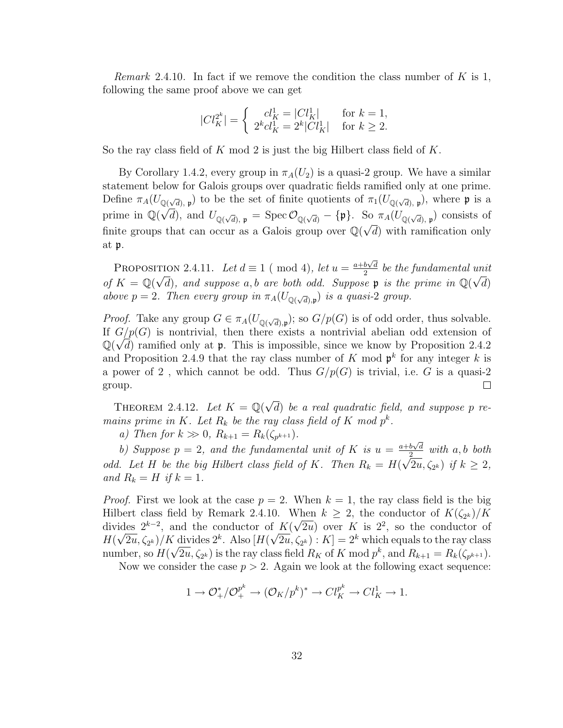*Remark* 2.4.10. In fact if we remove the condition the class number of $K$ is 1, following the same proof above we can get

$$|Cl_K^{2^k}| = \begin{cases} cl_K^1 = |Cl_K^1| & \text{for } k = 1, \\ 2^k cl_K^1 = 2^k |Cl_K^1| & \text{for } k \geq 2. \end{cases}$$

So the ray class field of $K$ mod 2 is just the big Hilbert class field of $K$.

By Corollary 1.4.2, every group in $\pi_A(U_2)$ is a quasi-2 group. We have a similar statement below for Galois groups over quadratic fields ramified only at one prime. Define $\pi_A(U_{\mathbb{Q}(\sqrt{d}),\,\mathfrak{p}})$ to be the set of finite quotients of $\pi_1(U_{\mathbb{Q}(\sqrt{d}),\,\mathfrak{p}})$, where $\mathfrak{p}$ is a prime in $\mathbb{Q}(\sqrt{d})$, and $U_{\mathbb{Q}(\sqrt{d}),\,\mathfrak{p}} = \operatorname{Spec}\mathcal{O}_{\mathbb{Q}(\sqrt{d})} - \{\mathfrak{p}\}$. So $\pi_A(U_{\mathbb{Q}(\sqrt{d}),\,\mathfrak{p}})$ consists of finite groups that can occur as a Galois group over $\mathbb{Q}(\sqrt{d})$ with ramification only at $\mathfrak{p}$.

Proposition 2.4.11. *Let $d \equiv 1 \pmod 4$, let $u = \frac{a+b\sqrt{d}}{2}$ be the fundamental unit of $K = \mathbb{Q}(\sqrt{d})$, and suppose $a, b$ are both odd. Suppose $\mathfrak{p}$ is the prime in $\mathbb{Q}(\sqrt{d})$ above $p = 2$. Then every group in $\pi_A(U_{\mathbb{Q}(\sqrt{d}),\mathfrak{p}})$ is a quasi-2 group.*

*Proof.* Take any group $G \in \pi_A(U_{\mathbb{Q}(\sqrt{d}),\mathfrak{p}})$; so $G/p(G)$ is of odd order, thus solvable. If $G/p(G)$ is nontrivial, then there exists a nontrivial abelian odd extension of $\mathbb{Q}(\sqrt{d})$ ramified only at $\mathfrak{p}$. This is impossible, since we know by Proposition 2.4.2 and Proposition 2.4.9 that the ray class number of $K$ mod $\mathfrak{p}^k$ for any integer $k$ is a power of 2 , which cannot be odd. Thus $G/p(G)$ is trivial, i.e. $G$ is a quasi-2 group. $\square$

Theorem 2.4.12. *Let $K = \mathbb{Q}(\sqrt{d})$ be a real quadratic field, and suppose $p$ remains prime in $K$. Let $R_k$ be the ray class field of $K$ mod $p^k$.*

*a) Then for $k \gg 0$, $R_{k+1} = R_k(\zeta_{p^{k+1}})$.*

*b) Suppose $p = 2$, and the fundamental unit of $K$ is $u = \frac{a+b\sqrt{d}}{2}$ with $a, b$ both odd. Let $H$ be the big Hilbert class field of $K$. Then $R_k = H(\sqrt{2u}, \zeta_{2^k})$ if $k \geq 2$, and $R_k = H$ if $k = 1$.*

*Proof.* First we look at the case $p = 2$. When $k = 1$, the ray class field is the big Hilbert class field by Remark 2.4.10. When $k \geq 2$, the conductor of $K(\zeta_{2^k})/K$ divides $2^{k-2}$, and the conductor of $K(\sqrt{2u})$ over $K$ is $2^2$, so the conductor of $H(\sqrt{2u}, \zeta_{2^k})/K$ divides $2^k$. Also $[H(\sqrt{2u}, \zeta_{2^k}) : K] = 2^k$ which equals to the ray class number, so $H(\sqrt{2u}, \zeta_{2^k})$ is the ray class field $R_K$ of $K$ mod $p^k$, and $R_{k+1} = R_k(\zeta_{p^{k+1}})$.

Now we consider the case $p > 2$. Again we look at the following exact sequence:

$$1 \to \mathcal{O}_+^*/\mathcal{O}_+^{p^k} \to (\mathcal{O}_K/p^k)^* \to Cl_K^{p^k} \to Cl_K^1 \to 1.$$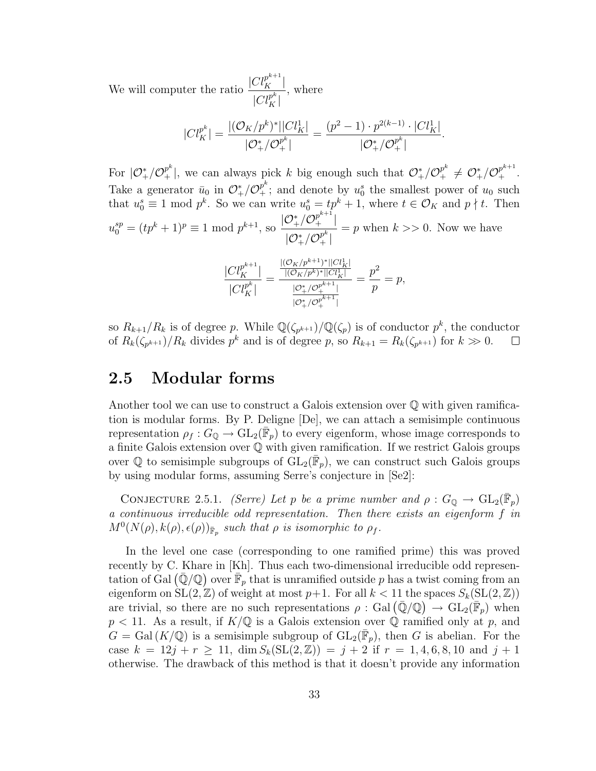We will computer the ratio $\dfrac{|Cl_K^{p^{k+1}}|}{|Cl_K^{p^k}|}$, where

$$|Cl_K^{p^k}| = \frac{|(\mathcal{O}_K/p^k)^*||Cl_K^1|}{|\mathcal{O}_+^*/\mathcal{O}_+^{p^k}|} = \frac{(p^2-1)\cdot p^{2(k-1)}\cdot |Cl_K^1|}{|\mathcal{O}_+^*/\mathcal{O}_+^{p^k}|}.$$

For $|\mathcal{O}_+^*/\mathcal{O}_+^{p^k}|$, we can always pick $k$ big enough such that $\mathcal{O}_+^*/\mathcal{O}_+^{p^k} \neq \mathcal{O}_+^*/\mathcal{O}_+^{p^{k+1}}$. Take a generator $\bar{u}_0$ in $\mathcal{O}_+^*/\mathcal{O}_+^{p^k}$; and denote by $u_0^s$ the smallest power of $u_0$ such that $u_0^s \equiv 1 \bmod p^k$. So we can write $u_0^s = tp^k + 1$, where $t \in \mathcal{O}_K$ and $p \nmid t$. Then $u_0^{sp} = (tp^k+1)^p \equiv 1 \bmod p^{k+1}$, so $\dfrac{|\mathcal{O}_+^*/\mathcal{O}_+^{p^{k+1}}|}{|\mathcal{O}_+^*/\mathcal{O}_+^{p^k}|} = p$ when $k >> 0$. Now we have

$$\frac{|Cl_K^{p^{k+1}}|}{|Cl_K^{p^k}|} = \frac{\frac{|(\mathcal{O}_K/p^{k+1})^*||Cl_K^1|}{|(\mathcal{O}_K/p^k)^*||Cl_K^1|}}{\frac{|\mathcal{O}_+^*/\mathcal{O}_+^{p^{k+1}}|}{|\mathcal{O}_+^*/\mathcal{O}_+^{p^{k+1}}|}} = \frac{p^2}{p} = p,$$

so $R_{k+1}/R_k$ is of degree $p$. While $\mathbb{Q}(\zeta_{p^{k+1}})/\mathbb{Q}(\zeta_p)$ is of conductor $p^k$, the conductor of $R_k(\zeta_{p^{k+1}})/R_k$ divides $p^k$ and is of degree $p$, so $R_{k+1} = R_k(\zeta_{p^{k+1}})$ for $k \gg 0$. □

## 2.5 Modular forms

Another tool we can use to construct a Galois extension over $\mathbb{Q}$ with given ramification is modular forms. By P. Deligne [De], we can attach a semisimple continuous representation $\rho_f : G_{\mathbb{Q}} \to \mathrm{GL}_2(\bar{\mathbb{F}}_p)$ to every eigenform, whose image corresponds to a finite Galois extension over $\mathbb{Q}$ with given ramification. If we restrict Galois groups over $\mathbb{Q}$ to semisimple subgroups of $\mathrm{GL}_2(\bar{\mathbb{F}}_p)$, we can construct such Galois groups by using modular forms, assuming Serre's conjecture in [Se2]:

Conjecture 2.5.1. *(Serre) Let $p$ be a prime number and $\rho : G_{\mathbb{Q}} \to \mathrm{GL}_2(\bar{\mathbb{F}}_p)$ a continuous irreducible odd representation. Then there exists an eigenform $f$ in $M^0(N(\rho), k(\rho), \epsilon(\rho))_{\bar{\mathbb{F}}_p}$ such that $\rho$ is isomorphic to $\rho_f$.*

In the level one case (corresponding to one ramified prime) this was proved recently by C. Khare in [Kh]. Thus each two-dimensional irreducible odd representation of $\mathrm{Gal}(\bar{\mathbb{Q}}/\mathbb{Q})$ over $\bar{\mathbb{F}}_p$ that is unramified outside $p$ has a twist coming from an eigenform on $\mathrm{SL}(2,\mathbb{Z})$ of weight at most $p+1$. For all $k < 11$ the spaces $S_k(\mathrm{SL}(2,\mathbb{Z}))$ are trivial, so there are no such representations $\rho : \mathrm{Gal}(\bar{\mathbb{Q}}/\mathbb{Q}) \to \mathrm{GL}_2(\bar{\mathbb{F}}_p)$ when $p < 11$. As a result, if $K/\mathbb{Q}$ is a Galois extension over $\mathbb{Q}$ ramified only at $p$, and $G = \mathrm{Gal}(K/\mathbb{Q})$ is a semisimple subgroup of $\mathrm{GL}_2(\bar{\mathbb{F}}_p)$, then $G$ is abelian. For the case $k = 12j + r \geq 11$, $\dim S_k(\mathrm{SL}(2,\mathbb{Z})) = j + 2$ if $r = 1, 4, 6, 8, 10$ and $j + 1$ otherwise. The drawback of this method is that it doesn't provide any information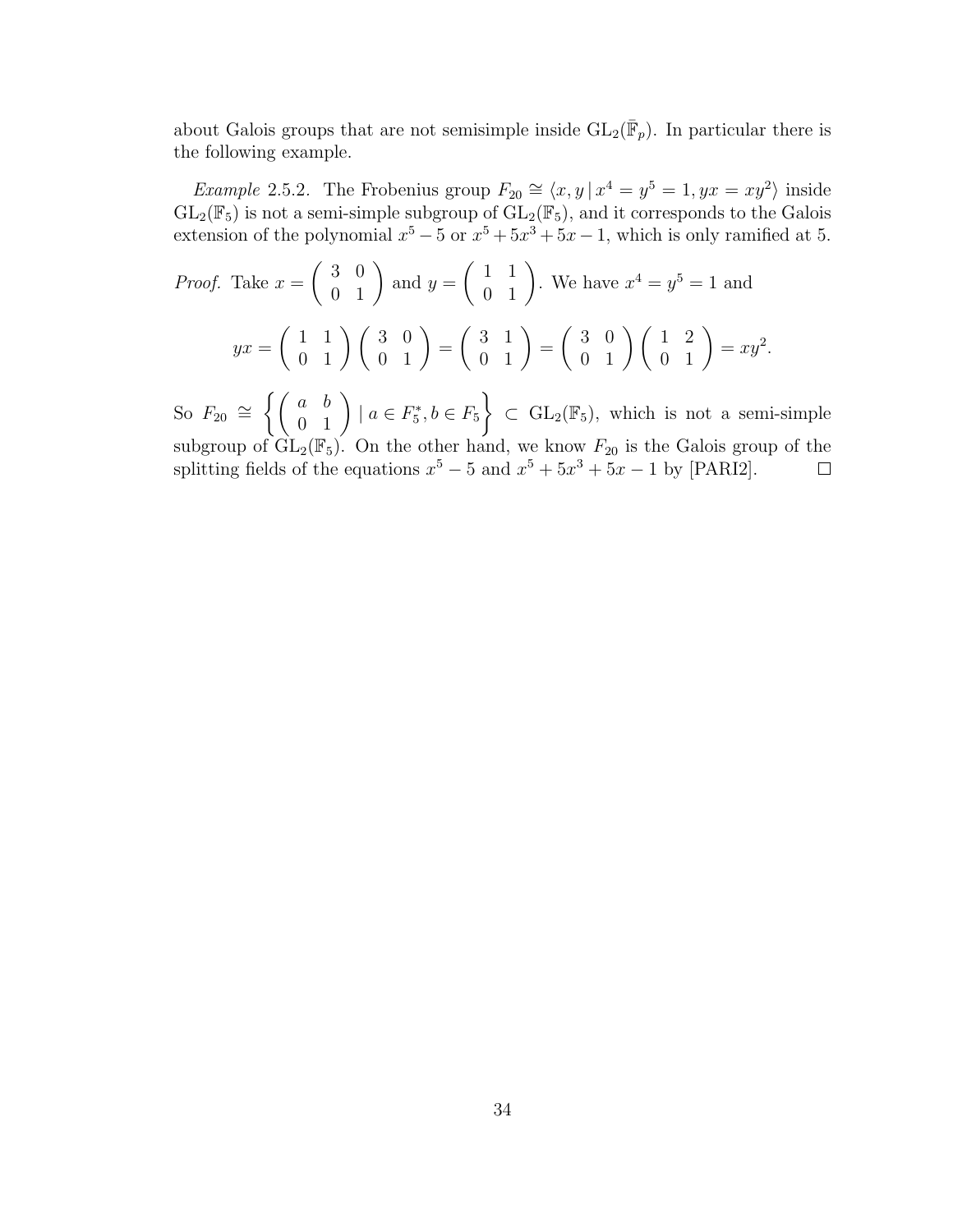about Galois groups that are not semisimple inside $\mathrm{GL}_2(\bar{\mathbb{F}}_p)$. In particular there is the following example.

*Example* 2.5.2. The Frobenius group $F_{20} \cong \langle x, y \,|\, x^4 = y^5 = 1, yx = xy^2 \rangle$ inside $\mathrm{GL}_2(\mathbb{F}_5)$ is not a semi-simple subgroup of $\mathrm{GL}_2(\mathbb{F}_5)$, and it corresponds to the Galois extension of the polynomial $x^5 - 5$ or $x^5 + 5x^3 + 5x - 1$, which is only ramified at 5.

*Proof.* Take $x = \begin{pmatrix} 3 & 0 \\ 0 & 1 \end{pmatrix}$ and $y = \begin{pmatrix} 1 & 1 \\ 0 & 1 \end{pmatrix}$. We have $x^4 = y^5 = 1$ and

$$yx = \begin{pmatrix} 1 & 1 \\ 0 & 1 \end{pmatrix} \begin{pmatrix} 3 & 0 \\ 0 & 1 \end{pmatrix} = \begin{pmatrix} 3 & 1 \\ 0 & 1 \end{pmatrix} = \begin{pmatrix} 3 & 0 \\ 0 & 1 \end{pmatrix} \begin{pmatrix} 1 & 2 \\ 0 & 1 \end{pmatrix} = xy^2.$$

So $F_{20} \cong \left\{ \begin{pmatrix} a & b \\ 0 & 1 \end{pmatrix} \mid a \in F_5^*, b \in F_5 \right\} \subset \mathrm{GL}_2(\mathbb{F}_5)$, which is not a semi-simple subgroup of $\mathrm{GL}_2(\mathbb{F}_5)$. On the other hand, we know $F_{20}$ is the Galois group of the splitting fields of the equations $x^5 - 5$ and $x^5 + 5x^3 + 5x - 1$ by [PARI2]. $\square$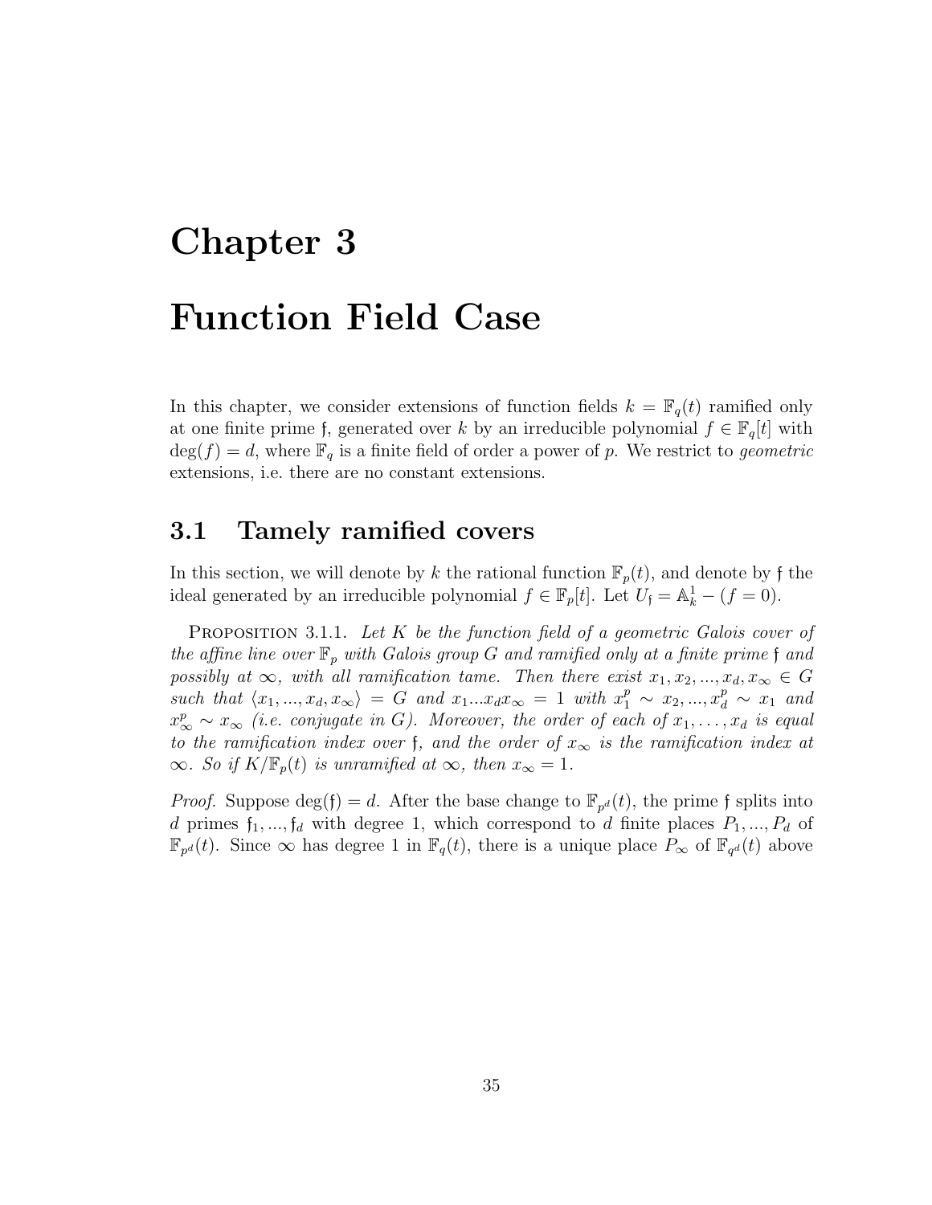# Chapter 3

# Function Field Case

In this chapter, we consider extensions of function fields $k = \mathbb{F}_q(t)$ ramified only at one finite prime $\mathfrak{f}$, generated over $k$ by an irreducible polynomial $f \in \mathbb{F}_q[t]$ with $\deg(f) = d$, where $\mathbb{F}_q$ is a finite field of order a power of $p$. We restrict to *geometric* extensions, i.e. there are no constant extensions.

## 3.1 Tamely ramified covers

In this section, we will denote by $k$ the rational function $\mathbb{F}_p(t)$, and denote by $\mathfrak{f}$ the ideal generated by an irreducible polynomial $f \in \mathbb{F}_p[t]$. Let $U_{\mathfrak{f}} = \mathbb{A}^1_k - (f = 0)$.

Proposition 3.1.1. *Let $K$ be the function field of a geometric Galois cover of the affine line over $\mathbb{F}_p$ with Galois group $G$ and ramified only at a finite prime $\mathfrak{f}$ and possibly at $\infty$, with all ramification tame. Then there exist $x_1, x_2, ..., x_d, x_\infty \in G$ such that $\langle x_1, ..., x_d, x_\infty \rangle = G$ and $x_1 ... x_d x_\infty = 1$ with $x_1^p \sim x_2, ..., x_d^p \sim x_1$ and $x_\infty^p \sim x_\infty$ (i.e. conjugate in $G$). Moreover, the order of each of $x_1, \ldots, x_d$ is equal to the ramification index over $\mathfrak{f}$, and the order of $x_\infty$ is the ramification index at $\infty$. So if $K/\mathbb{F}_p(t)$ is unramified at $\infty$, then $x_\infty = 1$.*

*Proof.* Suppose $\deg(\mathfrak{f}) = d$. After the base change to $\mathbb{F}_{p^d}(t)$, the prime $\mathfrak{f}$ splits into $d$ primes $\mathfrak{f}_1, ..., \mathfrak{f}_d$ with degree 1, which correspond to $d$ finite places $P_1, ..., P_d$ of $\mathbb{F}_{p^d}(t)$. Since $\infty$ has degree 1 in $\mathbb{F}_q(t)$, there is a unique place $P_\infty$ of $\mathbb{F}_{q^d}(t)$ above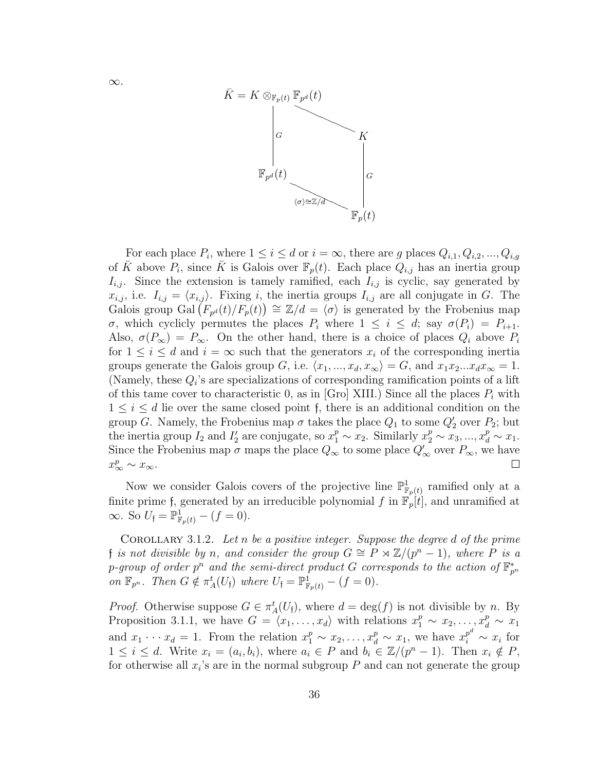$\infty$.

$$
\begin{array}{ccc}
\bar{K} = K \otimes_{\mathbb{F}_p(t)} \mathbb{F}_{p^d}(t) & & \\
| \, G & \searrow & K \\
\mathbb{F}_{p^d}(t) & & | \, G \\
& \searrow_{\langle\sigma\rangle \cong \mathbb{Z}/d} & \mathbb{F}_p(t)
\end{array}
$$

For each place $P_i$, where $1 \leq i \leq d$ or $i = \infty$, there are $g$ places $Q_{i,1}, Q_{i,2}, ..., Q_{i,g}$ of $\bar{K}$ above $P_i$, since $\bar{K}$ is Galois over $\mathbb{F}_p(t)$. Each place $Q_{i,j}$ has an inertia group $I_{i,j}$. Since the extension is tamely ramified, each $I_{i,j}$ is cyclic, say generated by $x_{i,j}$, i.e. $I_{i,j} = \langle x_{i,j} \rangle$. Fixing $i$, the inertia groups $I_{i,j}$ are all conjugate in $G$. The Galois group $\mathrm{Gal}\left(F_{p^d}(t)/F_p(t)\right) \cong \mathbb{Z}/d = \langle \sigma \rangle$ is generated by the Frobenius map $\sigma$, which cyclicly permutes the places $P_i$ where $1 \leq i \leq d$; say $\sigma(P_i) = P_{i+1}$. Also, $\sigma(P_\infty) = P_\infty$. On the other hand, there is a choice of places $Q_i$ above $P_i$ for $1 \leq i \leq d$ and $i = \infty$ such that the generators $x_i$ of the corresponding inertia groups generate the Galois group $G$, i.e. $\langle x_1, ..., x_d, x_\infty \rangle = G$, and $x_1 x_2 ... x_d x_\infty = 1$. (Namely, these $Q_i$'s are specializations of corresponding ramification points of a lift of this tame cover to characteristic 0, as in [Gro] XIII.) Since all the places $P_i$ with $1 \leq i \leq d$ lie over the same closed point $\mathfrak{f}$, there is an additional condition on the group $G$. Namely, the Frobenius map $\sigma$ takes the place $Q_1$ to some $Q_2'$ over $P_2$; but the inertia group $I_2$ and $I_2'$ are conjugate, so $x_1^p \sim x_2$. Similarly $x_2^p \sim x_3, ..., x_d^p \sim x_1$. Since the Frobenius map $\sigma$ maps the place $Q_\infty$ to some place $Q_\infty'$ over $P_\infty$, we have $x_\infty^p \sim x_\infty$. □

Now we consider Galois covers of the projective line $\mathbb{P}^1_{\mathbb{F}_p(t)}$ ramified only at a finite prime $\mathfrak{f}$, generated by an irreducible polynomial $f$ in $\mathbb{F}_p[t]$, and unramified at $\infty$. So $U_\mathfrak{f} = \mathbb{P}^1_{\mathbb{F}_p(t)} - (f = 0)$.

COROLLARY 3.1.2. *Let $n$ be a positive integer. Suppose the degree $d$ of the prime $\mathfrak{f}$ is not divisible by $n$, and consider the group $G \cong P \rtimes \mathbb{Z}/(p^n - 1)$, where $P$ is a $p$-group of order $p^n$ and the semi-direct product $G$ corresponds to the action of $\mathbb{F}_{p^n}^*$ on $\mathbb{F}_{p^n}$. Then $G \notin \pi_A^t(U_\mathfrak{f})$ where $U_\mathfrak{f} = \mathbb{P}^1_{\mathbb{F}_p(t)} - (f = 0)$.*

*Proof.* Otherwise suppose $G \in \pi_A^t(U_\mathfrak{f})$, where $d = \deg(f)$ is not divisible by $n$. By Proposition 3.1.1, we have $G = \langle x_1, \ldots, x_d \rangle$ with relations $x_1^p \sim x_2, \ldots, x_d^p \sim x_1$ and $x_1 \cdots x_d = 1$. From the relation $x_1^p \sim x_2, \ldots, x_d^p \sim x_1$, we have $x_i^{p^d} \sim x_i$ for $1 \leq i \leq d$. Write $x_i = (a_i, b_i)$, where $a_i \in P$ and $b_i \in \mathbb{Z}/(p^n - 1)$. Then $x_i \notin P$, for otherwise all $x_i$'s are in the normal subgroup $P$ and can not generate the group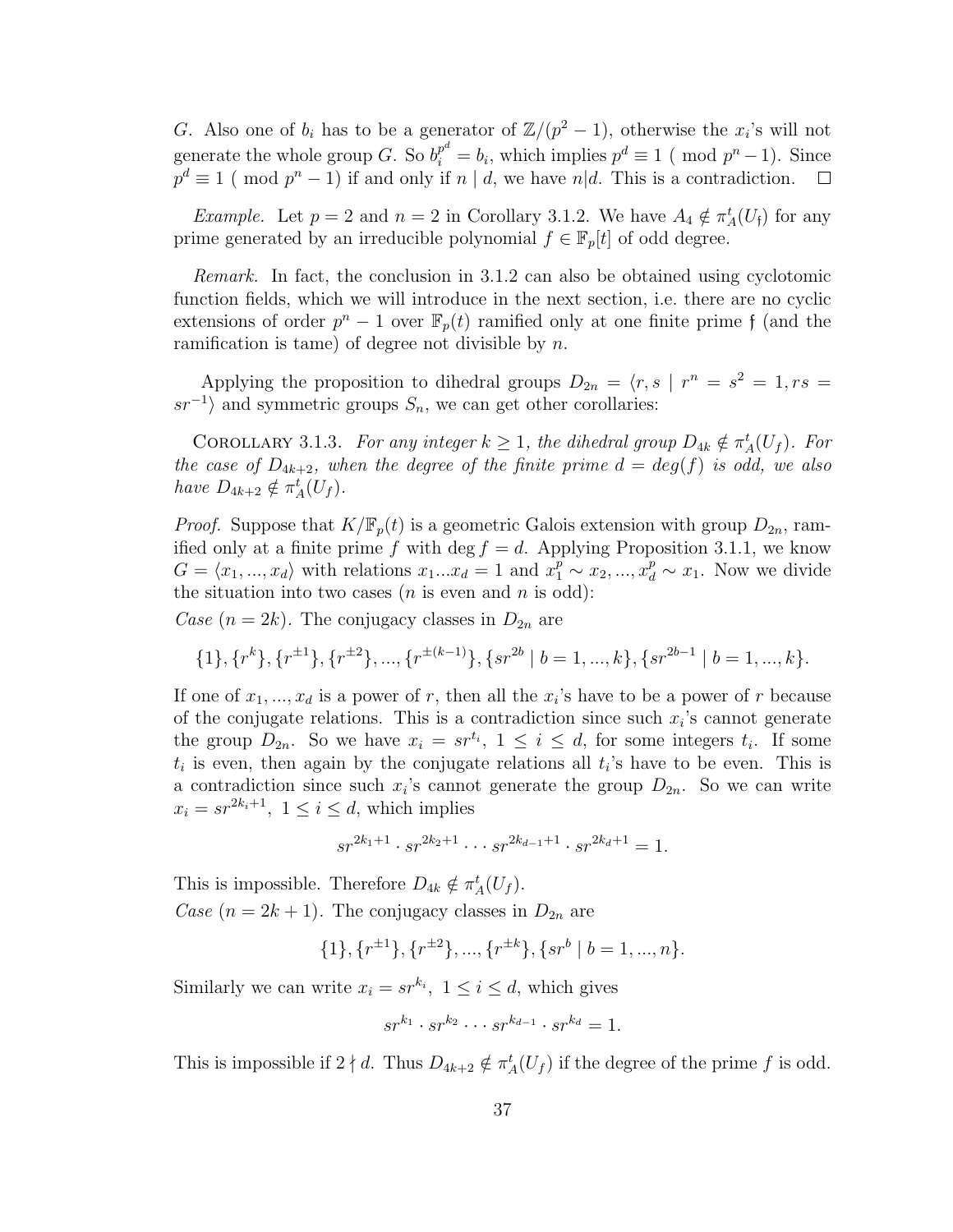$G$. Also one of $b_i$ has to be a generator of $\mathbb{Z}/(p^2-1)$, otherwise the $x_i$'s will not generate the whole group $G$. So $b_i^{p^d} = b_i$, which implies $p^d \equiv 1 \pmod{p^n - 1}$. Since $p^d \equiv 1 \pmod{p^n-1}$ if and only if $n \mid d$, we have $n|d$. This is a contradiction. $\square$

*Example.* Let $p = 2$ and $n = 2$ in Corollary 3.1.2. We have $A_4 \notin \pi_A^t(U_{\mathfrak{f}})$ for any prime generated by an irreducible polynomial $f \in \mathbb{F}_p[t]$ of odd degree.

*Remark.* In fact, the conclusion in 3.1.2 can also be obtained using cyclotomic function fields, which we will introduce in the next section, i.e. there are no cyclic extensions of order $p^n - 1$ over $\mathbb{F}_p(t)$ ramified only at one finite prime $\mathfrak{f}$ (and the ramification is tame) of degree not divisible by $n$.

Applying the proposition to dihedral groups $D_{2n} = \langle r, s \mid r^n = s^2 = 1, rs = sr^{-1}\rangle$ and symmetric groups $S_n$, we can get other corollaries:

Corollary 3.1.3. *For any integer $k \geq 1$, the dihedral group $D_{4k} \notin \pi_A^t(U_f)$. For the case of $D_{4k+2}$, when the degree of the finite prime $d = deg(f)$ is odd, we also have $D_{4k+2} \notin \pi_A^t(U_f)$.*

*Proof.* Suppose that $K/\mathbb{F}_p(t)$ is a geometric Galois extension with group $D_{2n}$, ramified only at a finite prime $f$ with $\deg f = d$. Applying Proposition 3.1.1, we know $G = \langle x_1, ..., x_d\rangle$ with relations $x_1...x_d = 1$ and $x_1^p \sim x_2, ..., x_d^p \sim x_1$. Now we divide the situation into two cases ($n$ is even and $n$ is odd):

*Case* ($n = 2k$). The conjugacy classes in $D_{2n}$ are

$$\{1\}, \{r^k\}, \{r^{\pm 1}\}, \{r^{\pm 2}\}, ..., \{r^{\pm(k-1)}\}, \{sr^{2b} \mid b = 1, ..., k\}, \{sr^{2b-1} \mid b = 1, ..., k\}.$$

If one of $x_1, ..., x_d$ is a power of $r$, then all the $x_i$'s have to be a power of $r$ because of the conjugate relations. This is a contradiction since such $x_i$'s cannot generate the group $D_{2n}$. So we have $x_i = sr^{t_i}$, $1 \leq i \leq d$, for some integers $t_i$. If some $t_i$ is even, then again by the conjugate relations all $t_i$'s have to be even. This is a contradiction since such $x_i$'s cannot generate the group $D_{2n}$. So we can write $x_i = sr^{2k_i+1}$, $1 \leq i \leq d$, which implies

$$sr^{2k_1+1} \cdot sr^{2k_2+1} \cdots sr^{2k_{d-1}+1} \cdot sr^{2k_d+1} = 1.$$

This is impossible. Therefore $D_{4k} \notin \pi_A^t(U_f)$.

*Case* ($n = 2k+1$). The conjugacy classes in $D_{2n}$ are

$$\{1\}, \{r^{\pm 1}\}, \{r^{\pm 2}\}, ..., \{r^{\pm k}\}, \{sr^b \mid b = 1, ..., n\}.$$

Similarly we can write $x_i = sr^{k_i}$, $1 \leq i \leq d$, which gives

$$sr^{k_1} \cdot sr^{k_2} \cdots sr^{k_{d-1}} \cdot sr^{k_d} = 1.$$

This is impossible if $2 \nmid d$. Thus $D_{4k+2} \notin \pi_A^t(U_f)$ if the degree of the prime $f$ is odd.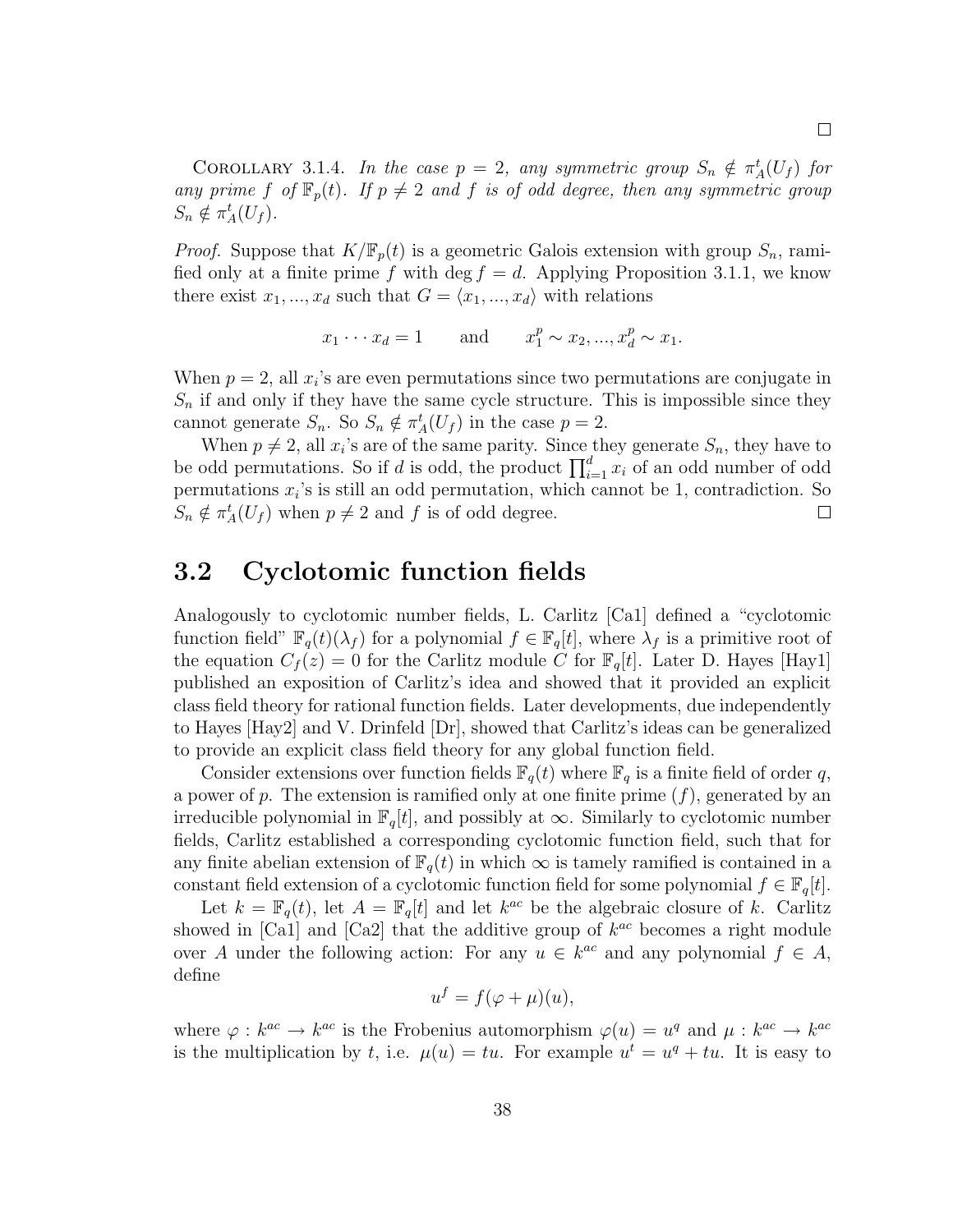□

Corollary 3.1.4. *In the case $p = 2$, any symmetric group $S_n \notin \pi_A^t(U_f)$ for any prime $f$ of $\mathbb{F}_p(t)$. If $p \neq 2$ and $f$ is of odd degree, then any symmetric group $S_n \notin \pi_A^t(U_f)$.*

*Proof.* Suppose that $K/\mathbb{F}_p(t)$ is a geometric Galois extension with group $S_n$, ramified only at a finite prime $f$ with $\deg f = d$. Applying Proposition 3.1.1, we know there exist $x_1, ..., x_d$ such that $G = \langle x_1, ..., x_d \rangle$ with relations

$$x_1 \cdots x_d = 1 \qquad \text{and} \qquad x_1^p \sim x_2, ..., x_d^p \sim x_1.$$

When $p = 2$, all $x_i$'s are even permutations since two permutations are conjugate in $S_n$ if and only if they have the same cycle structure. This is impossible since they cannot generate $S_n$. So $S_n \notin \pi_A^t(U_f)$ in the case $p = 2$.

When $p \neq 2$, all $x_i$'s are of the same parity. Since they generate $S_n$, they have to be odd permutations. So if $d$ is odd, the product $\prod_{i=1}^d x_i$ of an odd number of odd permutations $x_i$'s is still an odd permutation, which cannot be 1, contradiction. So $S_n \notin \pi_A^t(U_f)$ when $p \neq 2$ and $f$ is of odd degree. □

## 3.2 Cyclotomic function fields

Analogously to cyclotomic number fields, L. Carlitz [Ca1] defined a "cyclotomic function field" $\mathbb{F}_q(t)(\lambda_f)$ for a polynomial $f \in \mathbb{F}_q[t]$, where $\lambda_f$ is a primitive root of the equation $C_f(z) = 0$ for the Carlitz module $C$ for $\mathbb{F}_q[t]$. Later D. Hayes [Hay1] published an exposition of Carlitz's idea and showed that it provided an explicit class field theory for rational function fields. Later developments, due independently to Hayes [Hay2] and V. Drinfeld [Dr], showed that Carlitz's ideas can be generalized to provide an explicit class field theory for any global function field.

Consider extensions over function fields $\mathbb{F}_q(t)$ where $\mathbb{F}_q$ is a finite field of order $q$, a power of $p$. The extension is ramified only at one finite prime $(f)$, generated by an irreducible polynomial in $\mathbb{F}_q[t]$, and possibly at $\infty$. Similarly to cyclotomic number fields, Carlitz established a corresponding cyclotomic function field, such that for any finite abelian extension of $\mathbb{F}_q(t)$ in which $\infty$ is tamely ramified is contained in a constant field extension of a cyclotomic function field for some polynomial $f \in \mathbb{F}_q[t]$.

Let $k = \mathbb{F}_q(t)$, let $A = \mathbb{F}_q[t]$ and let $k^{ac}$ be the algebraic closure of $k$. Carlitz showed in [Ca1] and [Ca2] that the additive group of $k^{ac}$ becomes a right module over $A$ under the following action: For any $u \in k^{ac}$ and any polynomial $f \in A$, define

$$u^f = f(\varphi + \mu)(u),$$

where $\varphi : k^{ac} \to k^{ac}$ is the Frobenius automorphism $\varphi(u) = u^q$ and $\mu : k^{ac} \to k^{ac}$ is the multiplication by $t$, i.e. $\mu(u) = tu$. For example $u^t = u^q + tu$. It is easy to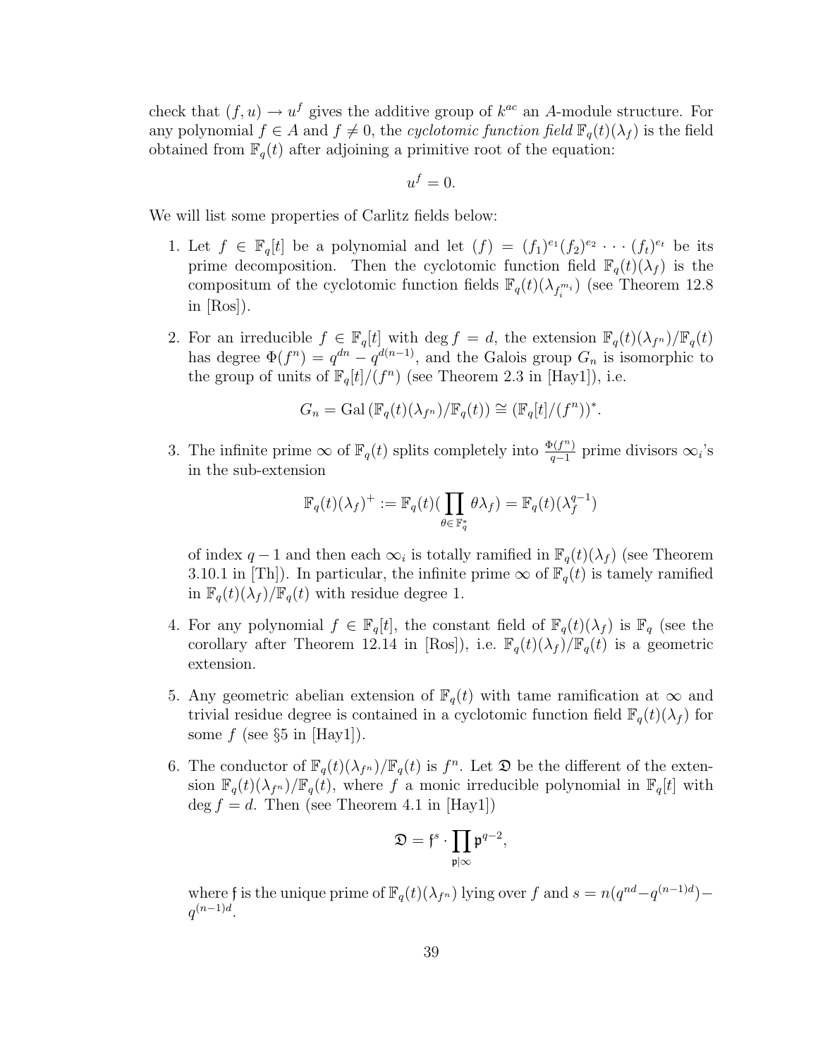check that $(f, u) \to u^f$ gives the additive group of $k^{ac}$ an $A$-module structure. For any polynomial $f \in A$ and $f \neq 0$, the *cyclotomic function field* $\mathbb{F}_q(t)(\lambda_f)$ is the field obtained from $\mathbb{F}_q(t)$ after adjoining a primitive root of the equation:

$$u^f = 0.$$

We will list some properties of Carlitz fields below:

1. Let $f \in \mathbb{F}_q[t]$ be a polynomial and let $(f) = (f_1)^{e_1}(f_2)^{e_2} \cdots (f_t)^{e_t}$ be its prime decomposition. Then the cyclotomic function field $\mathbb{F}_q(t)(\lambda_f)$ is the compositum of the cyclotomic function fields $\mathbb{F}_q(t)(\lambda_{f_i^{m_i}})$ (see Theorem 12.8 in [Ros]).

2. For an irreducible $f \in \mathbb{F}_q[t]$ with $\deg f = d$, the extension $\mathbb{F}_q(t)(\lambda_{f^n})/\mathbb{F}_q(t)$ has degree $\Phi(f^n) = q^{dn} - q^{d(n-1)}$, and the Galois group $G_n$ is isomorphic to the group of units of $\mathbb{F}_q[t]/(f^n)$ (see Theorem 2.3 in [Hay1]), i.e.

$$G_n = \mathrm{Gal}\left(\mathbb{F}_q(t)(\lambda_{f^n})/\mathbb{F}_q(t)\right) \cong (\mathbb{F}_q[t]/(f^n))^*.$$

3. The infinite prime $\infty$ of $\mathbb{F}_q(t)$ splits completely into $\frac{\Phi(f^n)}{q-1}$ prime divisors $\infty_i$'s in the sub-extension

$$\mathbb{F}_q(t)(\lambda_f)^+ := \mathbb{F}_q(t)\big(\prod_{\theta \in \mathbb{F}_q^*} \theta\lambda_f\big) = \mathbb{F}_q(t)(\lambda_f^{q-1})$$

of index $q-1$ and then each $\infty_i$ is totally ramified in $\mathbb{F}_q(t)(\lambda_f)$ (see Theorem 3.10.1 in [Th]). In particular, the infinite prime $\infty$ of $\mathbb{F}_q(t)$ is tamely ramified in $\mathbb{F}_q(t)(\lambda_f)/\mathbb{F}_q(t)$ with residue degree 1.

4. For any polynomial $f \in \mathbb{F}_q[t]$, the constant field of $\mathbb{F}_q(t)(\lambda_f)$ is $\mathbb{F}_q$ (see the corollary after Theorem 12.14 in [Ros]), i.e. $\mathbb{F}_q(t)(\lambda_f)/\mathbb{F}_q(t)$ is a geometric extension.

5. Any geometric abelian extension of $\mathbb{F}_q(t)$ with tame ramification at $\infty$ and trivial residue degree is contained in a cyclotomic function field $\mathbb{F}_q(t)(\lambda_f)$ for some $f$ (see §5 in [Hay1]).

6. The conductor of $\mathbb{F}_q(t)(\lambda_{f^n})/\mathbb{F}_q(t)$ is $f^n$. Let $\mathfrak{D}$ be the different of the extension $\mathbb{F}_q(t)(\lambda_{f^n})/\mathbb{F}_q(t)$, where $f$ a monic irreducible polynomial in $\mathbb{F}_q[t]$ with $\deg f = d$. Then (see Theorem 4.1 in [Hay1])

$$\mathfrak{D} = \mathfrak{f}^s \cdot \prod_{\mathfrak{p}|\infty} \mathfrak{p}^{q-2},$$

where $\mathfrak{f}$ is the unique prime of $\mathbb{F}_q(t)(\lambda_{f^n})$ lying over $f$ and $s = n(q^{nd} - q^{(n-1)d}) - q^{(n-1)d}$.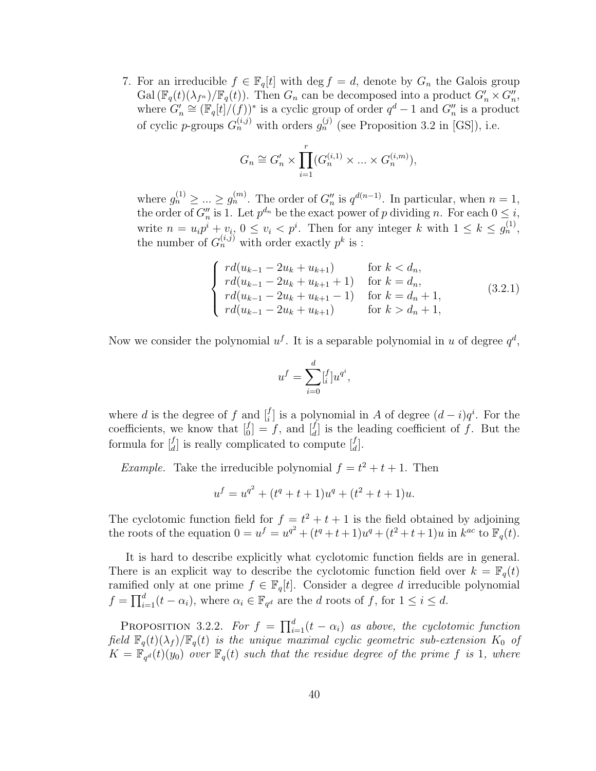7. For an irreducible $f \in \mathbb{F}_q[t]$ with $\deg f = d$, denote by $G_n$ the Galois group $\mathrm{Gal}\,(\mathbb{F}_q(t)(\lambda_{f^n})/\mathbb{F}_q(t))$. Then $G_n$ can be decomposed into a product $G'_n \times G''_n$, where $G'_n \cong (\mathbb{F}_q[t]/(f))^*$ is a cyclic group of order $q^d - 1$ and $G''_n$ is a product of cyclic $p$-groups $G_n^{(i,j)}$ with orders $g_n^{(j)}$ (see Proposition 3.2 in [GS]), i.e.

$$G_n \cong G'_n \times \prod_{i=1}^{r} (G_n^{(i,1)} \times ... \times G_n^{(i,m)}),$$

where $g_n^{(1)} \geq ... \geq g_n^{(m)}$. The order of $G''_n$ is $q^{d(n-1)}$. In particular, when $n = 1$, the order of $G''_n$ is 1. Let $p^{d_n}$ be the exact power of $p$ dividing $n$. For each $0 \leq i$, write $n = u_i p^i + v_i$, $0 \leq v_i < p^i$. Then for any integer $k$ with $1 \leq k \leq g_n^{(1)}$, the number of $G_n^{(i,j)}$ with order exactly $p^k$ is :

$$\begin{cases} rd(u_{k-1} - 2u_k + u_{k+1}) & \text{for } k < d_n, \\ rd(u_{k-1} - 2u_k + u_{k+1} + 1) & \text{for } k = d_n, \\ rd(u_{k-1} - 2u_k + u_{k+1} - 1) & \text{for } k = d_n + 1, \\ rd(u_{k-1} - 2u_k + u_{k+1}) & \text{for } k > d_n + 1, \end{cases} \tag{3.2.1}$$

Now we consider the polynomial $u^f$. It is a separable polynomial in $u$ of degree $q^d$,

$$u^f = \sum_{i=0}^{d} [{}^f_i] u^{q^i},$$

where $d$ is the degree of $f$ and $[{}^f_i]$ is a polynomial in $A$ of degree $(d-i)q^i$. For the coefficients, we know that $[{}^f_0] = f$, and $[{}^f_d]$ is the leading coefficient of $f$. But the formula for $[{}^f_d]$ is really complicated to compute $[{}^f_d]$.

*Example.* Take the irreducible polynomial $f = t^2 + t + 1$. Then

$$u^f = u^{q^2} + (t^q + t + 1)u^q + (t^2 + t + 1)u.$$

The cyclotomic function field for $f = t^2 + t + 1$ is the field obtained by adjoining the roots of the equation $0 = u^f = u^{q^2} + (t^q + t + 1)u^q + (t^2 + t + 1)u$ in $k^{ac}$ to $\mathbb{F}_q(t)$.

It is hard to describe explicitly what cyclotomic function fields are in general. There is an explicit way to describe the cyclotomic function field over $k = \mathbb{F}_q(t)$ ramified only at one prime $f \in \mathbb{F}_q[t]$. Consider a degree $d$ irreducible polynomial $f = \prod_{i=1}^{d}(t - \alpha_i)$, where $\alpha_i \in \mathbb{F}_{q^d}$ are the $d$ roots of $f$, for $1 \leq i \leq d$.

PROPOSITION 3.2.2. *For $f = \prod_{i=1}^{d}(t - \alpha_i)$ as above, the cyclotomic function field $\mathbb{F}_q(t)(\lambda_f)/\mathbb{F}_q(t)$ is the unique maximal cyclic geometric sub-extension $K_0$ of $K = \mathbb{F}_{q^d}(t)(y_0)$ over $\mathbb{F}_q(t)$ such that the residue degree of the prime $f$ is 1, where*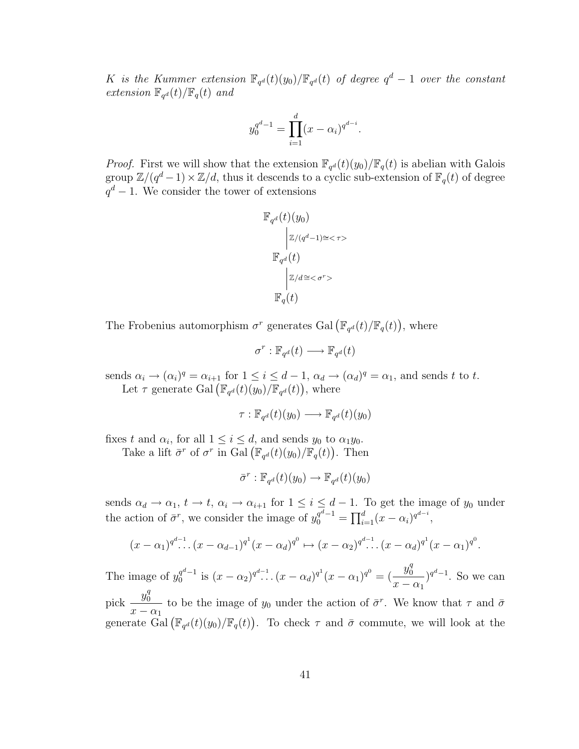*$K$ is the Kummer extension $\mathbb{F}_{q^d}(t)(y_0)/\mathbb{F}_{q^d}(t)$ of degree $q^d-1$ over the constant extension $\mathbb{F}_{q^d}(t)/\mathbb{F}_q(t)$ and*

$$y_0^{q^d-1} = \prod_{i=1}^{d}(x-\alpha_i)^{q^{d-i}}.$$

*Proof.* First we will show that the extension $\mathbb{F}_{q^d}(t)(y_0)/\mathbb{F}_q(t)$ is abelian with Galois group $\mathbb{Z}/(q^d-1)\times\mathbb{Z}/d$, thus it descends to a cyclic sub-extension of $\mathbb{F}_q(t)$ of degree $q^d-1$. We consider the tower of extensions

$$\begin{array}{c}
\mathbb{F}_{q^d}(t)(y_0) \\
\Big| \; {\scriptstyle \mathbb{Z}/(q^d-1)\cong<\tau>} \\
\mathbb{F}_{q^d}(t) \\
\Big| \; {\scriptstyle \mathbb{Z}/d\cong<\sigma^r>} \\
\mathbb{F}_q(t)
\end{array}$$

The Frobenius automorphism $\sigma^r$ generates $\mathrm{Gal}\left(\mathbb{F}_{q^d}(t)/\mathbb{F}_q(t)\right)$, where

$$\sigma^r : \mathbb{F}_{q^d}(t) \longrightarrow \mathbb{F}_{q^d}(t)$$

sends $\alpha_i \to (\alpha_i)^q = \alpha_{i+1}$ for $1 \le i \le d-1$, $\alpha_d \to (\alpha_d)^q = \alpha_1$, and sends $t$ to $t$.

Let $\tau$ generate $\mathrm{Gal}\left(\mathbb{F}_{q^d}(t)(y_0)/\mathbb{F}_{q^d}(t)\right)$, where

$$\tau : \mathbb{F}_{q^d}(t)(y_0) \longrightarrow \mathbb{F}_{q^d}(t)(y_0)$$

fixes $t$ and $\alpha_i$, for all $1 \le i \le d$, and sends $y_0$ to $\alpha_1 y_0$.

Take a lift $\bar{\sigma}^r$ of $\sigma^r$ in $\mathrm{Gal}\left(\mathbb{F}_{q^d}(t)(y_0)/\mathbb{F}_q(t)\right)$. Then

$$\bar{\sigma}^r : \mathbb{F}_{q^d}(t)(y_0) \rightarrow \mathbb{F}_{q^d}(t)(y_0)$$

sends $\alpha_d \to \alpha_1$, $t \to t$, $\alpha_i \to \alpha_{i+1}$ for $1 \le i \le d-1$. To get the image of $y_0$ under the action of $\bar{\sigma}^r$, we consider the image of $y_0^{q^d-1} = \prod_{i=1}^{d}(x-\alpha_i)^{q^{d-i}}$,

$$(x-\alpha_1)^{q^{d-1}} \ldots (x-\alpha_{d-1})^{q^1}(x-\alpha_d)^{q^0} \mapsto (x-\alpha_2)^{q^{d-1}} \ldots (x-\alpha_d)^{q^1}(x-\alpha_1)^{q^0}.$$

The image of $y_0^{q^d-1}$ is $(x-\alpha_2)^{q^{d-1}} \ldots (x-\alpha_d)^{q^1}(x-\alpha_1)^{q^0} = (\dfrac{y_0^q}{x-\alpha_1})^{q^d-1}$. So we can pick $\dfrac{y_0^q}{x-\alpha_1}$ to be the image of $y_0$ under the action of $\bar{\sigma}^r$. We know that $\tau$ and $\bar{\sigma}$ generate $\mathrm{Gal}\left(\mathbb{F}_{q^d}(t)(y_0)/\mathbb{F}_q(t)\right)$. To check $\tau$ and $\bar{\sigma}$ commute, we will look at the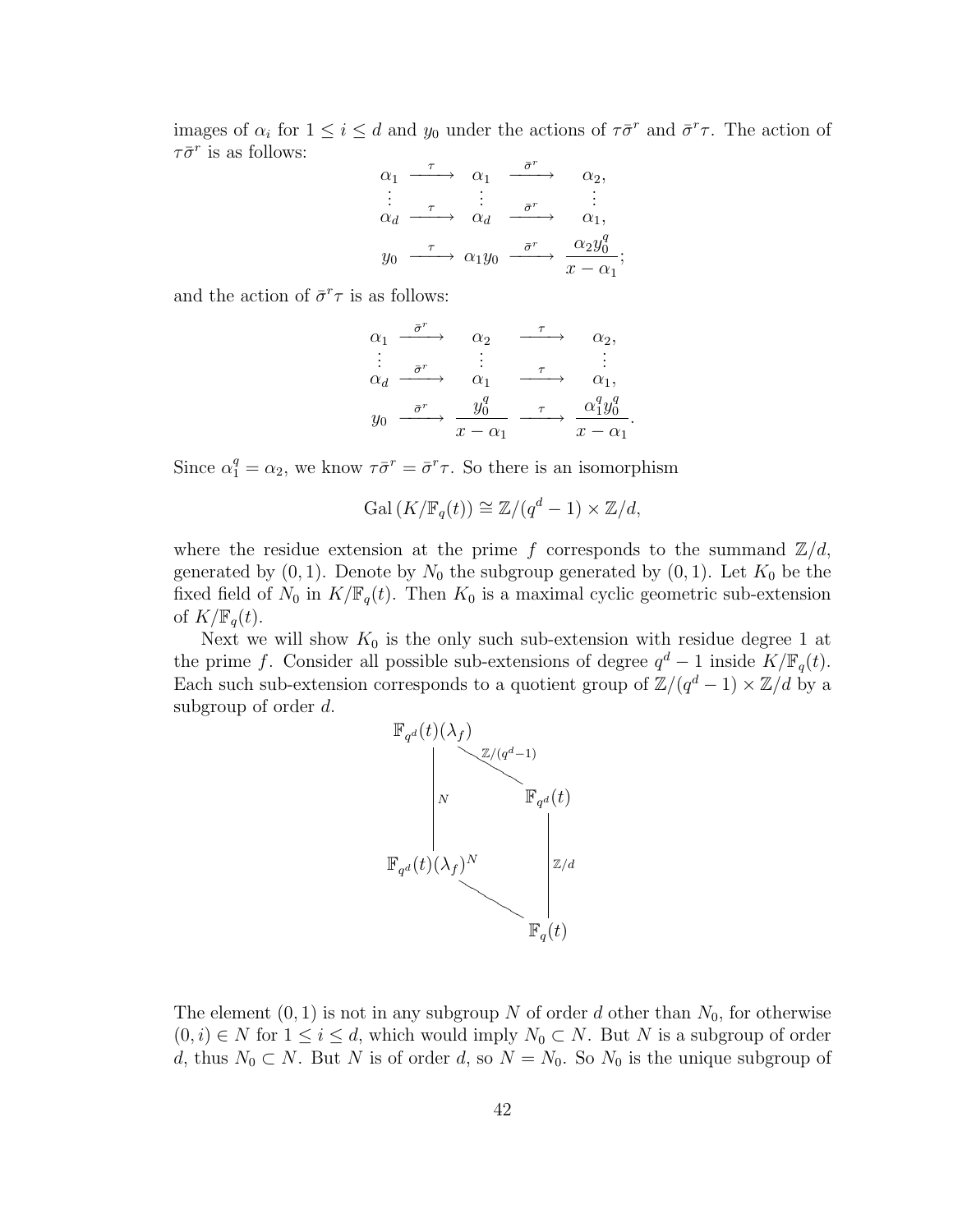images of $\alpha_i$ for $1 \le i \le d$ and $y_0$ under the actions of $\tau\bar{\sigma}^r$ and $\bar{\sigma}^r\tau$. The action of $\tau\bar{\sigma}^r$ is as follows:

$$\begin{array}{ccccc}
\alpha_1 & \xrightarrow{\tau} & \alpha_1 & \xrightarrow{\bar{\sigma}^r} & \alpha_2, \\
\vdots & & \vdots & & \vdots \\
\alpha_d & \xrightarrow{\tau} & \alpha_d & \xrightarrow{\bar{\sigma}^r} & \alpha_1, \\
y_0 & \xrightarrow{\tau} & \alpha_1 y_0 & \xrightarrow{\bar{\sigma}^r} & \dfrac{\alpha_2 y_0^q}{x-\alpha_1};
\end{array}$$

and the action of $\bar{\sigma}^r\tau$ is as follows:

$$\begin{array}{ccccc}
\alpha_1 & \xrightarrow{\bar{\sigma}^r} & \alpha_2 & \xrightarrow{\tau} & \alpha_2, \\
\vdots & & \vdots & & \vdots \\
\alpha_d & \xrightarrow{\bar{\sigma}^r} & \alpha_1 & \xrightarrow{\tau} & \alpha_1, \\
y_0 & \xrightarrow{\bar{\sigma}^r} & \dfrac{y_0^q}{x-\alpha_1} & \xrightarrow{\tau} & \dfrac{\alpha_1^q y_0^q}{x-\alpha_1}.
\end{array}$$

Since $\alpha_1^q = \alpha_2$, we know $\tau\bar{\sigma}^r = \bar{\sigma}^r\tau$. So there is an isomorphism

$$\mathrm{Gal}\,(K/\mathbb{F}_q(t)) \cong \mathbb{Z}/(q^d-1) \times \mathbb{Z}/d,$$

where the residue extension at the prime $f$ corresponds to the summand $\mathbb{Z}/d$, generated by $(0,1)$. Denote by $N_0$ the subgroup generated by $(0,1)$. Let $K_0$ be the fixed field of $N_0$ in $K/\mathbb{F}_q(t)$. Then $K_0$ is a maximal cyclic geometric sub-extension of $K/\mathbb{F}_q(t)$.

Next we will show $K_0$ is the only such sub-extension with residue degree 1 at the prime $f$. Consider all possible sub-extensions of degree $q^d-1$ inside $K/\mathbb{F}_q(t)$. Each such sub-extension corresponds to a quotient group of $\mathbb{Z}/(q^d-1)\times\mathbb{Z}/d$ by a subgroup of order $d$.

$$\begin{array}{ccc}
\mathbb{F}_{q^d}(t)(\lambda_f) & & \\
 & \searrow^{\mathbb{Z}/(q^d-1)} & \\
\Big| N & & \mathbb{F}_{q^d}(t) \\
 & & \Big| \mathbb{Z}/d \\
\mathbb{F}_{q^d}(t)(\lambda_f)^N & & \\
 & \searrow & \\
 & & \mathbb{F}_q(t)
\end{array}$$

The element $(0,1)$ is not in any subgroup $N$ of order $d$ other than $N_0$, for otherwise $(0,i) \in N$ for $1 \le i \le d$, which would imply $N_0 \subset N$. But $N$ is a subgroup of order $d$, thus $N_0 \subset N$. But $N$ is of order $d$, so $N = N_0$. So $N_0$ is the unique subgroup of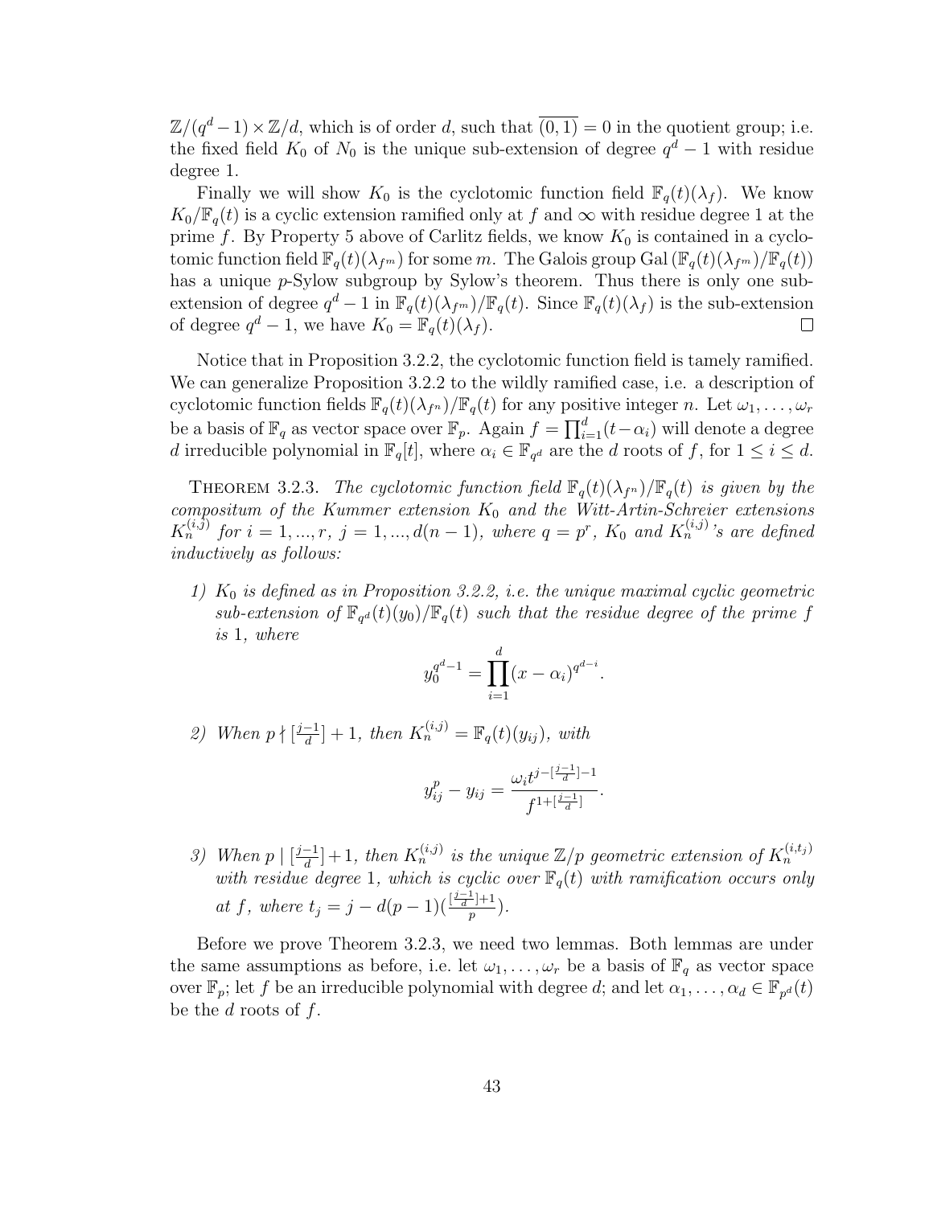$\mathbb{Z}/(q^d-1)\times\mathbb{Z}/d$, which is of order $d$, such that $\overline{(0,1)}=0$ in the quotient group; i.e. the fixed field $K_0$ of $N_0$ is the unique sub-extension of degree $q^d-1$ with residue degree 1.

Finally we will show $K_0$ is the cyclotomic function field $\mathbb{F}_q(t)(\lambda_f)$. We know $K_0/\mathbb{F}_q(t)$ is a cyclic extension ramified only at $f$ and $\infty$ with residue degree 1 at the prime $f$. By Property 5 above of Carlitz fields, we know $K_0$ is contained in a cyclotomic function field $\mathbb{F}_q(t)(\lambda_{f^m})$ for some $m$. The Galois group $\mathrm{Gal}\,(\mathbb{F}_q(t)(\lambda_{f^m})/\mathbb{F}_q(t))$ has a unique $p$-Sylow subgroup by Sylow's theorem. Thus there is only one sub-extension of degree $q^d-1$ in $\mathbb{F}_q(t)(\lambda_{f^m})/\mathbb{F}_q(t)$. Since $\mathbb{F}_q(t)(\lambda_f)$ is the sub-extension of degree $q^d-1$, we have $K_0=\mathbb{F}_q(t)(\lambda_f)$. □

Notice that in Proposition 3.2.2, the cyclotomic function field is tamely ramified. We can generalize Proposition 3.2.2 to the wildly ramified case, i.e. a description of cyclotomic function fields $\mathbb{F}_q(t)(\lambda_{f^n})/\mathbb{F}_q(t)$ for any positive integer $n$. Let $\omega_1,\ldots,\omega_r$ be a basis of $\mathbb{F}_q$ as vector space over $\mathbb{F}_p$. Again $f=\prod_{i=1}^d(t-\alpha_i)$ will denote a degree $d$ irreducible polynomial in $\mathbb{F}_q[t]$, where $\alpha_i\in\mathbb{F}_{q^d}$ are the $d$ roots of $f$, for $1\le i\le d$.

THEOREM 3.2.3. *The cyclotomic function field $\mathbb{F}_q(t)(\lambda_{f^n})/\mathbb{F}_q(t)$ is given by the compositum of the Kummer extension $K_0$ and the Witt-Artin-Schreier extensions $K_n^{(i,j)}$ for $i=1,...,r$, $j=1,...,d(n-1)$, where $q=p^r$, $K_0$ and $K_n^{(i,j)}$'s are defined inductively as follows:*

1) *$K_0$ is defined as in Proposition 3.2.2, i.e. the unique maximal cyclic geometric sub-extension of $\mathbb{F}_{q^d}(t)(y_0)/\mathbb{F}_q(t)$ such that the residue degree of the prime $f$ is 1, where*
$$y_0^{q^d-1}=\prod_{i=1}^d(x-\alpha_i)^{q^{d-i}}.$$

2) *When $p\nmid[\frac{j-1}{d}]+1$, then $K_n^{(i,j)}=\mathbb{F}_q(t)(y_{ij})$, with*
$$y_{ij}^p-y_{ij}=\frac{\omega_i t^{j-[\frac{j-1}{d}]-1}}{f^{1+[\frac{j-1}{d}]}}.$$

3) *When $p\mid[\frac{j-1}{d}]+1$, then $K_n^{(i,j)}$ is the unique $\mathbb{Z}/p$ geometric extension of $K_n^{(i,t_j)}$ with residue degree 1, which is cyclic over $\mathbb{F}_q(t)$ with ramification occurs only at $f$, where $t_j=j-d(p-1)(\frac{[\frac{j-1}{d}]+1}{p})$.*

Before we prove Theorem 3.2.3, we need two lemmas. Both lemmas are under the same assumptions as before, i.e. let $\omega_1,\ldots,\omega_r$ be a basis of $\mathbb{F}_q$ as vector space over $\mathbb{F}_p$; let $f$ be an irreducible polynomial with degree $d$; and let $\alpha_1,\ldots,\alpha_d\in\mathbb{F}_{p^d}(t)$ be the $d$ roots of $f$.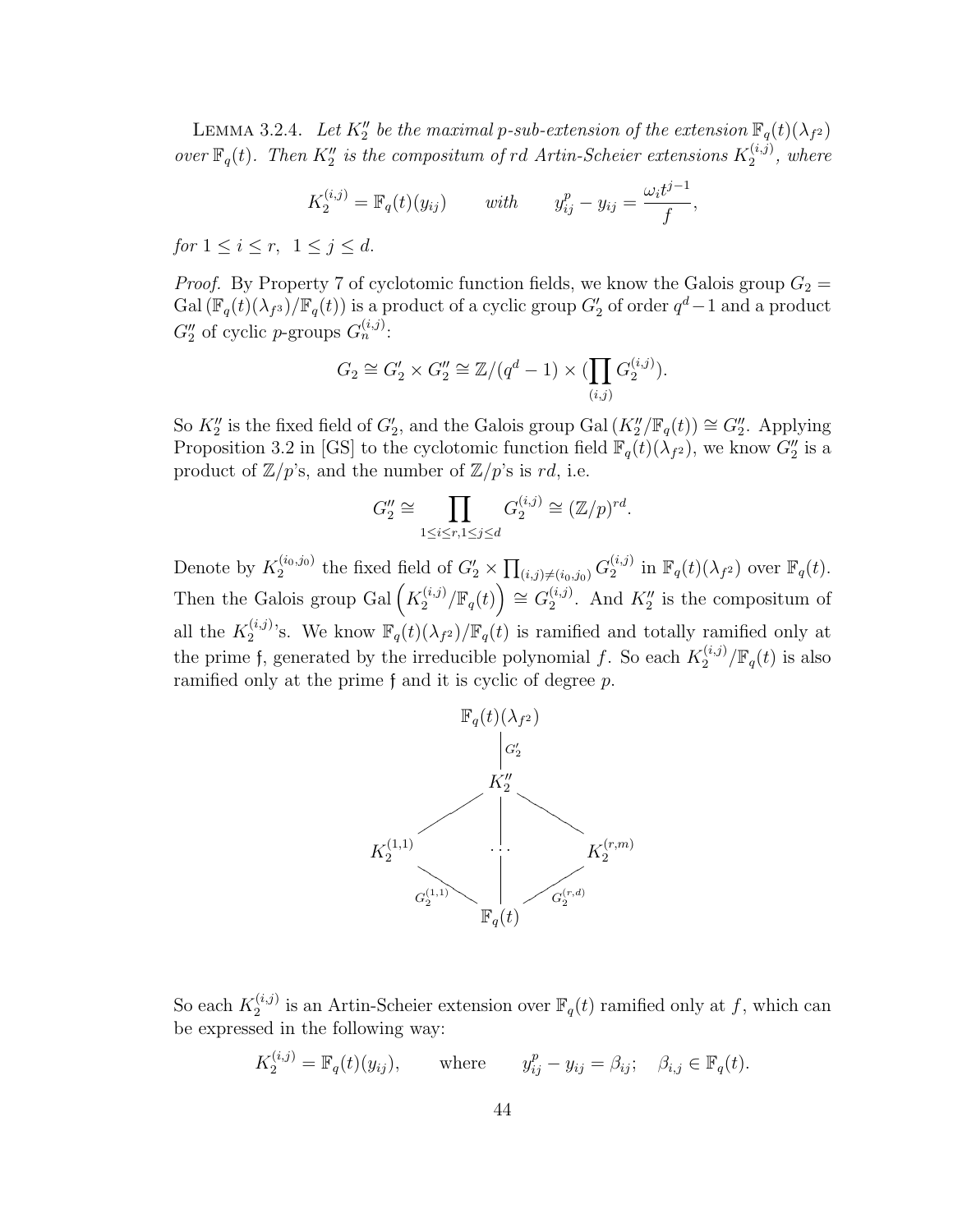LEMMA 3.2.4. *Let $K_2''$ be the maximal $p$-sub-extension of the extension $\mathbb{F}_q(t)(\lambda_{f^2})$ over $\mathbb{F}_q(t)$. Then $K_2''$ is the compositum of $rd$ Artin-Scheier extensions $K_2^{(i,j)}$, where*

$$K_2^{(i,j)} = \mathbb{F}_q(t)(y_{ij}) \qquad \text{with} \qquad y_{ij}^p - y_{ij} = \frac{\omega_i t^{j-1}}{f},$$

*for $1 \leq i \leq r,\ 1 \leq j \leq d$.*

*Proof.* By Property 7 of cyclotomic function fields, we know the Galois group $G_2 = \mathrm{Gal}\,(\mathbb{F}_q(t)(\lambda_{f^3})/\mathbb{F}_q(t))$ is a product of a cyclic group $G_2'$ of order $q^d - 1$ and a product $G_2''$ of cyclic $p$-groups $G_n^{(i,j)}$:

$$G_2 \cong G_2' \times G_2'' \cong \mathbb{Z}/(q^d - 1) \times (\prod_{(i,j)} G_2^{(i,j)}).$$

So $K_2''$ is the fixed field of $G_2'$, and the Galois group $\mathrm{Gal}\,(K_2''/\mathbb{F}_q(t)) \cong G_2''$. Applying Proposition 3.2 in [GS] to the cyclotomic function field $\mathbb{F}_q(t)(\lambda_{f^2})$, we know $G_2''$ is a product of $\mathbb{Z}/p$'s, and the number of $\mathbb{Z}/p$'s is $rd$, i.e.

$$G_2'' \cong \prod_{1 \leq i \leq r, 1 \leq j \leq d} G_2^{(i,j)} \cong (\mathbb{Z}/p)^{rd}.$$

Denote by $K_2^{(i_0,j_0)}$ the fixed field of $G_2' \times \prod_{(i,j) \neq (i_0,j_0)} G_2^{(i,j)}$ in $\mathbb{F}_q(t)(\lambda_{f^2})$ over $\mathbb{F}_q(t)$. Then the Galois group $\mathrm{Gal}\left(K_2^{(i,j)}/\mathbb{F}_q(t)\right) \cong G_2^{(i,j)}$. And $K_2''$ is the compositum of all the $K_2^{(i,j)}$'s. We know $\mathbb{F}_q(t)(\lambda_{f^2})/\mathbb{F}_q(t)$ is ramified and totally ramified only at the prime $\mathfrak{f}$, generated by the irreducible polynomial $f$. So each $K_2^{(i,j)}/\mathbb{F}_q(t)$ is also ramified only at the prime $\mathfrak{f}$ and it is cyclic of degree $p$.

$$\begin{array}{c}
\mathbb{F}_q(t)(\lambda_{f^2}) \\
\Big| \; G_2' \\
K_2'' \\
K_2^{(1,1)} \qquad \cdots \qquad K_2^{(r,m)} \\
G_2^{(1,1)} \qquad\qquad G_2^{(r,d)} \\
\mathbb{F}_q(t)
\end{array}$$

So each $K_2^{(i,j)}$ is an Artin-Scheier extension over $\mathbb{F}_q(t)$ ramified only at $f$, which can be expressed in the following way:

$$K_2^{(i,j)} = \mathbb{F}_q(t)(y_{ij}), \qquad \text{where} \qquad y_{ij}^p - y_{ij} = \beta_{ij}; \quad \beta_{i,j} \in \mathbb{F}_q(t).$$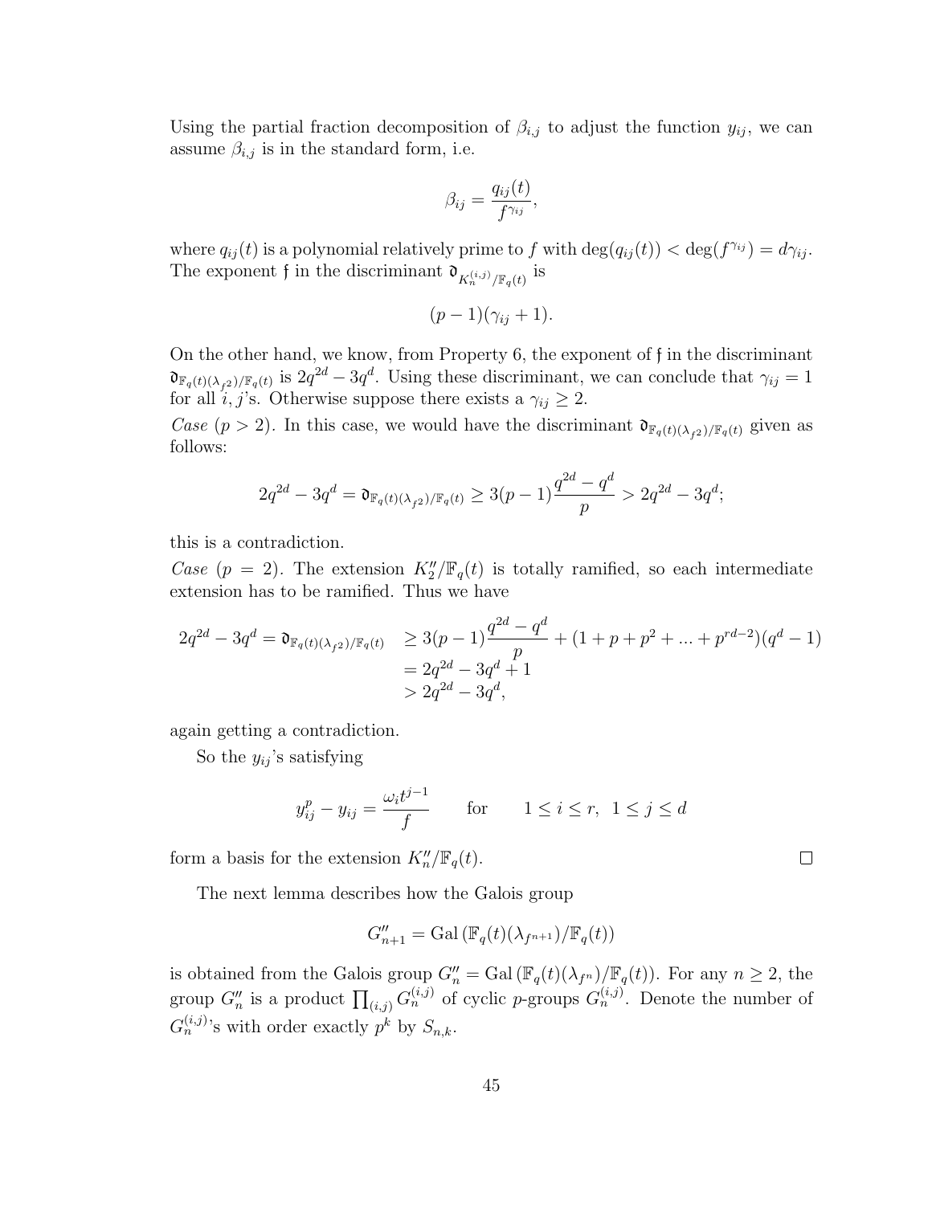Using the partial fraction decomposition of $\beta_{i,j}$ to adjust the function $y_{ij}$, we can assume $\beta_{i,j}$ is in the standard form, i.e.

$$\beta_{ij} = \frac{q_{ij}(t)}{f^{\gamma_{ij}}},$$

where $q_{ij}(t)$ is a polynomial relatively prime to $f$ with $\deg(q_{ij}(t)) < \deg(f^{\gamma_{ij}}) = d\gamma_{ij}$. The exponent $\mathfrak{f}$ in the discriminant $\mathfrak{d}_{K_n^{(i,j)}/\mathbb{F}_q(t)}$ is

$$(p-1)(\gamma_{ij}+1).$$

On the other hand, we know, from Property 6, the exponent of $\mathfrak{f}$ in the discriminant $\mathfrak{d}_{\mathbb{F}_q(t)(\lambda_{f^2})/\mathbb{F}_q(t)}$ is $2q^{2d} - 3q^d$. Using these discriminant, we can conclude that $\gamma_{ij} = 1$ for all $i, j$'s. Otherwise suppose there exists a $\gamma_{ij} \geq 2$.

*Case* ($p > 2$). In this case, we would have the discriminant $\mathfrak{d}_{\mathbb{F}_q(t)(\lambda_{f^2})/\mathbb{F}_q(t)}$ given as follows:

$$2q^{2d} - 3q^d = \mathfrak{d}_{\mathbb{F}_q(t)(\lambda_{f^2})/\mathbb{F}_q(t)} \geq 3(p-1)\frac{q^{2d}-q^d}{p} > 2q^{2d} - 3q^d;$$

this is a contradiction.

*Case* ($p = 2$). The extension $K_2''/\mathbb{F}_q(t)$ is totally ramified, so each intermediate extension has to be ramified. Thus we have

$$\begin{aligned} 2q^{2d} - 3q^d = \mathfrak{d}_{\mathbb{F}_q(t)(\lambda_{f^2})/\mathbb{F}_q(t)} &\geq 3(p-1)\frac{q^{2d}-q^d}{p} + (1 + p + p^2 + ... + p^{rd-2})(q^d - 1) \\ &= 2q^{2d} - 3q^d + 1 \\ &> 2q^{2d} - 3q^d, \end{aligned}$$

again getting a contradiction.

So the $y_{ij}$'s satisfying

$$y_{ij}^p - y_{ij} = \frac{\omega_i t^{j-1}}{f} \qquad \text{for} \qquad 1 \leq i \leq r, \ \ 1 \leq j \leq d$$

form a basis for the extension $K_n''/\mathbb{F}_q(t)$. $\square$

The next lemma describes how the Galois group

$$G_{n+1}'' = \mathrm{Gal}\left(\mathbb{F}_q(t)(\lambda_{f^{n+1}})/\mathbb{F}_q(t)\right)$$

is obtained from the Galois group $G_n'' = \mathrm{Gal}\left(\mathbb{F}_q(t)(\lambda_{f^n})/\mathbb{F}_q(t)\right)$. For any $n \geq 2$, the group $G_n''$ is a product $\prod_{(i,j)} G_n^{(i,j)}$ of cyclic $p$-groups $G_n^{(i,j)}$. Denote the number of $G_n^{(i,j)}$'s with order exactly $p^k$ by $S_{n,k}$.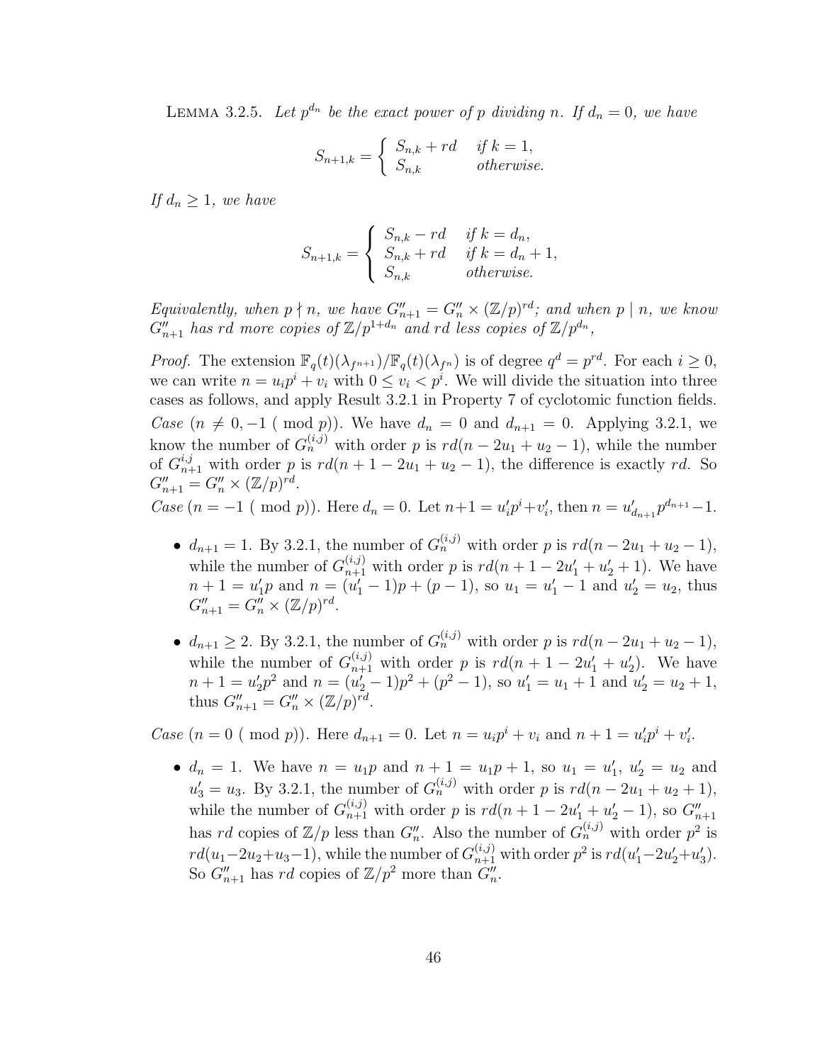Lemma 3.2.5. *Let $p^{d_n}$ be the exact power of $p$ dividing $n$. If $d_n = 0$, we have*

$$S_{n+1,k} = \begin{cases} S_{n,k} + rd & \text{if } k = 1, \\ S_{n,k} & \text{otherwise.} \end{cases}$$

*If $d_n \geq 1$, we have*

$$S_{n+1,k} = \begin{cases} S_{n,k} - rd & \text{if } k = d_n, \\ S_{n,k} + rd & \text{if } k = d_n + 1, \\ S_{n,k} & \text{otherwise.} \end{cases}$$

*Equivalently, when $p \nmid n$, we have $G''_{n+1} = G''_n \times (\mathbb{Z}/p)^{rd}$; and when $p \mid n$, we know $G''_{n+1}$ has $rd$ more copies of $\mathbb{Z}/p^{1+d_n}$ and $rd$ less copies of $\mathbb{Z}/p^{d_n}$,*

*Proof.* The extension $\mathbb{F}_q(t)(\lambda_{f^{n+1}})/\mathbb{F}_q(t)(\lambda_{f^n})$ is of degree $q^d = p^{rd}$. For each $i \geq 0$, we can write $n = u_i p^i + v_i$ with $0 \leq v_i < p^i$. We will divide the situation into three cases as follows, and apply Result 3.2.1 in Property 7 of cyclotomic function fields.

*Case* ($n \neq 0, -1 \pmod p$). We have $d_n = 0$ and $d_{n+1} = 0$. Applying 3.2.1, we know the number of $G_n^{(i,j)}$ with order $p$ is $rd(n - 2u_1 + u_2 - 1)$, while the number of $G_{n+1}^{i,j}$ with order $p$ is $rd(n + 1 - 2u_1 + u_2 - 1)$, the difference is exactly $rd$. So $G''_{n+1} = G''_n \times (\mathbb{Z}/p)^{rd}$.

*Case* ($n = -1 \pmod p$). Here $d_n = 0$. Let $n+1 = u'_i p^i + v'_i$, then $n = u'_{d_{n+1}} p^{d_{n+1}} - 1$.

- $d_{n+1} = 1$. By 3.2.1, the number of $G_n^{(i,j)}$ with order $p$ is $rd(n - 2u_1 + u_2 - 1)$, while the number of $G_{n+1}^{(i,j)}$ with order $p$ is $rd(n + 1 - 2u'_1 + u'_2 + 1)$. We have $n + 1 = u'_1 p$ and $n = (u'_1 - 1)p + (p - 1)$, so $u_1 = u'_1 - 1$ and $u'_2 = u_2$, thus $G''_{n+1} = G''_n \times (\mathbb{Z}/p)^{rd}$.
- $d_{n+1} \geq 2$. By 3.2.1, the number of $G_n^{(i,j)}$ with order $p$ is $rd(n - 2u_1 + u_2 - 1)$, while the number of $G_{n+1}^{(i,j)}$ with order $p$ is $rd(n + 1 - 2u'_1 + u'_2)$. We have $n + 1 = u'_2 p^2$ and $n = (u'_2 - 1)p^2 + (p^2 - 1)$, so $u'_1 = u_1 + 1$ and $u'_2 = u_2 + 1$, thus $G''_{n+1} = G''_n \times (\mathbb{Z}/p)^{rd}$.

*Case* ($n = 0 \pmod p$). Here $d_{n+1} = 0$. Let $n = u_i p^i + v_i$ and $n + 1 = u'_i p^i + v'_i$.

- $d_n = 1$. We have $n = u_1 p$ and $n + 1 = u_1 p + 1$, so $u_1 = u'_1$, $u'_2 = u_2$ and $u'_3 = u_3$. By 3.2.1, the number of $G_n^{(i,j)}$ with order $p$ is $rd(n - 2u_1 + u_2 + 1)$, while the number of $G_{n+1}^{(i,j)}$ with order $p$ is $rd(n + 1 - 2u'_1 + u'_2 - 1)$, so $G''_{n+1}$ has $rd$ copies of $\mathbb{Z}/p$ less than $G''_n$. Also the number of $G_n^{(i,j)}$ with order $p^2$ is $rd(u_1 - 2u_2 + u_3 - 1)$, while the number of $G_{n+1}^{(i,j)}$ with order $p^2$ is $rd(u'_1 - 2u'_2 + u'_3)$. So $G''_{n+1}$ has $rd$ copies of $\mathbb{Z}/p^2$ more than $G''_n$.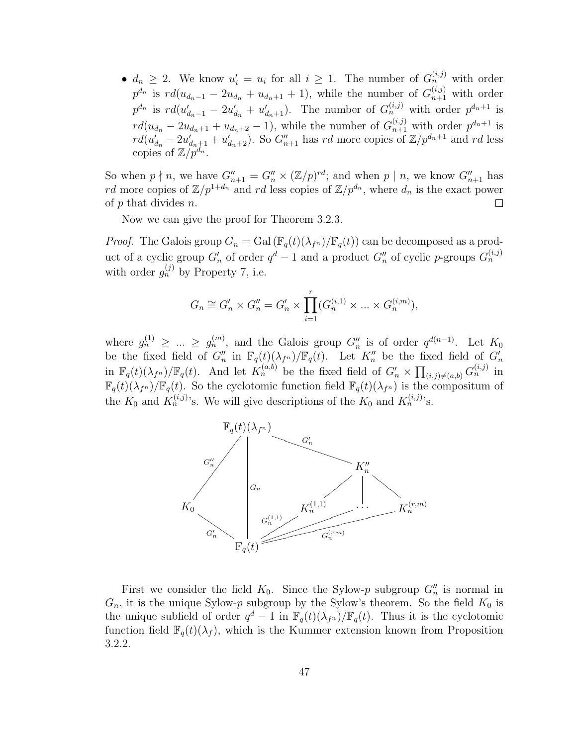- $d_n \geq 2$. We know $u'_i = u_i$ for all $i \geq 1$. The number of $G_n^{(i,j)}$ with order $p^{d_n}$ is $rd(u_{d_n-1} - 2u_{d_n} + u_{d_n+1} + 1)$, while the number of $G_{n+1}^{(i,j)}$ with order $p^{d_n}$ is $rd(u'_{d_n-1} - 2u'_{d_n} + u'_{d_n+1})$. The number of $G_n^{(i,j)}$ with order $p^{d_n+1}$ is $rd(u_{d_n} - 2u_{d_n+1} + u_{d_n+2} - 1)$, while the number of $G_{n+1}^{(i,j)}$ with order $p^{d_n+1}$ is $rd(u'_{d_n} - 2u'_{d_n+1} + u'_{d_n+2})$. So $G''_{n+1}$ has $rd$ more copies of $\mathbb{Z}/p^{d_n+1}$ and $rd$ less copies of $\mathbb{Z}/p^{d_n}$.

So when $p \nmid n$, we have $G''_{n+1} = G''_n \times (\mathbb{Z}/p)^{rd}$; and when $p \mid n$, we know $G''_{n+1}$ has $rd$ more copies of $\mathbb{Z}/p^{1+d_n}$ and $rd$ less copies of $\mathbb{Z}/p^{d_n}$, where $d_n$ is the exact power of $p$ that divides $n$. □

Now we can give the proof for Theorem 3.2.3.

*Proof.* The Galois group $G_n = \mathrm{Gal}\left(\mathbb{F}_q(t)(\lambda_{f^n})/\mathbb{F}_q(t)\right)$ can be decomposed as a product of a cyclic group $G'_n$ of order $q^d - 1$ and a product $G''_n$ of cyclic $p$-groups $G_n^{(i,j)}$ with order $g_n^{(j)}$ by Property 7, i.e.

$$G_n \cong G'_n \times G''_n = G'_n \times \prod_{i=1}^{r} (G_n^{(i,1)} \times \dots \times G_n^{(i,m)}),$$

where $g_n^{(1)} \geq \dots \geq g_n^{(m)}$, and the Galois group $G''_n$ is of order $q^{d(n-1)}$. Let $K_0$ be the fixed field of $G''_n$ in $\mathbb{F}_q(t)(\lambda_{f^n})/\mathbb{F}_q(t)$. Let $K''_n$ be the fixed field of $G'_n$ in $\mathbb{F}_q(t)(\lambda_{f^n})/\mathbb{F}_q(t)$. And let $K_n^{(a,b)}$ be the fixed field of $G'_n \times \prod_{(i,j)\neq(a,b)} G_n^{(i,j)}$ in $\mathbb{F}_q(t)(\lambda_{f^n})/\mathbb{F}_q(t)$. So the cyclotomic function field $\mathbb{F}_q(t)(\lambda_{f^n})$ is the compositum of the $K_0$ and $K_n^{(i,j)}$'s. We will give descriptions of the $K_0$ and $K_n^{(i,j)}$'s.

First we consider the field $K_0$. Since the Sylow-$p$ subgroup $G''_n$ is normal in $G_n$, it is the unique Sylow-$p$ subgroup by the Sylow's theorem. So the field $K_0$ is the unique subfield of order $q^d - 1$ in $\mathbb{F}_q(t)(\lambda_{f^n})/\mathbb{F}_q(t)$. Thus it is the cyclotomic function field $\mathbb{F}_q(t)(\lambda_f)$, which is the Kummer extension known from Proposition 3.2.2.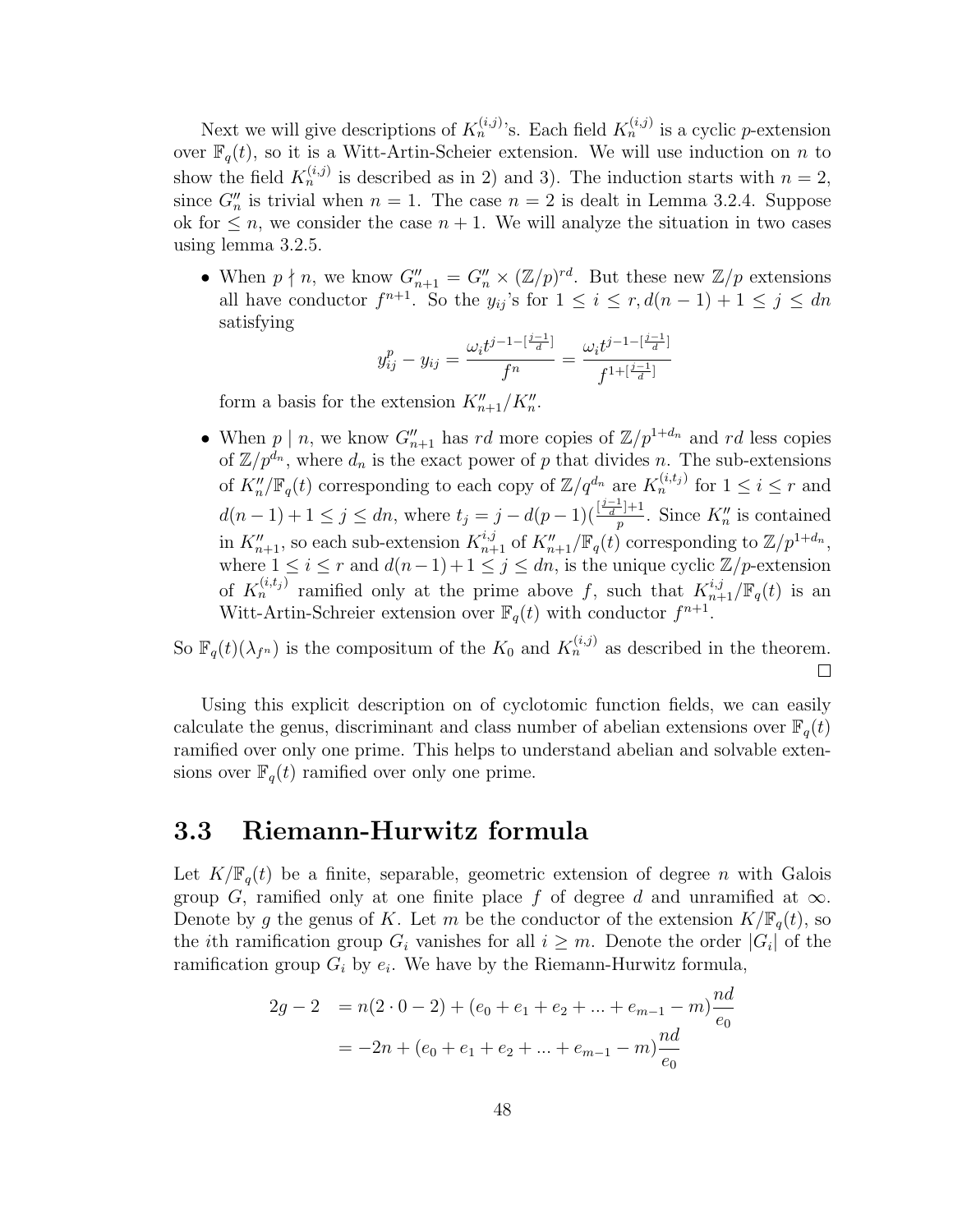Next we will give descriptions of $K_n^{(i,j)}$'s. Each field $K_n^{(i,j)}$ is a cyclic $p$-extension over $\mathbb{F}_q(t)$, so it is a Witt-Artin-Scheier extension. We will use induction on $n$ to show the field $K_n^{(i,j)}$ is described as in 2) and 3). The induction starts with $n = 2$, since $G''_n$ is trivial when $n = 1$. The case $n = 2$ is dealt in Lemma 3.2.4. Suppose ok for $\leq n$, we consider the case $n+1$. We will analyze the situation in two cases using lemma 3.2.5.

- When $p \nmid n$, we know $G''_{n+1} = G''_n \times (\mathbb{Z}/p)^{rd}$. But these new $\mathbb{Z}/p$ extensions all have conductor $f^{n+1}$. So the $y_{ij}$'s for $1 \leq i \leq r, d(n-1)+1 \leq j \leq dn$ satisfying
$$y_{ij}^p - y_{ij} = \frac{\omega_i t^{j-1-[\frac{j-1}{d}]}}{f^n} = \frac{\omega_i t^{j-1-[\frac{j-1}{d}]}}{f^{1+[\frac{j-1}{d}]}}$$
form a basis for the extension $K''_{n+1}/K''_n$.
- When $p \mid n$, we know $G''_{n+1}$ has $rd$ more copies of $\mathbb{Z}/p^{1+d_n}$ and $rd$ less copies of $\mathbb{Z}/p^{d_n}$, where $d_n$ is the exact power of $p$ that divides $n$. The sub-extensions of $K''_n/\mathbb{F}_q(t)$ corresponding to each copy of $\mathbb{Z}/q^{d_n}$ are $K_n^{(i,t_j)}$ for $1 \leq i \leq r$ and $d(n-1)+1 \leq j \leq dn$, where $t_j = j - d(p-1)(\frac{[\frac{j-1}{d}]+1}{p}$. Since $K''_n$ is contained in $K''_{n+1}$, so each sub-extension $K_{n+1}^{i,j}$ of $K''_{n+1}/\mathbb{F}_q(t)$ corresponding to $\mathbb{Z}/p^{1+d_n}$, where $1 \leq i \leq r$ and $d(n-1)+1 \leq j \leq dn$, is the unique cyclic $\mathbb{Z}/p$-extension of $K_n^{(i,t_j)}$ ramified only at the prime above $f$, such that $K_{n+1}^{i,j}/\mathbb{F}_q(t)$ is an Witt-Artin-Schreier extension over $\mathbb{F}_q(t)$ with conductor $f^{n+1}$.

So $\mathbb{F}_q(t)(\lambda_{f^n})$ is the compositum of the $K_0$ and $K_n^{(i,j)}$ as described in the theorem. □

Using this explicit description on of cyclotomic function fields, we can easily calculate the genus, discriminant and class number of abelian extensions over $\mathbb{F}_q(t)$ ramified over only one prime. This helps to understand abelian and solvable extensions over $\mathbb{F}_q(t)$ ramified over only one prime.

## 3.3 Riemann-Hurwitz formula

Let $K/\mathbb{F}_q(t)$ be a finite, separable, geometric extension of degree $n$ with Galois group $G$, ramified only at one finite place $f$ of degree $d$ and unramified at $\infty$. Denote by $g$ the genus of $K$. Let $m$ be the conductor of the extension $K/\mathbb{F}_q(t)$, so the $i$th ramification group $G_i$ vanishes for all $i \geq m$. Denote the order $|G_i|$ of the ramification group $G_i$ by $e_i$. We have by the Riemann-Hurwitz formula,

$$\begin{aligned} 2g-2 &= n(2 \cdot 0 - 2) + (e_0 + e_1 + e_2 + ... + e_{m-1} - m)\frac{nd}{e_0} \\ &= -2n + (e_0 + e_1 + e_2 + ... + e_{m-1} - m)\frac{nd}{e_0} \end{aligned}$$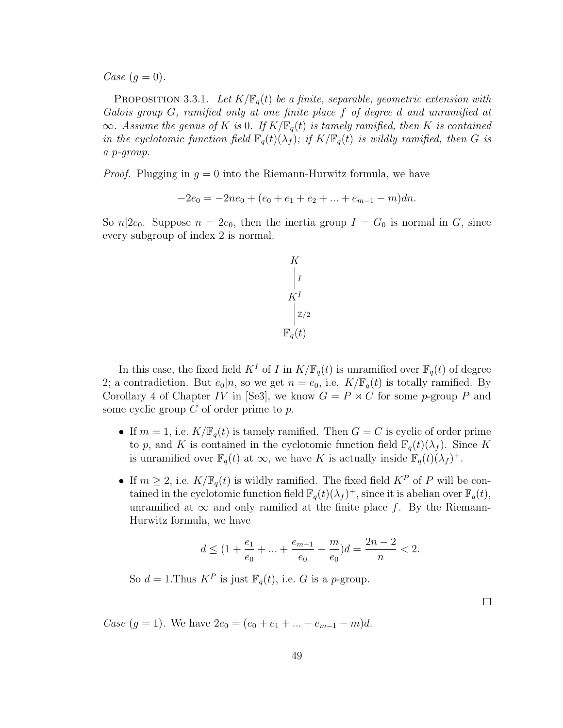*Case* $(g = 0)$.

PROPOSITION 3.3.1. *Let $K/\mathbb{F}_q(t)$ be a finite, separable, geometric extension with Galois group $G$, ramified only at one finite place $f$ of degree $d$ and unramified at $\infty$. Assume the genus of $K$ is 0. If $K/\mathbb{F}_q(t)$ is tamely ramified, then $K$ is contained in the cyclotomic function field $\mathbb{F}_q(t)(\lambda_f)$; if $K/\mathbb{F}_q(t)$ is wildly ramified, then $G$ is a $p$-group.*

*Proof.* Plugging in $g = 0$ into the Riemann-Hurwitz formula, we have

$$-2e_0 = -2ne_0 + (e_0 + e_1 + e_2 + ... + e_{m-1} - m)dn.$$

So $n | 2e_0$. Suppose $n = 2e_0$, then the inertia group $I = G_0$ is normal in $G$, since every subgroup of index 2 is normal.

$$\begin{array}{c} K \\ \Big|\, {\scriptstyle I} \\ K^I \\ \Big|\, {\scriptstyle \mathbb{Z}/2} \\ \mathbb{F}_q(t) \end{array}$$

In this case, the fixed field $K^I$ of $I$ in $K/\mathbb{F}_q(t)$ is unramified over $\mathbb{F}_q(t)$ of degree 2; a contradiction. But $e_0 | n$, so we get $n = e_0$, i.e. $K/\mathbb{F}_q(t)$ is totally ramified. By Corollary 4 of Chapter $IV$ in [Se3], we know $G = P \rtimes C$ for some $p$-group $P$ and some cyclic group $C$ of order prime to $p$.

- If $m = 1$, i.e. $K/\mathbb{F}_q(t)$ is tamely ramified. Then $G = C$ is cyclic of order prime to $p$, and $K$ is contained in the cyclotomic function field $\mathbb{F}_q(t)(\lambda_f)$. Since $K$ is unramified over $\mathbb{F}_q(t)$ at $\infty$, we have $K$ is actually inside $\mathbb{F}_q(t)(\lambda_f)^+$.
- If $m \geq 2$, i.e. $K/\mathbb{F}_q(t)$ is wildly ramified. The fixed field $K^P$ of $P$ will be contained in the cyclotomic function field $\mathbb{F}_q(t)(\lambda_f)^+$, since it is abelian over $\mathbb{F}_q(t)$, unramified at $\infty$ and only ramified at the finite place $f$. By the Riemann-Hurwitz formula, we have

$$d \leq (1 + \frac{e_1}{e_0} + ... + \frac{e_{m-1}}{e_0} - \frac{m}{e_0})d = \frac{2n-2}{n} < 2.$$

  So $d = 1$.Thus $K^P$ is just $\mathbb{F}_q(t)$, i.e. $G$ is a $p$-group.

$\square$

*Case* $(g = 1)$. We have $2e_0 = (e_0 + e_1 + ... + e_{m-1} - m)d$.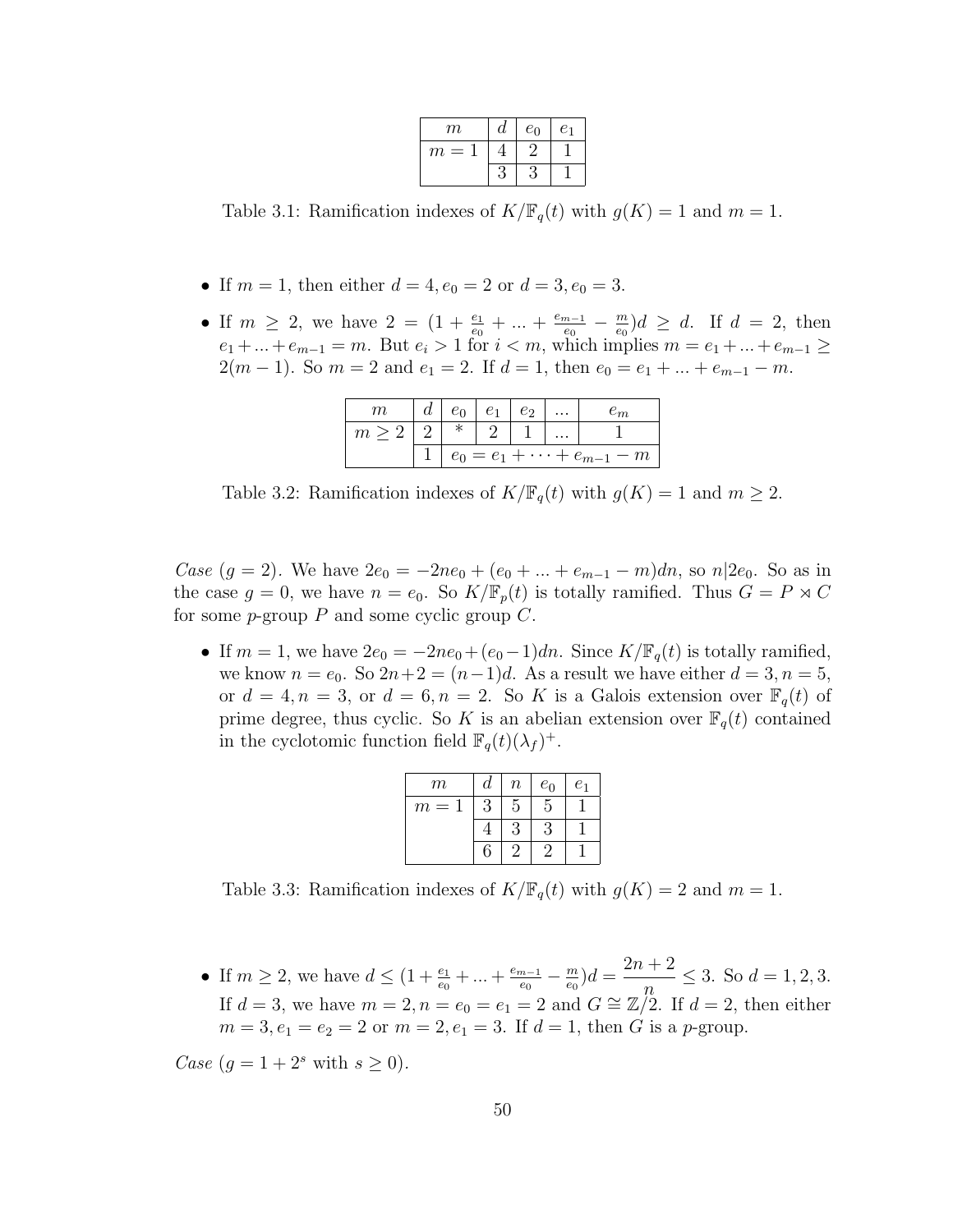| $m$ | $d$ | $e_0$ | $e_1$ |
|---|---|---|---|
| $m = 1$ | 4 | 2 | 1 |
| | 3 | 3 | 1 |

Table 3.1: Ramification indexes of $K/\mathbb{F}_q(t)$ with $g(K) = 1$ and $m = 1$.

- If $m = 1$, then either $d = 4, e_0 = 2$ or $d = 3, e_0 = 3$.
- If $m \geq 2$, we have $2 = (1 + \frac{e_1}{e_0} + ... + \frac{e_{m-1}}{e_0} - \frac{m}{e_0})d \geq d$. If $d = 2$, then $e_1 + ... + e_{m-1} = m$. But $e_i > 1$ for $i < m$, which implies $m = e_1 + ... + e_{m-1} \geq 2(m-1)$. So $m = 2$ and $e_1 = 2$. If $d = 1$, then $e_0 = e_1 + ... + e_{m-1} - m$.

| $m$ | $d$ | $e_0$ | $e_1$ | $e_2$ | ... | $e_m$ |
|---|---|---|---|---|---|---|
| $m \geq 2$ | 2 | * | 2 | 1 | ... | 1 |
| | 1 | $e_0 = e_1 + \cdots + e_{m-1} - m$ | | | | |

Table 3.2: Ramification indexes of $K/\mathbb{F}_q(t)$ with $g(K) = 1$ and $m \geq 2$.

*Case* ($g = 2$). We have $2e_0 = -2ne_0 + (e_0 + ... + e_{m-1} - m)dn$, so $n | 2e_0$. So as in the case $g = 0$, we have $n = e_0$. So $K/\mathbb{F}_p(t)$ is totally ramified. Thus $G = P \rtimes C$ for some $p$-group $P$ and some cyclic group $C$.

- If $m = 1$, we have $2e_0 = -2ne_0 + (e_0 - 1)dn$. Since $K/\mathbb{F}_q(t)$ is totally ramified, we know $n = e_0$. So $2n + 2 = (n-1)d$. As a result we have either $d = 3, n = 5$, or $d = 4, n = 3$, or $d = 6, n = 2$. So $K$ is a Galois extension over $\mathbb{F}_q(t)$ of prime degree, thus cyclic. So $K$ is an abelian extension over $\mathbb{F}_q(t)$ contained in the cyclotomic function field $\mathbb{F}_q(t)(\lambda_f)^+$.

| $m$ | $d$ | $n$ | $e_0$ | $e_1$ |
|---|---|---|---|---|
| $m = 1$ | 3 | 5 | 5 | 1 |
| | 4 | 3 | 3 | 1 |
| | 6 | 2 | 2 | 1 |

Table 3.3: Ramification indexes of $K/\mathbb{F}_q(t)$ with $g(K) = 2$ and $m = 1$.

- If $m \geq 2$, we have $d \leq (1 + \frac{e_1}{e_0} + ... + \frac{e_{m-1}}{e_0} - \frac{m}{e_0})d = \dfrac{2n+2}{n} \leq 3$. So $d = 1, 2, 3$. If $d = 3$, we have $m = 2, n = e_0 = e_1 = 2$ and $G \cong \mathbb{Z}/2$. If $d = 2$, then either $m = 3, e_1 = e_2 = 2$ or $m = 2, e_1 = 3$. If $d = 1$, then $G$ is a $p$-group.

*Case* ($g = 1 + 2^s$ with $s \geq 0$).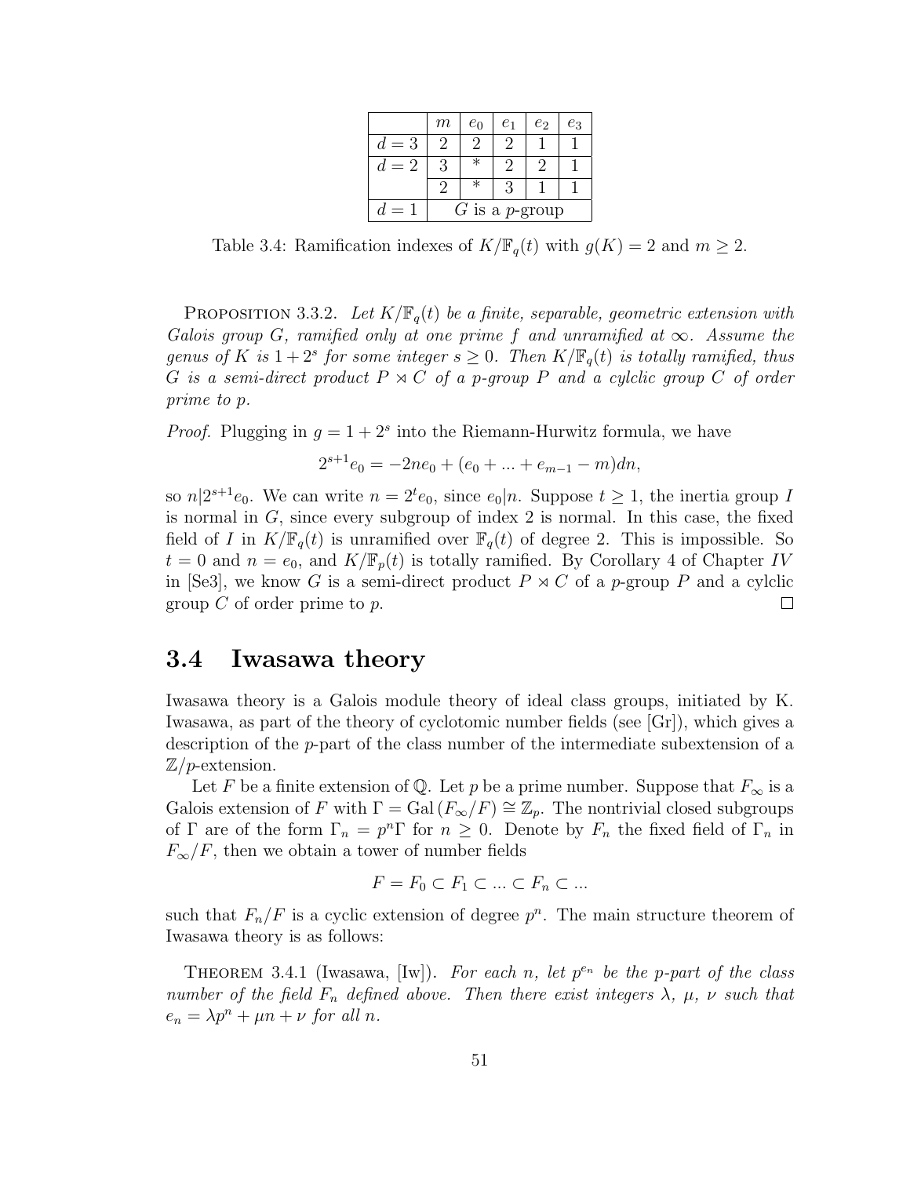|  | $m$ | $e_0$ | $e_1$ | $e_2$ | $e_3$ |
|---|---|---|---|---|---|
| $d=3$ | 2 | 2 | 2 | 1 | 1 |
| $d=2$ | 3 | * | 2 | 2 | 1 |
|  | 2 | * | 3 | 1 | 1 |
| $d=1$ | $G$ is a $p$-group |  |  |  |  |

Table 3.4: Ramification indexes of $K/\mathbb{F}_q(t)$ with $g(K)=2$ and $m \geq 2$.

Proposition 3.3.2. *Let $K/\mathbb{F}_q(t)$ be a finite, separable, geometric extension with Galois group $G$, ramified only at one prime $f$ and unramified at $\infty$. Assume the genus of $K$ is $1+2^s$ for some integer $s \geq 0$. Then $K/\mathbb{F}_q(t)$ is totally ramified, thus $G$ is a semi-direct product $P \rtimes C$ of a $p$-group $P$ and a cylclic group $C$ of order prime to $p$.*

*Proof.* Plugging in $g = 1+2^s$ into the Riemann-Hurwitz formula, we have

$$2^{s+1}e_0 = -2ne_0 + (e_0 + ... + e_{m-1} - m)dn,$$

so $n | 2^{s+1}e_0$. We can write $n = 2^t e_0$, since $e_0 | n$. Suppose $t \geq 1$, the inertia group $I$ is normal in $G$, since every subgroup of index 2 is normal. In this case, the fixed field of $I$ in $K/\mathbb{F}_q(t)$ is unramified over $\mathbb{F}_q(t)$ of degree 2. This is impossible. So $t = 0$ and $n = e_0$, and $K/\mathbb{F}_p(t)$ is totally ramified. By Corollary 4 of Chapter $IV$ in [Se3], we know $G$ is a semi-direct product $P \rtimes C$ of a $p$-group $P$ and a cylclic group $C$ of order prime to $p$. □

## 3.4 Iwasawa theory

Iwasawa theory is a Galois module theory of ideal class groups, initiated by K. Iwasawa, as part of the theory of cyclotomic number fields (see [Gr]), which gives a description of the $p$-part of the class number of the intermediate subextension of a $\mathbb{Z}/p$-extension.

Let $F$ be a finite extension of $\mathbb{Q}$. Let $p$ be a prime number. Suppose that $F_\infty$ is a Galois extension of $F$ with $\Gamma = \mathrm{Gal}(F_\infty/F) \cong \mathbb{Z}_p$. The nontrivial closed subgroups of $\Gamma$ are of the form $\Gamma_n = p^n\Gamma$ for $n \geq 0$. Denote by $F_n$ the fixed field of $\Gamma_n$ in $F_\infty/F$, then we obtain a tower of number fields

$$F = F_0 \subset F_1 \subset ... \subset F_n \subset ...$$

such that $F_n/F$ is a cyclic extension of degree $p^n$. The main structure theorem of Iwasawa theory is as follows:

Theorem 3.4.1 (Iwasawa, [Iw]). *For each $n$, let $p^{e_n}$ be the $p$-part of the class number of the field $F_n$ defined above. Then there exist integers $\lambda$, $\mu$, $\nu$ such that $e_n = \lambda p^n + \mu n + \nu$ for all $n$.*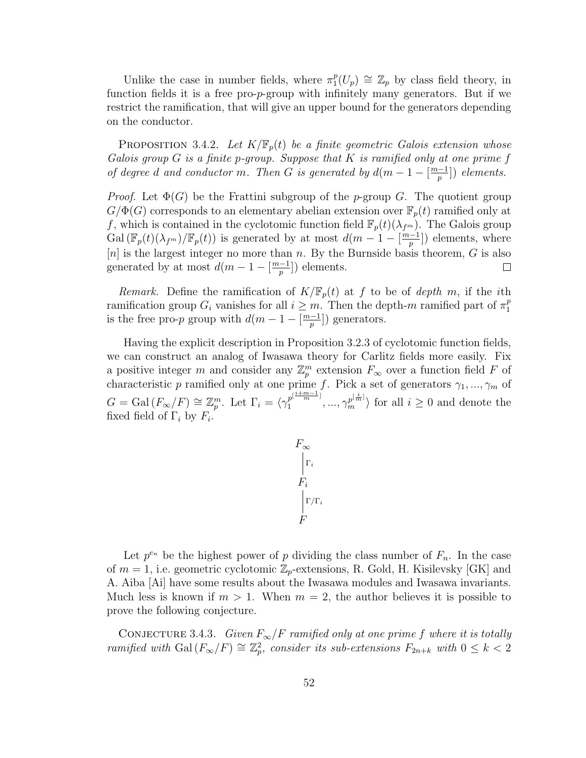Unlike the case in number fields, where $\pi_1^p(U_p) \cong \mathbb{Z}_p$ by class field theory, in function fields it is a free pro-$p$-group with infinitely many generators. But if we restrict the ramification, that will give an upper bound for the generators depending on the conductor.

Proposition 3.4.2. *Let $K/\mathbb{F}_p(t)$ be a finite geometric Galois extension whose Galois group $G$ is a finite $p$-group. Suppose that $K$ is ramified only at one prime $f$ of degree $d$ and conductor $m$. Then $G$ is generated by $d(m-1-[\frac{m-1}{p}])$ elements.*

*Proof.* Let $\Phi(G)$ be the Frattini subgroup of the $p$-group $G$. The quotient group $G/\Phi(G)$ corresponds to an elementary abelian extension over $\mathbb{F}_p(t)$ ramified only at $f$, which is contained in the cyclotomic function field $\mathbb{F}_p(t)(\lambda_{f^m})$. The Galois group $\mathrm{Gal}\,(\mathbb{F}_p(t)(\lambda_{f^m})/\mathbb{F}_p(t))$ is generated by at most $d(m-1-[\frac{m-1}{p}])$ elements, where $[n]$ is the largest integer no more than $n$. By the Burnside basis theorem, $G$ is also generated by at most $d(m-1-[\frac{m-1}{p}])$ elements. $\square$

*Remark.* Define the ramification of $K/\mathbb{F}_p(t)$ at $f$ to be of *depth* $m$, if the $i$th ramification group $G_i$ vanishes for all $i \geq m$. Then the depth-$m$ ramified part of $\pi_1^p$ is the free pro-$p$ group with $d(m-1-[\frac{m-1}{p}])$ generators.

Having the explicit description in Proposition 3.2.3 of cyclotomic function fields, we can construct an analog of Iwasawa theory for Carlitz fields more easily. Fix a positive integer $m$ and consider any $\mathbb{Z}_p^m$ extension $F_\infty$ over a function field $F$ of characteristic $p$ ramified only at one prime $f$. Pick a set of generators $\gamma_1, ..., \gamma_m$ of $G = \mathrm{Gal}\,(F_\infty/F) \cong \mathbb{Z}_p^m$. Let $\Gamma_i = \langle \gamma_1^{p^{[\frac{i+m-1}{m}]}}, ..., \gamma_m^{p^{[\frac{i}{m}]}} \rangle$ for all $i \geq 0$ and denote the fixed field of $\Gamma_i$ by $F_i$.

$$
\begin{array}{c}
F_\infty \\
\Big| \;\Gamma_i \\
F_i \\
\Big| \;\Gamma/\Gamma_i \\
F
\end{array}
$$

Let $p^{e_n}$ be the highest power of $p$ dividing the class number of $F_n$. In the case of $m = 1$, i.e. geometric cyclotomic $\mathbb{Z}_p$-extensions, R. Gold, H. Kisilevsky [GK] and A. Aiba [Ai] have some results about the Iwasawa modules and Iwasawa invariants. Much less is known if $m > 1$. When $m = 2$, the author believes it is possible to prove the following conjecture.

Conjecture 3.4.3. *Given $F_\infty/F$ ramified only at one prime $f$ where it is totally ramified with $\mathrm{Gal}\,(F_\infty/F) \cong \mathbb{Z}_p^2$, consider its sub-extensions $F_{2n+k}$ with $0 \leq k < 2$*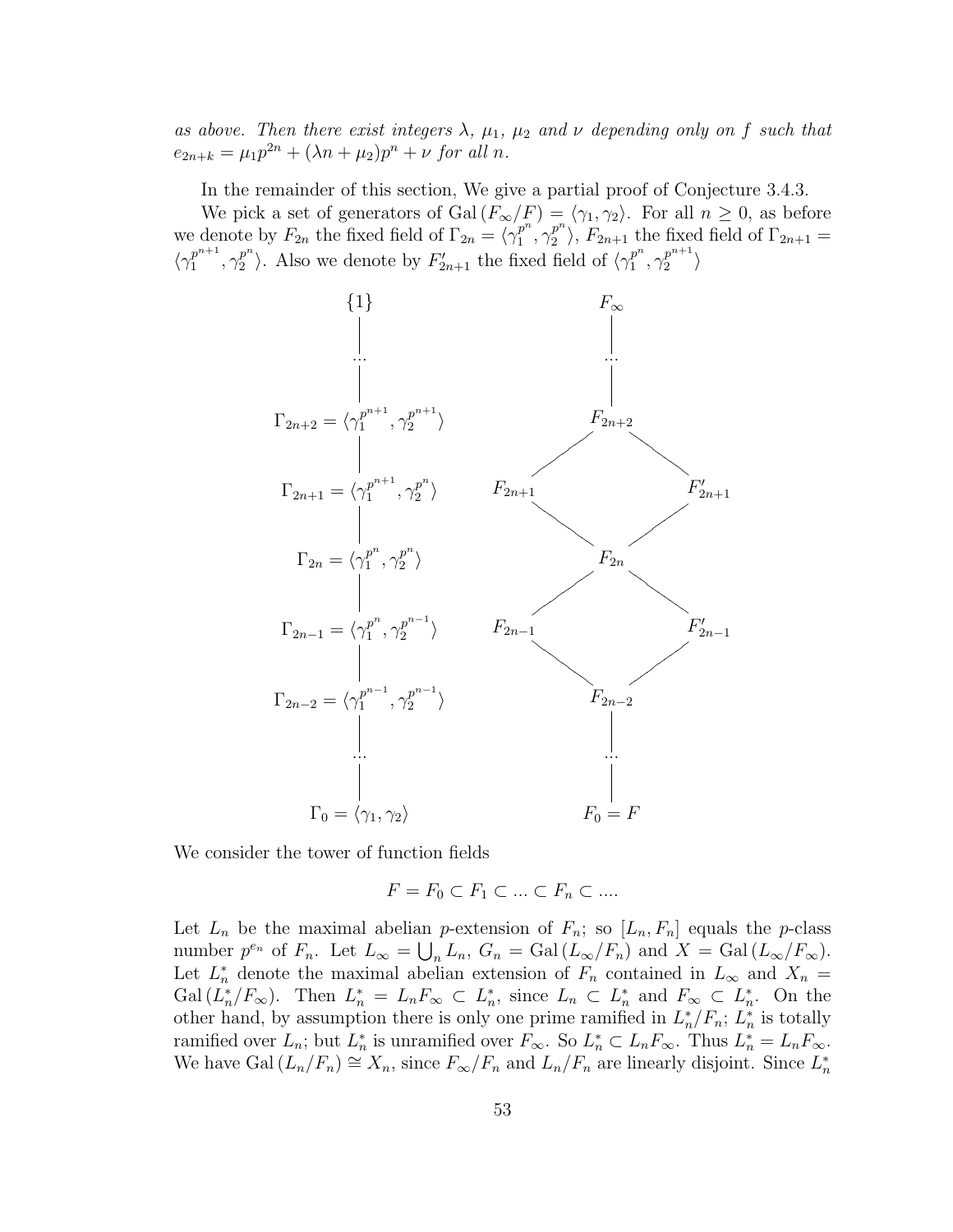*as above. Then there exist integers $\lambda$, $\mu_1$, $\mu_2$ and $\nu$ depending only on $f$ such that $e_{2n+k} = \mu_1 p^{2n} + (\lambda n + \mu_2)p^n + \nu$ for all $n$.*

In the remainder of this section, We give a partial proof of Conjecture 3.4.3.

We pick a set of generators of $\mathrm{Gal}\,(F_\infty/F) = \langle \gamma_1, \gamma_2 \rangle$. For all $n \geq 0$, as before we denote by $F_{2n}$ the fixed field of $\Gamma_{2n} = \langle \gamma_1^{p^n}, \gamma_2^{p^n} \rangle$, $F_{2n+1}$ the fixed field of $\Gamma_{2n+1} = \langle \gamma_1^{p^{n+1}}, \gamma_2^{p^n} \rangle$. Also we denote by $F'_{2n+1}$ the fixed field of $\langle \gamma_1^{p^n}, \gamma_2^{p^{n+1}} \rangle$

| Subgroups | | | |
|---|---|---|---|
| $\{1\}$ | | $F_\infty$ | |
| $\vdots$ | | $\vdots$ | |
| $\Gamma_{2n+2} = \langle \gamma_1^{p^{n+1}}, \gamma_2^{p^{n+1}} \rangle$ | | $F_{2n+2}$ | |
| $\Gamma_{2n+1} = \langle \gamma_1^{p^{n+1}}, \gamma_2^{p^n} \rangle$ | $F_{2n+1}$ | | $F'_{2n+1}$ |
| $\Gamma_{2n} = \langle \gamma_1^{p^n}, \gamma_2^{p^n} \rangle$ | | $F_{2n}$ | |
| $\Gamma_{2n-1} = \langle \gamma_1^{p^n}, \gamma_2^{p^{n-1}} \rangle$ | $F_{2n-1}$ | | $F'_{2n-1}$ |
| $\Gamma_{2n-2} = \langle \gamma_1^{p^{n-1}}, \gamma_2^{p^{n-1}} \rangle$ | | $F_{2n-2}$ | |
| $\vdots$ | | $\vdots$ | |
| $\Gamma_0 = \langle \gamma_1, \gamma_2 \rangle$ | | $F_0 = F$ | |

We consider the tower of function fields

$$F = F_0 \subset F_1 \subset ... \subset F_n \subset ....$$

Let $L_n$ be the maximal abelian $p$-extension of $F_n$; so $[L_n, F_n]$ equals the $p$-class number $p^{e_n}$ of $F_n$. Let $L_\infty = \bigcup_n L_n$, $G_n = \mathrm{Gal}\,(L_\infty/F_n)$ and $X = \mathrm{Gal}\,(L_\infty/F_\infty)$. Let $L_n^*$ denote the maximal abelian extension of $F_n$ contained in $L_\infty$ and $X_n = \mathrm{Gal}\,(L_n^*/F_\infty)$. Then $L_n^* = L_n F_\infty \subset L_n^*$, since $L_n \subset L_n^*$ and $F_\infty \subset L_n^*$. On the other hand, by assumption there is only one prime ramified in $L_n^*/F_n$; $L_n^*$ is totally ramified over $L_n$; but $L_n^*$ is unramified over $F_\infty$. So $L_n^* \subset L_n F_\infty$. Thus $L_n^* = L_n F_\infty$. We have $\mathrm{Gal}\,(L_n/F_n) \cong X_n$, since $F_\infty/F_n$ and $L_n/F_n$ are linearly disjoint. Since $L_n^*$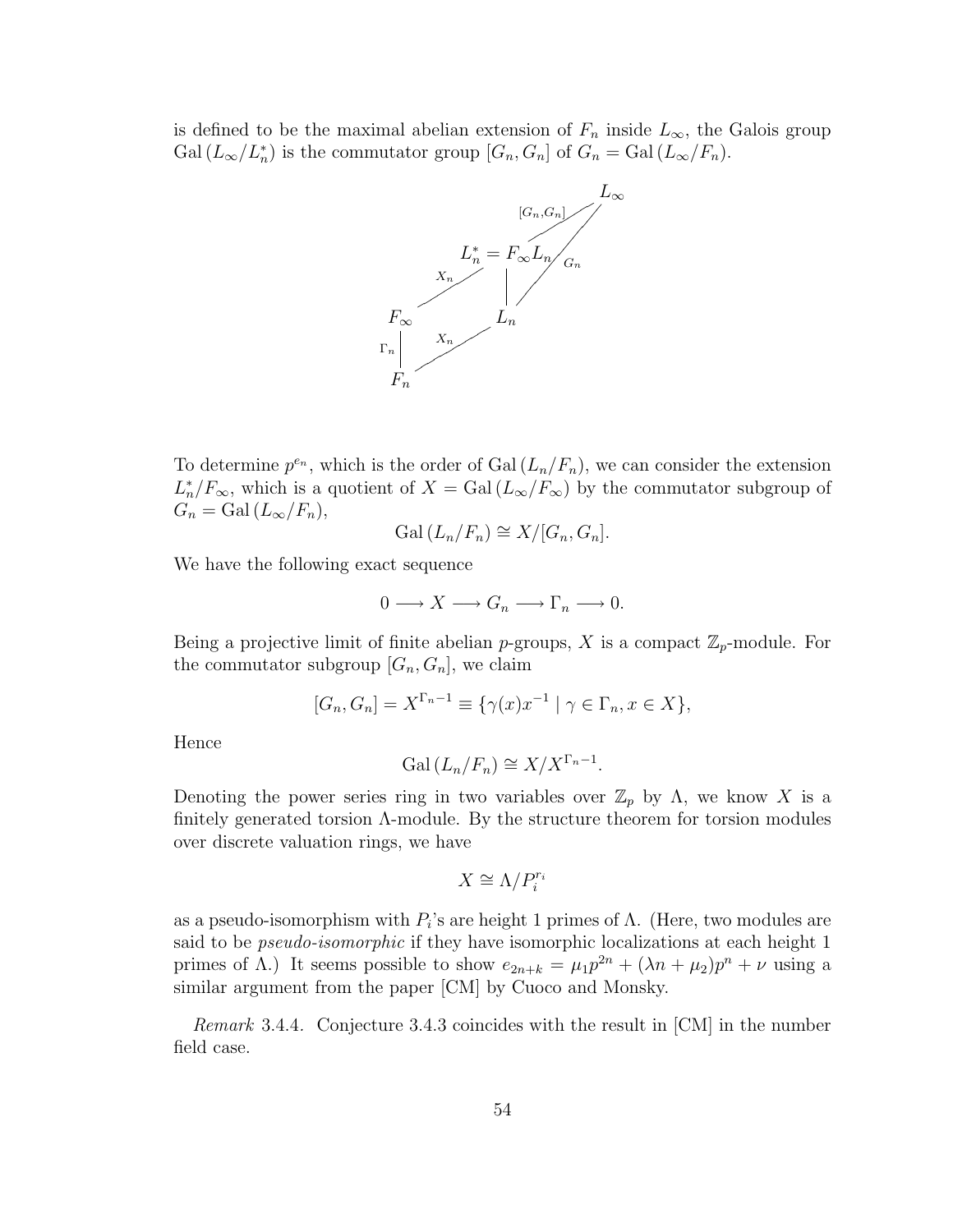is defined to be the maximal abelian extension of $F_n$ inside $L_\infty$, the Galois group $\mathrm{Gal}(L_\infty/L_n^*)$ is the commutator group $[G_n, G_n]$ of $G_n = \mathrm{Gal}(L_\infty/F_n)$.

To determine $p^{e_n}$, which is the order of $\mathrm{Gal}(L_n/F_n)$, we can consider the extension $L_n^*/F_\infty$, which is a quotient of $X = \mathrm{Gal}(L_\infty/F_\infty)$ by the commutator subgroup of $G_n = \mathrm{Gal}(L_\infty/F_n)$,

$$\mathrm{Gal}(L_n/F_n) \cong X/[G_n, G_n].$$

We have the following exact sequence

$$0 \longrightarrow X \longrightarrow G_n \longrightarrow \Gamma_n \longrightarrow 0.$$

Being a projective limit of finite abelian $p$-groups, $X$ is a compact $\mathbb{Z}_p$-module. For the commutator subgroup $[G_n, G_n]$, we claim

$$[G_n, G_n] = X^{\Gamma_n - 1} \equiv \{\gamma(x)x^{-1} \mid \gamma \in \Gamma_n, x \in X\},$$

Hence

$$\mathrm{Gal}(L_n/F_n) \cong X/X^{\Gamma_n - 1}.$$

Denoting the power series ring in two variables over $\mathbb{Z}_p$ by $\Lambda$, we know $X$ is a finitely generated torsion $\Lambda$-module. By the structure theorem for torsion modules over discrete valuation rings, we have

$$X \cong \Lambda/P_i^{r_i}$$

as a pseudo-isomorphism with $P_i$'s are height 1 primes of $\Lambda$. (Here, two modules are said to be *pseudo-isomorphic* if they have isomorphic localizations at each height 1 primes of $\Lambda$.) It seems possible to show $e_{2n+k} = \mu_1 p^{2n} + (\lambda n + \mu_2)p^n + \nu$ using a similar argument from the paper [CM] by Cuoco and Monsky.

*Remark* 3.4.4. Conjecture 3.4.3 coincides with the result in [CM] in the number field case.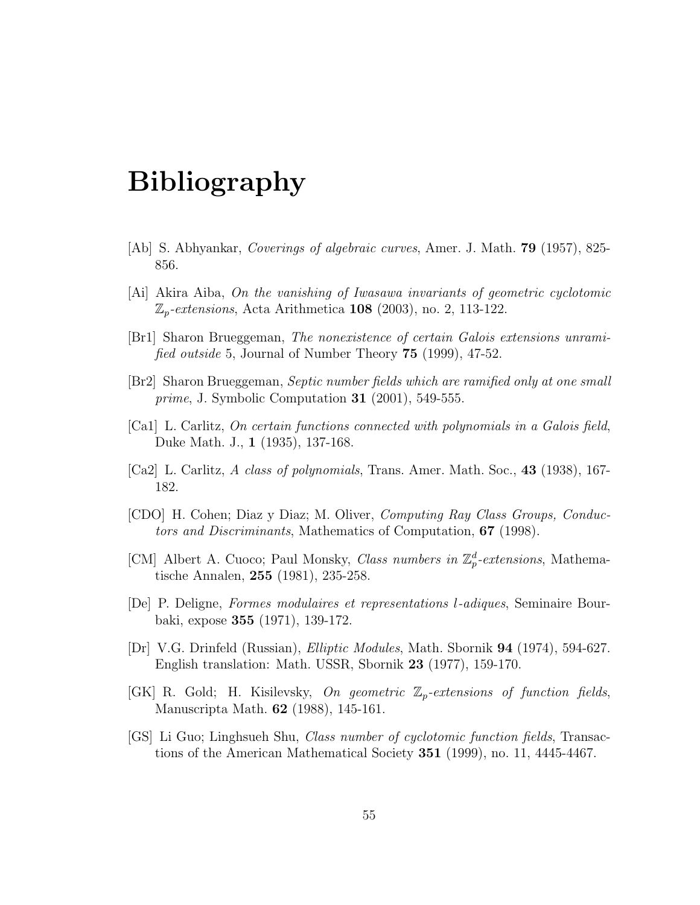# Bibliography

[Ab] S. Abhyankar, *Coverings of algebraic curves*, Amer. J. Math. **79** (1957), 825-856.

[Ai] Akira Aiba, *On the vanishing of Iwasawa invariants of geometric cyclotomic $\mathbb{Z}_p$-extensions*, Acta Arithmetica **108** (2003), no. 2, 113-122.

[Br1] Sharon Brueggeman, *The nonexistence of certain Galois extensions unramified outside* 5, Journal of Number Theory **75** (1999), 47-52.

[Br2] Sharon Brueggeman, *Septic number fields which are ramified only at one small prime*, J. Symbolic Computation **31** (2001), 549-555.

[Ca1] L. Carlitz, *On certain functions connected with polynomials in a Galois field*, Duke Math. J., **1** (1935), 137-168.

[Ca2] L. Carlitz, *A class of polynomials*, Trans. Amer. Math. Soc., **43** (1938), 167-182.

[CDO] H. Cohen; Diaz y Diaz; M. Oliver, *Computing Ray Class Groups, Conductors and Discriminants*, Mathematics of Computation, **67** (1998).

[CM] Albert A. Cuoco; Paul Monsky, *Class numbers in $\mathbb{Z}_p^d$-extensions*, Mathematische Annalen, **255** (1981), 235-258.

[De] P. Deligne, *Formes modulaires et representations l-adiques*, Seminaire Bourbaki, expose **355** (1971), 139-172.

[Dr] V.G. Drinfeld (Russian), *Elliptic Modules*, Math. Sbornik **94** (1974), 594-627. English translation: Math. USSR, Sbornik **23** (1977), 159-170.

[GK] R. Gold; H. Kisilevsky, *On geometric $\mathbb{Z}_p$-extensions of function fields*, Manuscripta Math. **62** (1988), 145-161.

[GS] Li Guo; Linghsueh Shu, *Class number of cyclotomic function fields*, Transactions of the American Mathematical Society **351** (1999), no. 11, 4445-4467.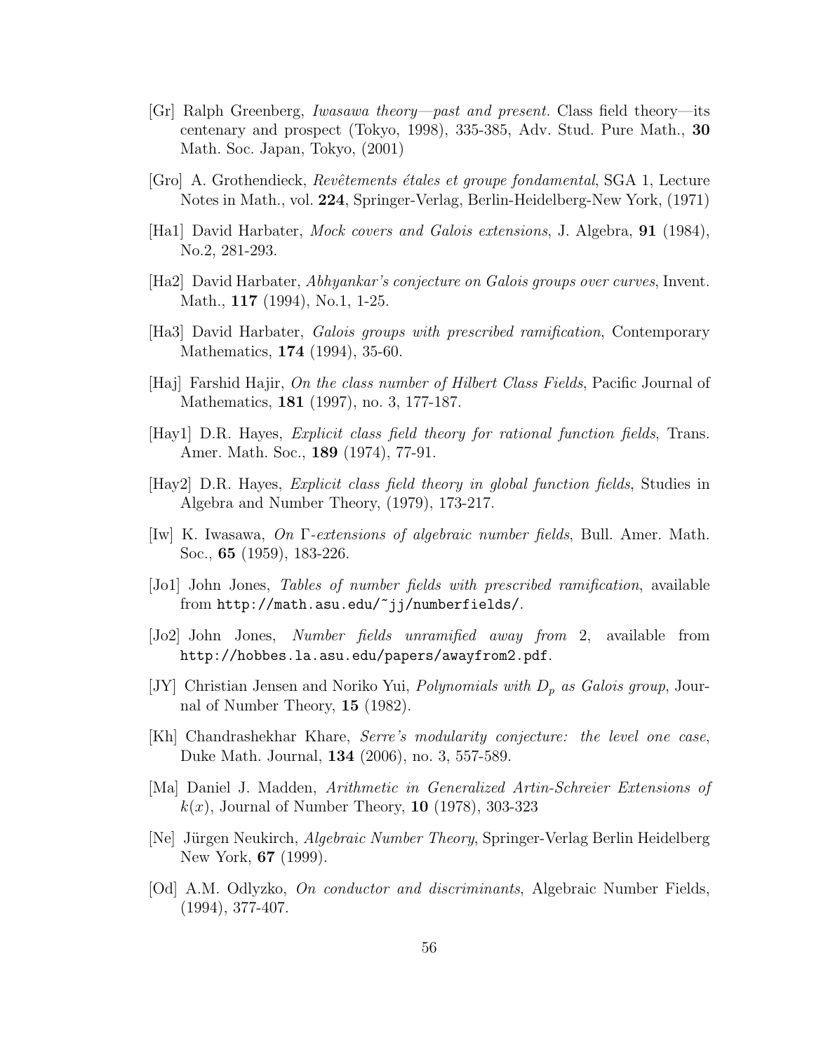[Gr] Ralph Greenberg, *Iwasawa theory—past and present.* Class field theory—its centenary and prospect (Tokyo, 1998), 335-385, Adv. Stud. Pure Math., **30** Math. Soc. Japan, Tokyo, (2001)

[Gro] A. Grothendieck, *Revêtements étales et groupe fondamental*, SGA 1, Lecture Notes in Math., vol. **224**, Springer-Verlag, Berlin-Heidelberg-New York, (1971)

[Ha1] David Harbater, *Mock covers and Galois extensions*, J. Algebra, **91** (1984), No.2, 281-293.

[Ha2] David Harbater, *Abhyankar's conjecture on Galois groups over curves*, Invent. Math., **117** (1994), No.1, 1-25.

[Ha3] David Harbater, *Galois groups with prescribed ramification*, Contemporary Mathematics, **174** (1994), 35-60.

[Haj] Farshid Hajir, *On the class number of Hilbert Class Fields*, Pacific Journal of Mathematics, **181** (1997), no. 3, 177-187.

[Hay1] D.R. Hayes, *Explicit class field theory for rational function fields*, Trans. Amer. Math. Soc., **189** (1974), 77-91.

[Hay2] D.R. Hayes, *Explicit class field theory in global function fields*, Studies in Algebra and Number Theory, (1979), 173-217.

[Iw] K. Iwasawa, *On* $\Gamma$*-extensions of algebraic number fields*, Bull. Amer. Math. Soc., **65** (1959), 183-226.

[Jo1] John Jones, *Tables of number fields with prescribed ramification*, available from `http://math.asu.edu/~jj/numberfields/`.

[Jo2] John Jones, *Number fields unramified away from* 2, available from `http://hobbes.la.asu.edu/papers/awayfrom2.pdf`.

[JY] Christian Jensen and Noriko Yui, *Polynomials with* $D_p$ *as Galois group*, Journal of Number Theory, **15** (1982).

[Kh] Chandrashekhar Khare, *Serre's modularity conjecture: the level one case*, Duke Math. Journal, **134** (2006), no. 3, 557-589.

[Ma] Daniel J. Madden, *Arithmetic in Generalized Artin-Schreier Extensions of* $k(x)$, Journal of Number Theory, **10** (1978), 303-323

[Ne] Jürgen Neukirch, *Algebraic Number Theory*, Springer-Verlag Berlin Heidelberg New York, **67** (1999).

[Od] A.M. Odlyzko, *On conductor and discriminants*, Algebraic Number Fields, (1994), 377-407.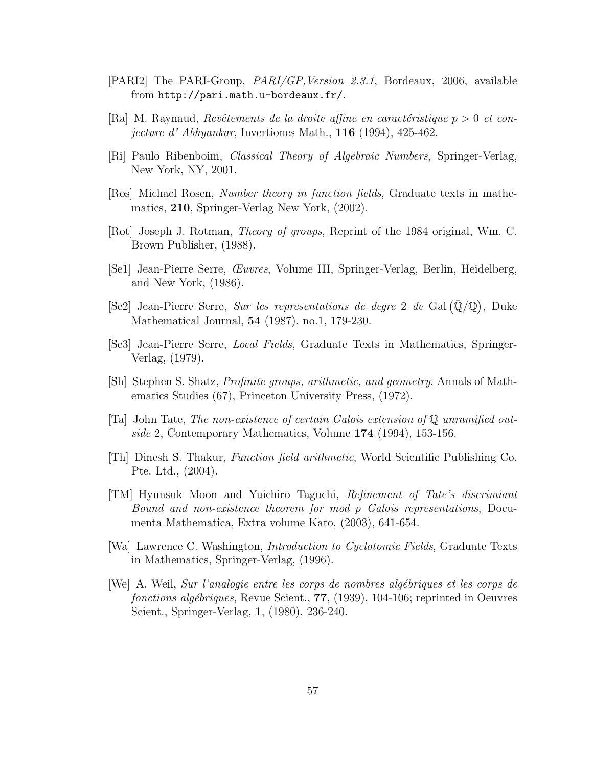[PARI2] The PARI-Group, *PARI/GP, Version 2.3.1*, Bordeaux, 2006, available from `http://pari.math.u-bordeaux.fr/`.

[Ra] M. Raynaud, *Revêtements de la droite affine en caractéristique $p > 0$ et conjecture d' Abhyankar*, Invertiones Math., **116** (1994), 425-462.

[Ri] Paulo Ribenboim, *Classical Theory of Algebraic Numbers*, Springer-Verlag, New York, NY, 2001.

[Ros] Michael Rosen, *Number theory in function fields*, Graduate texts in mathematics, **210**, Springer-Verlag New York, (2002).

[Rot] Joseph J. Rotman, *Theory of groups*, Reprint of the 1984 original, Wm. C. Brown Publisher, (1988).

[Se1] Jean-Pierre Serre, *Œuvres*, Volume III, Springer-Verlag, Berlin, Heidelberg, and New York, (1986).

[Se2] Jean-Pierre Serre, *Sur les representations de degre* 2 *de* $\mathrm{Gal}\left(\bar{\mathbb{Q}}/\mathbb{Q}\right)$, Duke Mathematical Journal, **54** (1987), no.1, 179-230.

[Se3] Jean-Pierre Serre, *Local Fields*, Graduate Texts in Mathematics, Springer-Verlag, (1979).

[Sh] Stephen S. Shatz, *Profinite groups, arithmetic, and geometry*, Annals of Mathematics Studies (67), Princeton University Press, (1972).

[Ta] John Tate, *The non-existence of certain Galois extension of $\mathbb{Q}$ unramified outside* 2, Contemporary Mathematics, Volume **174** (1994), 153-156.

[Th] Dinesh S. Thakur, *Function field arithmetic*, World Scientific Publishing Co. Pte. Ltd., (2004).

[TM] Hyunsuk Moon and Yuichiro Taguchi, *Refinement of Tate's discrimiant Bound and non-existence theorem for mod p Galois representations*, Documenta Mathematica, Extra volume Kato, (2003), 641-654.

[Wa] Lawrence C. Washington, *Introduction to Cyclotomic Fields*, Graduate Texts in Mathematics, Springer-Verlag, (1996).

[We] A. Weil, *Sur l'analogie entre les corps de nombres algébriques et les corps de fonctions algébriques*, Revue Scient., **77**, (1939), 104-106; reprinted in Oeuvres Scient., Springer-Verlag, **1**, (1980), 236-240.